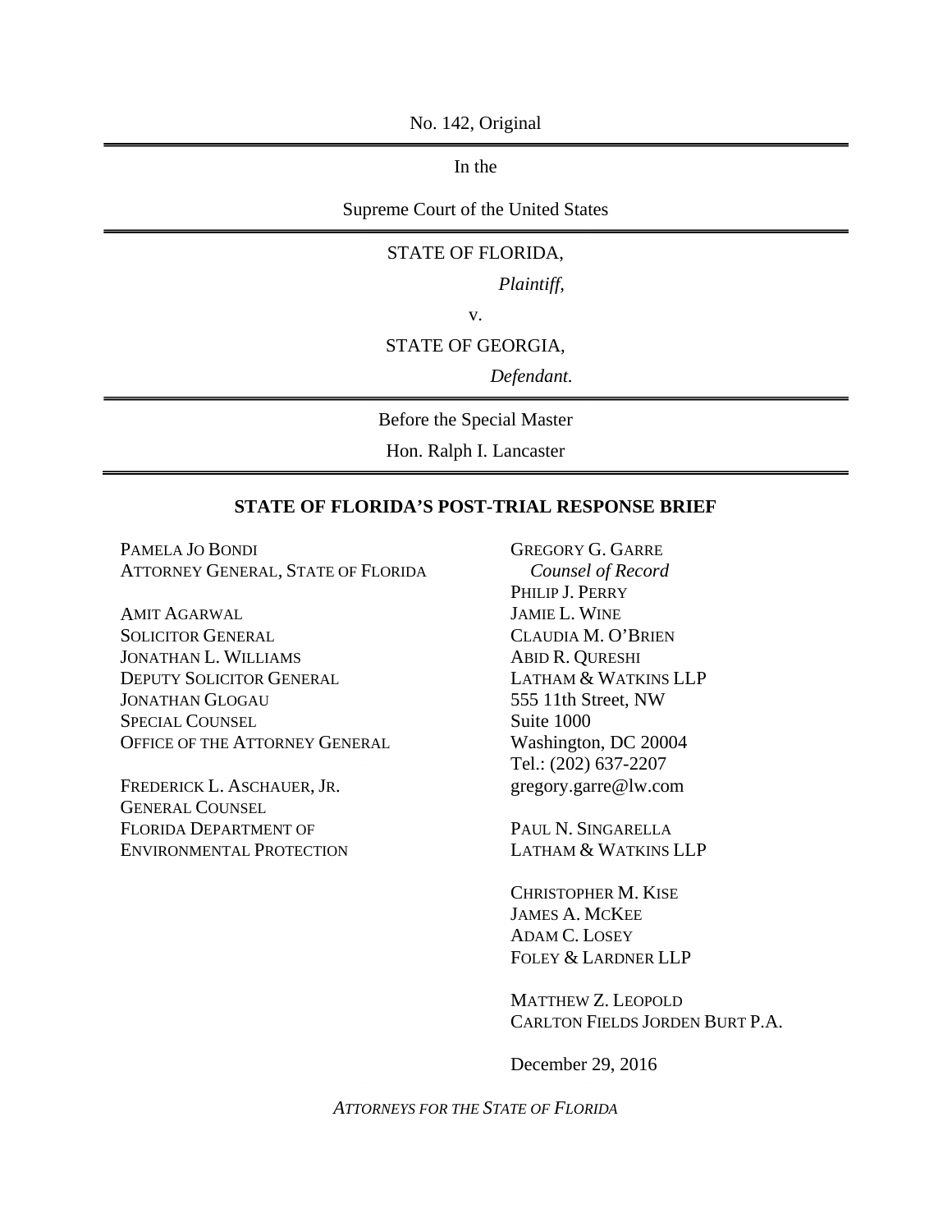No. 142, Original

---

In the

Supreme Court of the United States

---

STATE OF FLORIDA,

*Plaintiff*,

v.

STATE OF GEORGIA,

*Defendant.*

---

Before the Special Master

Hon. Ralph I. Lancaster

---

**STATE OF FLORIDA'S POST-TRIAL RESPONSE BRIEF**

PAMELA JO BONDI
ATTORNEY GENERAL, STATE OF FLORIDA

AMIT AGARWAL
SOLICITOR GENERAL
JONATHAN L. WILLIAMS
DEPUTY SOLICITOR GENERAL
JONATHAN GLOGAU
SPECIAL COUNSEL
OFFICE OF THE ATTORNEY GENERAL

FREDERICK L. ASCHAUER, JR.
GENERAL COUNSEL
FLORIDA DEPARTMENT OF
ENVIRONMENTAL PROTECTION

GREGORY G. GARRE
*Counsel of Record*
PHILIP J. PERRY
JAMIE L. WINE
CLAUDIA M. O'BRIEN
ABID R. QURESHI
LATHAM & WATKINS LLP
555 11th Street, NW
Suite 1000
Washington, DC 20004
Tel.: (202) 637-2207
gregory.garre@lw.com

PAUL N. SINGARELLA
LATHAM & WATKINS LLP

CHRISTOPHER M. KISE
JAMES A. MCKEE
ADAM C. LOSEY
FOLEY & LARDNER LLP

MATTHEW Z. LEOPOLD
CARLTON FIELDS JORDEN BURT P.A.

December 29, 2016

*ATTORNEYS FOR THE STATE OF FLORIDA*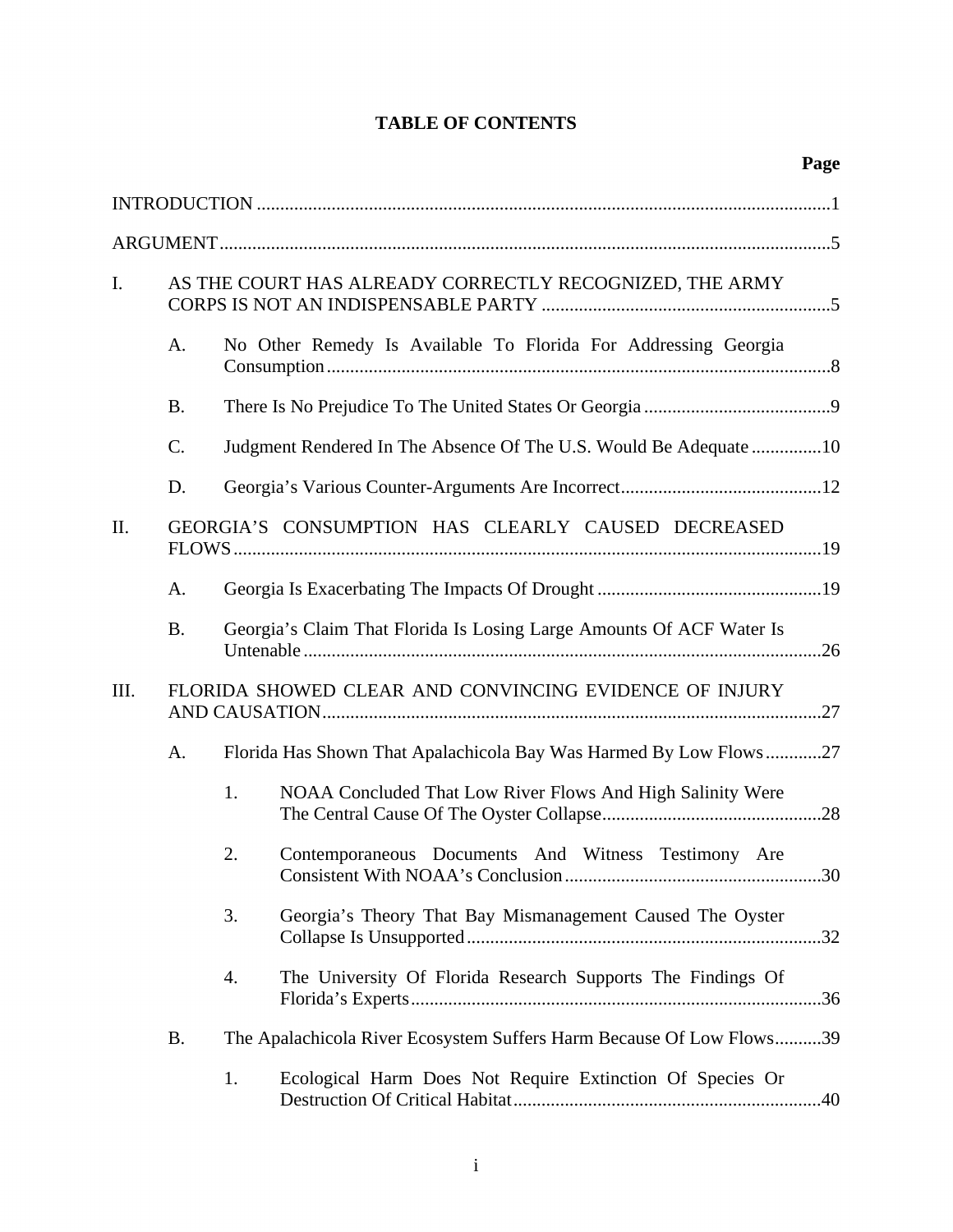# TABLE OF CONTENTS

**Page**

INTRODUCTION ..........................................................................................................................1

ARGUMENT.................................................................................................................................5

I. AS THE COURT HAS ALREADY CORRECTLY RECOGNIZED, THE ARMY CORPS IS NOT AN INDISPENSABLE PARTY .............................................................5

- A. No Other Remedy Is Available To Florida For Addressing Georgia Consumption...........................................................................................................8
- B. There Is No Prejudice To The United States Or Georgia ........................................9
- C. Judgment Rendered In The Absence Of The U.S. Would Be Adequate ...............10
- D. Georgia's Various Counter-Arguments Are Incorrect...........................................12

II. GEORGIA'S CONSUMPTION HAS CLEARLY CAUSED DECREASED FLOWS.............................................................................................................................19

- A. Georgia Is Exacerbating The Impacts Of Drought ................................................19
- B. Georgia's Claim That Florida Is Losing Large Amounts Of ACF Water Is Untenable ..............................................................................................................26

III. FLORIDA SHOWED CLEAR AND CONVINCING EVIDENCE OF INJURY AND CAUSATION..........................................................................................................27

- A. Florida Has Shown That Apalachicola Bay Was Harmed By Low Flows............27
  1. NOAA Concluded That Low River Flows And High Salinity Were The Central Cause Of The Oyster Collapse...............................................28
  2. Contemporaneous Documents And Witness Testimony Are Consistent With NOAA's Conclusion.......................................................30
  3. Georgia's Theory That Bay Mismanagement Caused The Oyster Collapse Is Unsupported............................................................................32
  4. The University Of Florida Research Supports The Findings Of Florida's Experts........................................................................................36
- B. The Apalachicola River Ecosystem Suffers Harm Because Of Low Flows..........39
  1. Ecological Harm Does Not Require Extinction Of Species Or Destruction Of Critical Habitat..................................................................40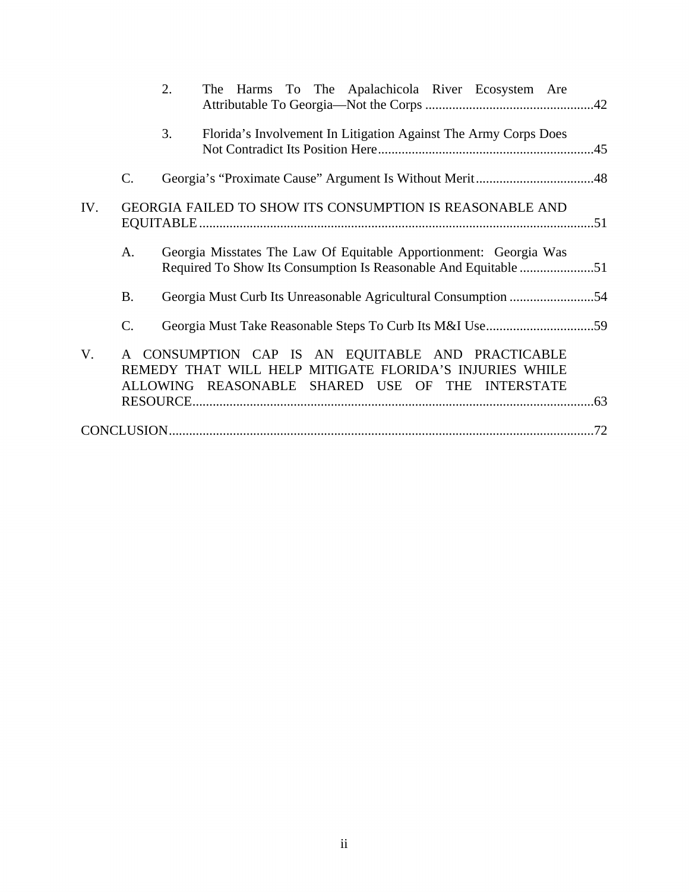2. The Harms To The Apalachicola River Ecosystem Are Attributable To Georgia—Not the Corps ....................................................42

3. Florida's Involvement In Litigation Against The Army Corps Does Not Contradict Its Position Here................................................................45

C. Georgia's "Proximate Cause" Argument Is Without Merit....................................48

IV. GEORGIA FAILED TO SHOW ITS CONSUMPTION IS REASONABLE AND EQUITABLE....................................................................................................................51

A. Georgia Misstates The Law Of Equitable Apportionment: Georgia Was Required To Show Its Consumption Is Reasonable And Equitable ......................51

B. Georgia Must Curb Its Unreasonable Agricultural Consumption .........................54

C. Georgia Must Take Reasonable Steps To Curb Its M&I Use................................59

V. A CONSUMPTION CAP IS AN EQUITABLE AND PRACTICABLE REMEDY THAT WILL HELP MITIGATE FLORIDA'S INJURIES WHILE ALLOWING REASONABLE SHARED USE OF THE INTERSTATE RESOURCE......................................................................................................................63

CONCLUSION.............................................................................................................................72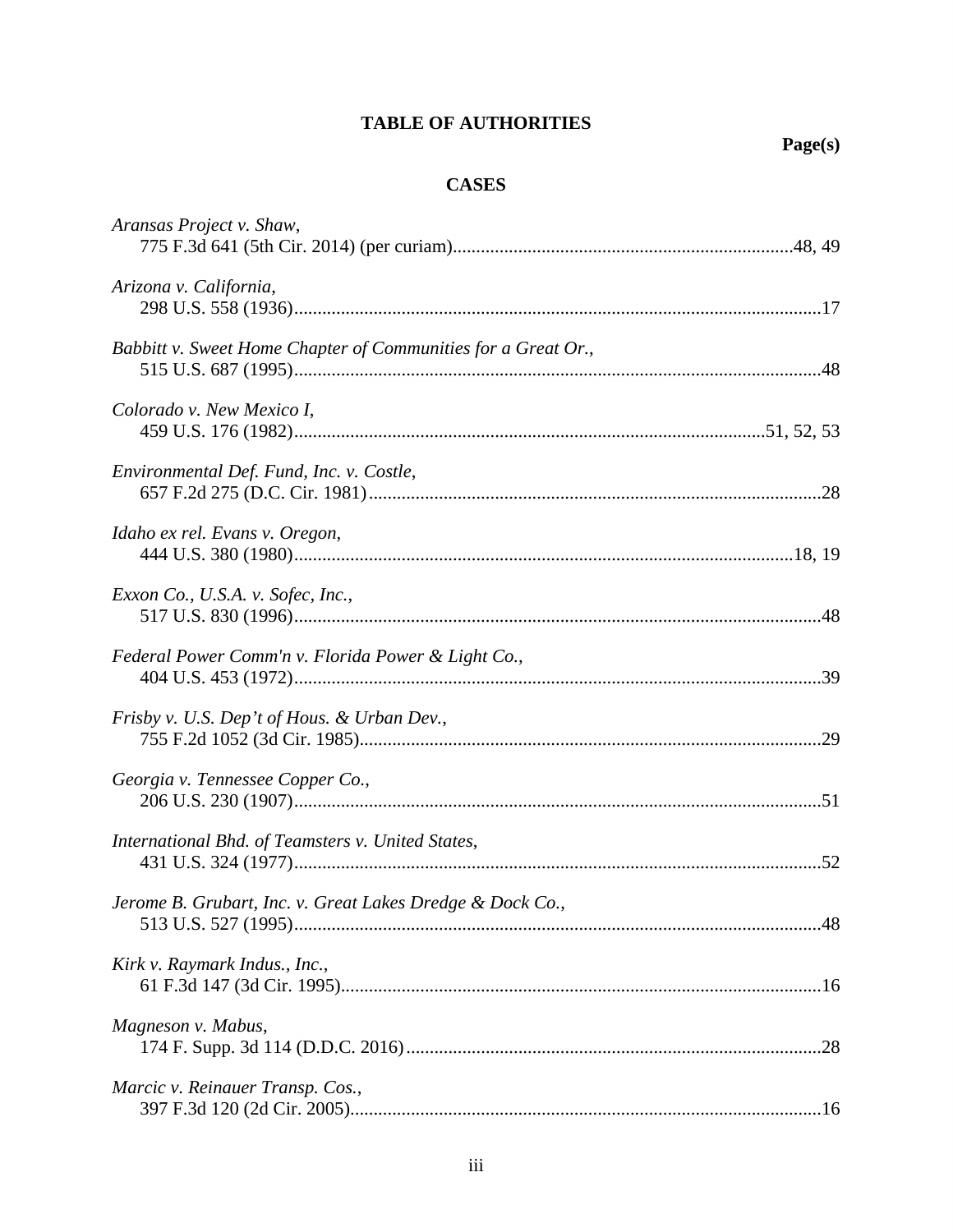# TABLE OF AUTHORITIES

**Page(s)**

## CASES

*Aransas Project v. Shaw*,
775 F.3d 641 (5th Cir. 2014) (per curiam)........................................................................48, 49

*Arizona v. California*,
298 U.S. 558 (1936)................................................................................................................17

*Babbitt v. Sweet Home Chapter of Communities for a Great Or.*,
515 U.S. 687 (1995)................................................................................................................48

*Colorado v. New Mexico I*,
459 U.S. 176 (1982)...................................................................................................51, 52, 53

*Environmental Def. Fund, Inc. v. Costle*,
657 F.2d 275 (D.C. Cir. 1981)................................................................................................28

*Idaho ex rel. Evans v. Oregon*,
444 U.S. 380 (1980)..........................................................................................................18, 19

*Exxon Co., U.S.A. v. Sofec, Inc.*,
517 U.S. 830 (1996)................................................................................................................48

*Federal Power Comm'n v. Florida Power & Light Co.*,
404 U.S. 453 (1972)................................................................................................................39

*Frisby v. U.S. Dep't of Hous. & Urban Dev.*,
755 F.2d 1052 (3d Cir. 1985)..................................................................................................29

*Georgia v. Tennessee Copper Co.*,
206 U.S. 230 (1907)................................................................................................................51

*International Bhd. of Teamsters v. United States*,
431 U.S. 324 (1977)................................................................................................................52

*Jerome B. Grubart, Inc. v. Great Lakes Dredge & Dock Co.*,
513 U.S. 527 (1995)................................................................................................................48

*Kirk v. Raymark Indus., Inc.*,
61 F.3d 147 (3d Cir. 1995)......................................................................................................16

*Magneson v. Mabus*,
174 F. Supp. 3d 114 (D.D.C. 2016)........................................................................................28

*Marcic v. Reinauer Transp. Cos.*,
397 F.3d 120 (2d Cir. 2005)....................................................................................................16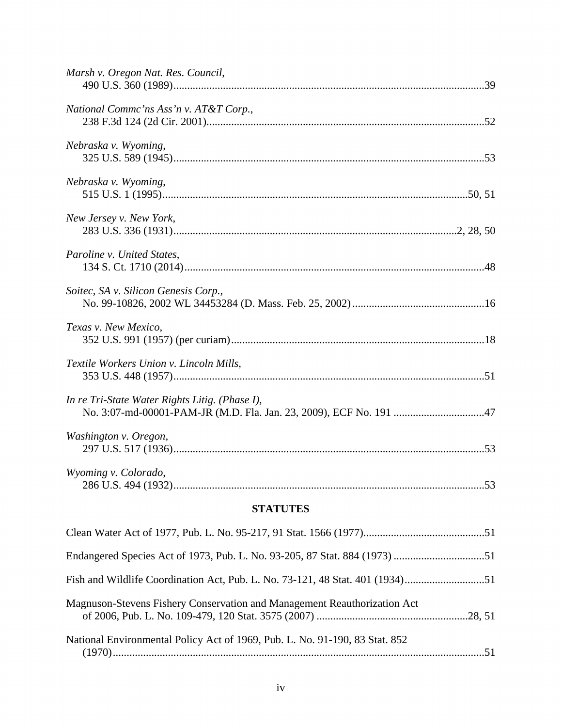*Marsh v. Oregon Nat. Res. Council*,
490 U.S. 360 (1989)....................................................................................................39

*National Commc'ns Ass'n v. AT&T Corp.*,
238 F.3d 124 (2d Cir. 2001)........................................................................................52

*Nebraska v. Wyoming*,
325 U.S. 589 (1945)....................................................................................................53

*Nebraska v. Wyoming*,
515 U.S. 1 (1995)..................................................................................................50, 51

*New Jersey v. New York*,
283 U.S. 336 (1931)...........................................................................................2, 28, 50

*Paroline v. United States*,
134 S. Ct. 1710 (2014)................................................................................................48

*Soitec, SA v. Silicon Genesis Corp.*,
No. 99-10826, 2002 WL 34453284 (D. Mass. Feb. 25, 2002)....................................16

*Texas v. New Mexico*,
352 U.S. 991 (1957) (per curiam)...............................................................................18

*Textile Workers Union v. Lincoln Mills*,
353 U.S. 448 (1957)....................................................................................................51

*In re Tri-State Water Rights Litig. (Phase I)*,
No. 3:07-md-00001-PAM-JR (M.D. Fla. Jan. 23, 2009), ECF No. 191 ....................47

*Washington v. Oregon*,
297 U.S. 517 (1936)....................................................................................................53

*Wyoming v. Colorado*,
286 U.S. 494 (1932)....................................................................................................53

## STATUTES

Clean Water Act of 1977, Pub. L. No. 95-217, 91 Stat. 1566 (1977)...........................................51

Endangered Species Act of 1973, Pub. L. No. 93-205, 87 Stat. 884 (1973) ................................51

Fish and Wildlife Coordination Act, Pub. L. No. 73-121, 48 Stat. 401 (1934)............................51

Magnuson-Stevens Fishery Conservation and Management Reauthorization Act
of 2006, Pub. L. No. 109-479, 120 Stat. 3575 (2007) ......................................................28, 51

National Environmental Policy Act of 1969, Pub. L. No. 91-190, 83 Stat. 852
(1970).....................................................................................................................................51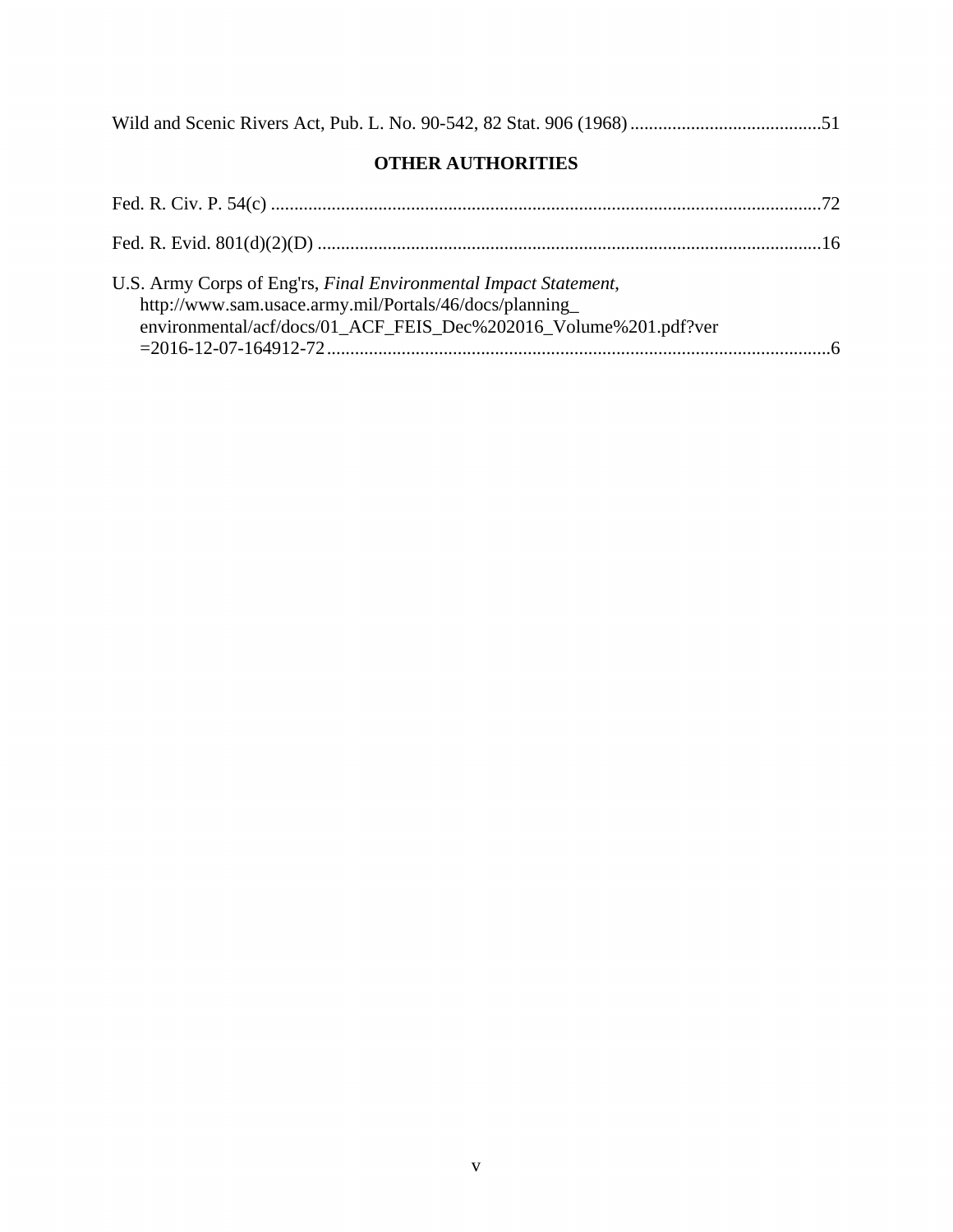Wild and Scenic Rivers Act, Pub. L. No. 90-542, 82 Stat. 906 (1968) .........................................51

**OTHER AUTHORITIES**

Fed. R. Civ. P. 54(c) .....................................................................................................................72

Fed. R. Evid. 801(d)(2)(D) ...........................................................................................................16

U.S. Army Corps of Eng'rs, *Final Environmental Impact Statement*, http://www.sam.usace.army.mil/Portals/46/docs/planning_environmental/acf/docs/01_ACF_FEIS_Dec%202016_Volume%201.pdf?ver=2016-12-07-164912-72............................................................................................................6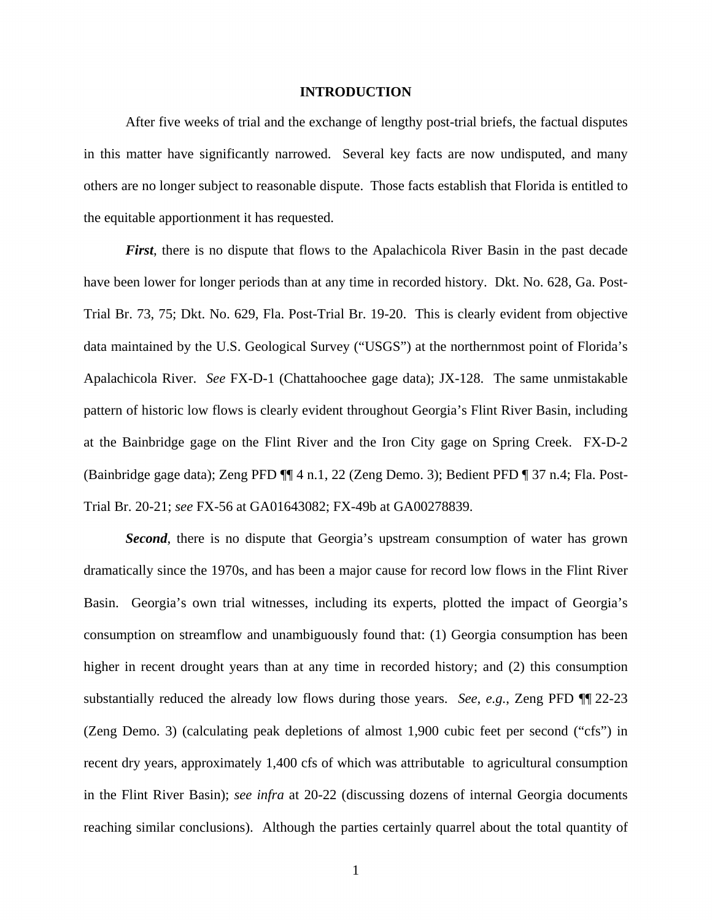## INTRODUCTION

After five weeks of trial and the exchange of lengthy post-trial briefs, the factual disputes in this matter have significantly narrowed. Several key facts are now undisputed, and many others are no longer subject to reasonable dispute. Those facts establish that Florida is entitled to the equitable apportionment it has requested.

***First***, there is no dispute that flows to the Apalachicola River Basin in the past decade have been lower for longer periods than at any time in recorded history. Dkt. No. 628, Ga. Post-Trial Br. 73, 75; Dkt. No. 629, Fla. Post-Trial Br. 19-20. This is clearly evident from objective data maintained by the U.S. Geological Survey ("USGS") at the northernmost point of Florida's Apalachicola River. *See* FX-D-1 (Chattahoochee gage data); JX-128. The same unmistakable pattern of historic low flows is clearly evident throughout Georgia's Flint River Basin, including at the Bainbridge gage on the Flint River and the Iron City gage on Spring Creek. FX-D-2 (Bainbridge gage data); Zeng PFD ¶¶ 4 n.1, 22 (Zeng Demo. 3); Bedient PFD ¶ 37 n.4; Fla. Post-Trial Br. 20-21; *see* FX-56 at GA01643082; FX-49b at GA00278839.

***Second***, there is no dispute that Georgia's upstream consumption of water has grown dramatically since the 1970s, and has been a major cause for record low flows in the Flint River Basin. Georgia's own trial witnesses, including its experts, plotted the impact of Georgia's consumption on streamflow and unambiguously found that: (1) Georgia consumption has been higher in recent drought years than at any time in recorded history; and (2) this consumption substantially reduced the already low flows during those years. *See*, *e.g.*, Zeng PFD ¶¶ 22-23 (Zeng Demo. 3) (calculating peak depletions of almost 1,900 cubic feet per second ("cfs") in recent dry years, approximately 1,400 cfs of which was attributable to agricultural consumption in the Flint River Basin); *see infra* at 20-22 (discussing dozens of internal Georgia documents reaching similar conclusions). Although the parties certainly quarrel about the total quantity of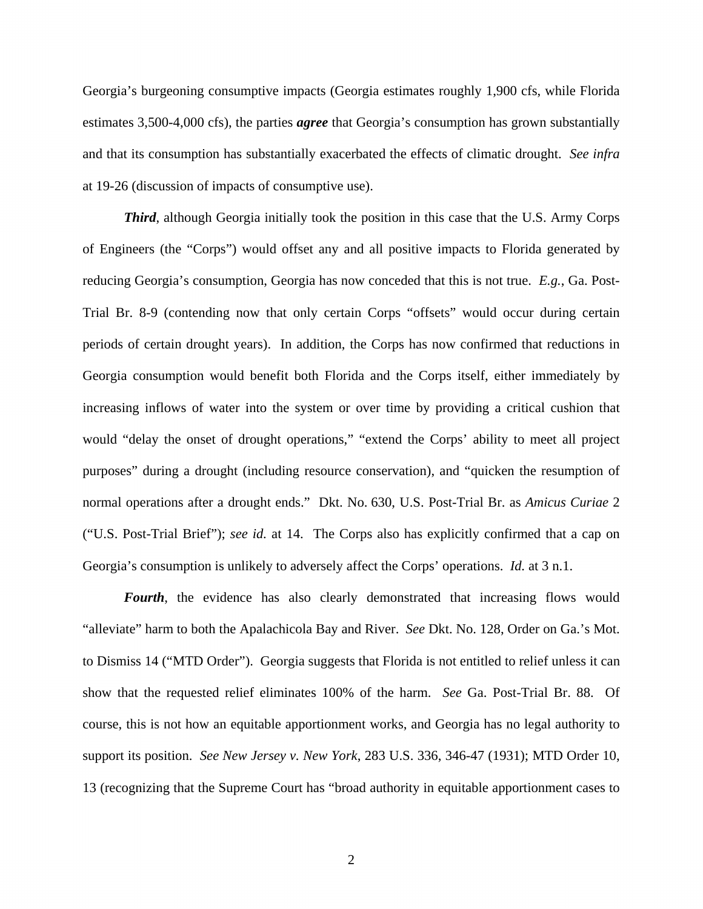Georgia's burgeoning consumptive impacts (Georgia estimates roughly 1,900 cfs, while Florida estimates 3,500-4,000 cfs), the parties ***agree*** that Georgia's consumption has grown substantially and that its consumption has substantially exacerbated the effects of climatic drought. *See infra* at 19-26 (discussion of impacts of consumptive use).

***Third***, although Georgia initially took the position in this case that the U.S. Army Corps of Engineers (the "Corps") would offset any and all positive impacts to Florida generated by reducing Georgia's consumption, Georgia has now conceded that this is not true. *E.g.*, Ga. Post-Trial Br. 8-9 (contending now that only certain Corps "offsets" would occur during certain periods of certain drought years). In addition, the Corps has now confirmed that reductions in Georgia consumption would benefit both Florida and the Corps itself, either immediately by increasing inflows of water into the system or over time by providing a critical cushion that would "delay the onset of drought operations," "extend the Corps' ability to meet all project purposes" during a drought (including resource conservation), and "quicken the resumption of normal operations after a drought ends." Dkt. No. 630, U.S. Post-Trial Br. as *Amicus Curiae* 2 ("U.S. Post-Trial Brief"); *see id.* at 14. The Corps also has explicitly confirmed that a cap on Georgia's consumption is unlikely to adversely affect the Corps' operations. *Id.* at 3 n.1.

***Fourth***, the evidence has also clearly demonstrated that increasing flows would "alleviate" harm to both the Apalachicola Bay and River. *See* Dkt. No. 128, Order on Ga.'s Mot. to Dismiss 14 ("MTD Order"). Georgia suggests that Florida is not entitled to relief unless it can show that the requested relief eliminates 100% of the harm. *See* Ga. Post-Trial Br. 88. Of course, this is not how an equitable apportionment works, and Georgia has no legal authority to support its position. *See New Jersey v. New York*, 283 U.S. 336, 346-47 (1931); MTD Order 10, 13 (recognizing that the Supreme Court has "broad authority in equitable apportionment cases to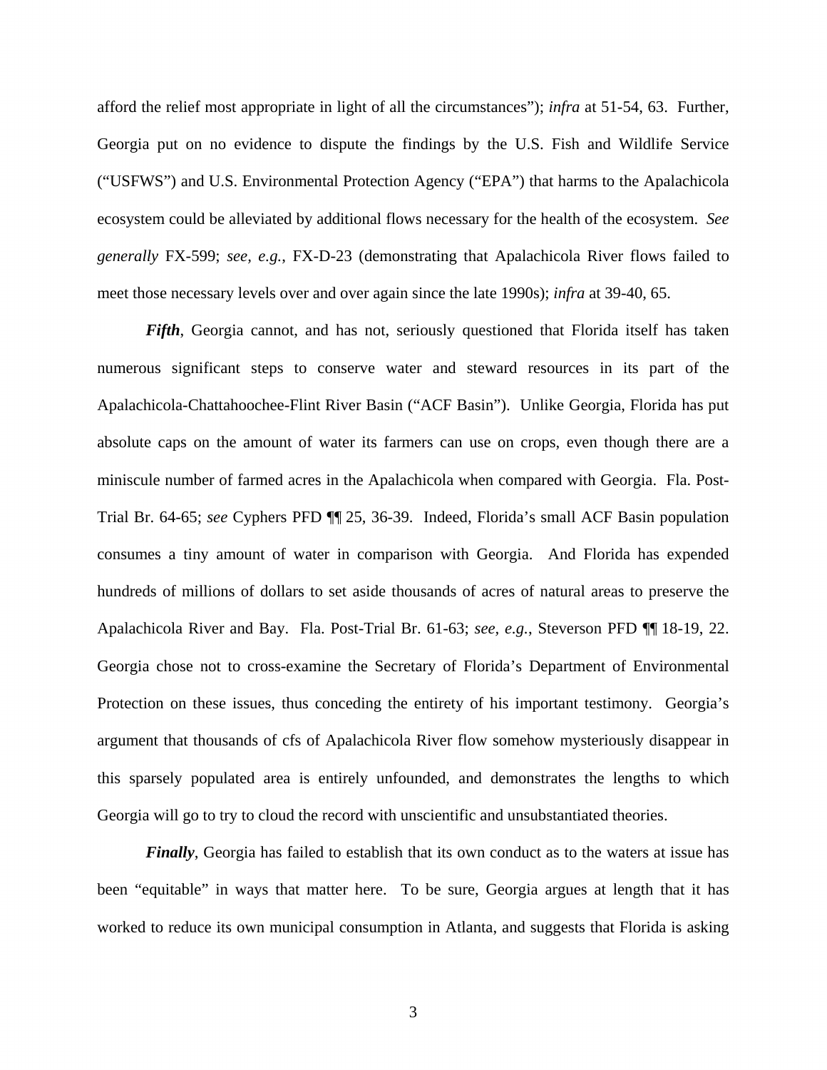afford the relief most appropriate in light of all the circumstances"); *infra* at 51-54, 63. Further, Georgia put on no evidence to dispute the findings by the U.S. Fish and Wildlife Service ("USFWS") and U.S. Environmental Protection Agency ("EPA") that harms to the Apalachicola ecosystem could be alleviated by additional flows necessary for the health of the ecosystem. *See generally* FX-599; *see, e.g.*, FX-D-23 (demonstrating that Apalachicola River flows failed to meet those necessary levels over and over again since the late 1990s); *infra* at 39-40, 65.

***Fifth***, Georgia cannot, and has not, seriously questioned that Florida itself has taken numerous significant steps to conserve water and steward resources in its part of the Apalachicola-Chattahoochee-Flint River Basin ("ACF Basin"). Unlike Georgia, Florida has put absolute caps on the amount of water its farmers can use on crops, even though there are a miniscule number of farmed acres in the Apalachicola when compared with Georgia. Fla. Post-Trial Br. 64-65; *see* Cyphers PFD ¶¶ 25, 36-39. Indeed, Florida's small ACF Basin population consumes a tiny amount of water in comparison with Georgia. And Florida has expended hundreds of millions of dollars to set aside thousands of acres of natural areas to preserve the Apalachicola River and Bay. Fla. Post-Trial Br. 61-63; *see, e.g.*, Steverson PFD ¶¶ 18-19, 22. Georgia chose not to cross-examine the Secretary of Florida's Department of Environmental Protection on these issues, thus conceding the entirety of his important testimony. Georgia's argument that thousands of cfs of Apalachicola River flow somehow mysteriously disappear in this sparsely populated area is entirely unfounded, and demonstrates the lengths to which Georgia will go to try to cloud the record with unscientific and unsubstantiated theories.

***Finally***, Georgia has failed to establish that its own conduct as to the waters at issue has been "equitable" in ways that matter here. To be sure, Georgia argues at length that it has worked to reduce its own municipal consumption in Atlanta, and suggests that Florida is asking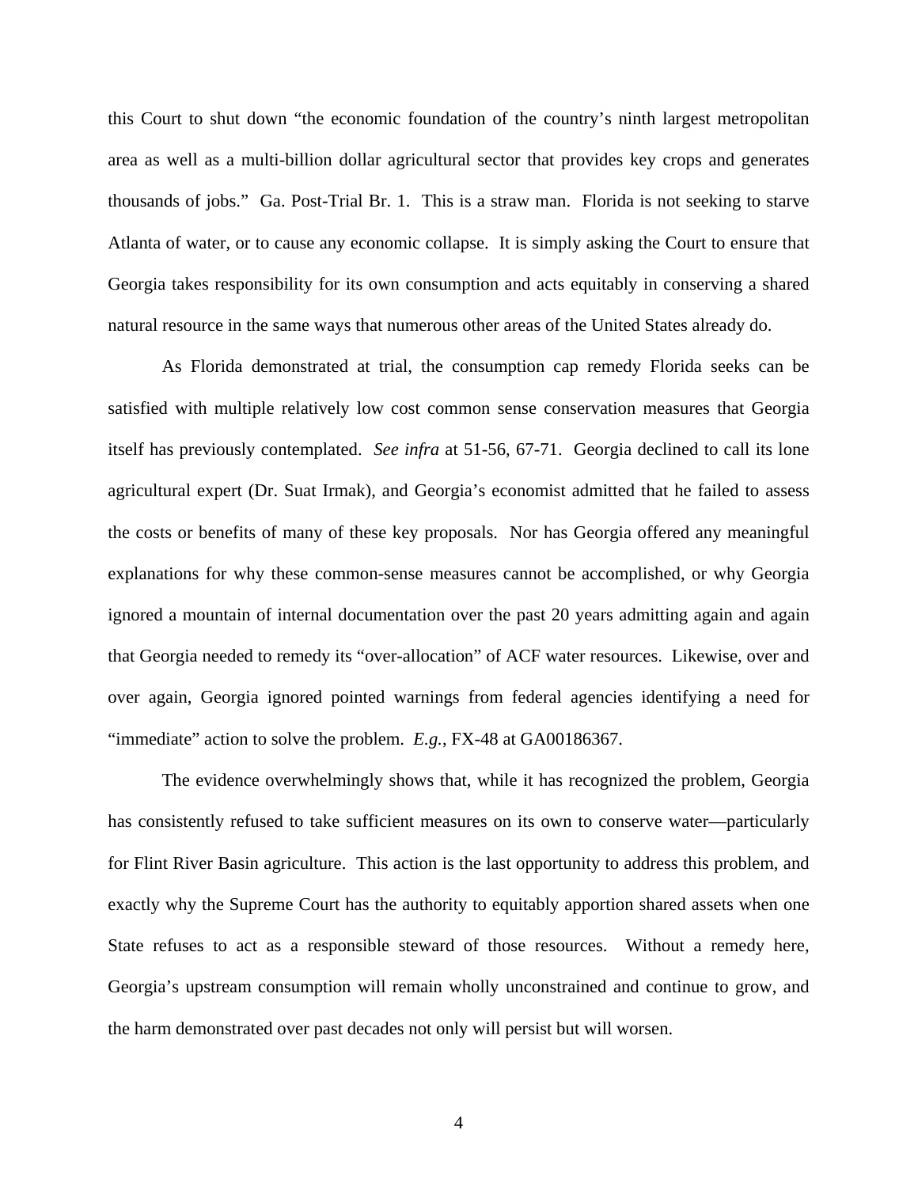this Court to shut down "the economic foundation of the country's ninth largest metropolitan area as well as a multi-billion dollar agricultural sector that provides key crops and generates thousands of jobs." Ga. Post-Trial Br. 1. This is a straw man. Florida is not seeking to starve Atlanta of water, or to cause any economic collapse. It is simply asking the Court to ensure that Georgia takes responsibility for its own consumption and acts equitably in conserving a shared natural resource in the same ways that numerous other areas of the United States already do.

As Florida demonstrated at trial, the consumption cap remedy Florida seeks can be satisfied with multiple relatively low cost common sense conservation measures that Georgia itself has previously contemplated. *See infra* at 51-56, 67-71. Georgia declined to call its lone agricultural expert (Dr. Suat Irmak), and Georgia's economist admitted that he failed to assess the costs or benefits of many of these key proposals. Nor has Georgia offered any meaningful explanations for why these common-sense measures cannot be accomplished, or why Georgia ignored a mountain of internal documentation over the past 20 years admitting again and again that Georgia needed to remedy its "over-allocation" of ACF water resources. Likewise, over and over again, Georgia ignored pointed warnings from federal agencies identifying a need for "immediate" action to solve the problem. *E.g.*, FX-48 at GA00186367.

The evidence overwhelmingly shows that, while it has recognized the problem, Georgia has consistently refused to take sufficient measures on its own to conserve water—particularly for Flint River Basin agriculture. This action is the last opportunity to address this problem, and exactly why the Supreme Court has the authority to equitably apportion shared assets when one State refuses to act as a responsible steward of those resources. Without a remedy here, Georgia's upstream consumption will remain wholly unconstrained and continue to grow, and the harm demonstrated over past decades not only will persist but will worsen.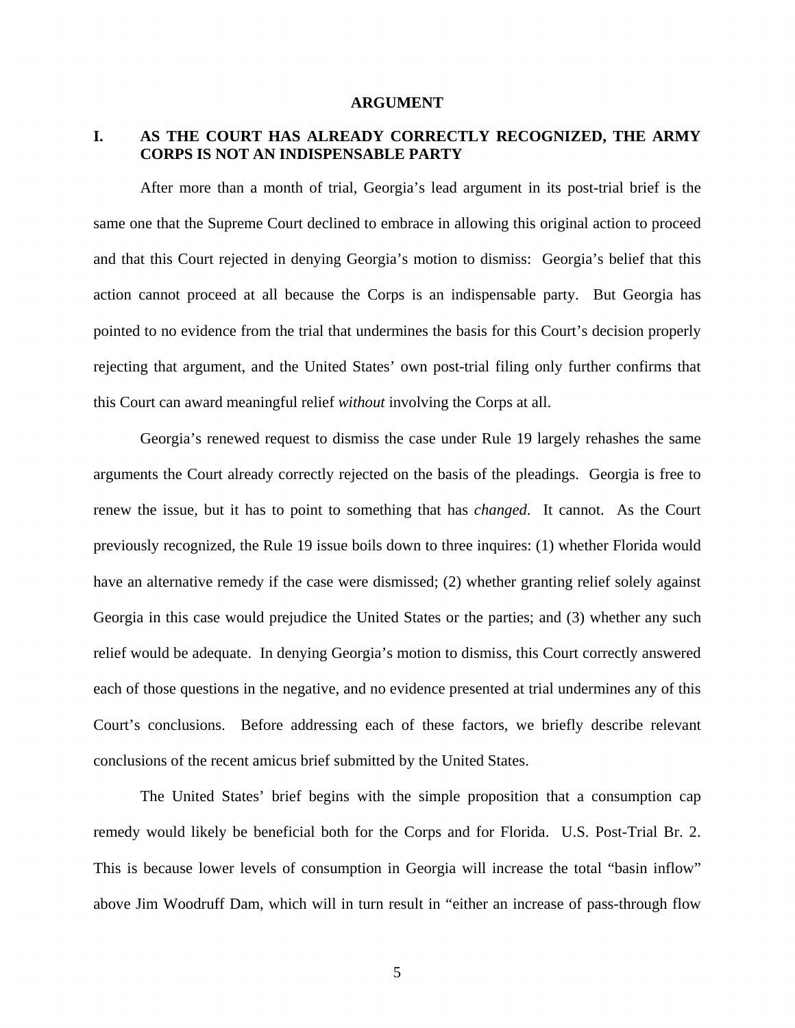## ARGUMENT

### I. AS THE COURT HAS ALREADY CORRECTLY RECOGNIZED, THE ARMY CORPS IS NOT AN INDISPENSABLE PARTY

After more than a month of trial, Georgia's lead argument in its post-trial brief is the same one that the Supreme Court declined to embrace in allowing this original action to proceed and that this Court rejected in denying Georgia's motion to dismiss: Georgia's belief that this action cannot proceed at all because the Corps is an indispensable party. But Georgia has pointed to no evidence from the trial that undermines the basis for this Court's decision properly rejecting that argument, and the United States' own post-trial filing only further confirms that this Court can award meaningful relief *without* involving the Corps at all.

Georgia's renewed request to dismiss the case under Rule 19 largely rehashes the same arguments the Court already correctly rejected on the basis of the pleadings. Georgia is free to renew the issue, but it has to point to something that has *changed*. It cannot. As the Court previously recognized, the Rule 19 issue boils down to three inquires: (1) whether Florida would have an alternative remedy if the case were dismissed; (2) whether granting relief solely against Georgia in this case would prejudice the United States or the parties; and (3) whether any such relief would be adequate. In denying Georgia's motion to dismiss, this Court correctly answered each of those questions in the negative, and no evidence presented at trial undermines any of this Court's conclusions. Before addressing each of these factors, we briefly describe relevant conclusions of the recent amicus brief submitted by the United States.

The United States' brief begins with the simple proposition that a consumption cap remedy would likely be beneficial both for the Corps and for Florida. U.S. Post-Trial Br. 2. This is because lower levels of consumption in Georgia will increase the total "basin inflow" above Jim Woodruff Dam, which will in turn result in "either an increase of pass-through flow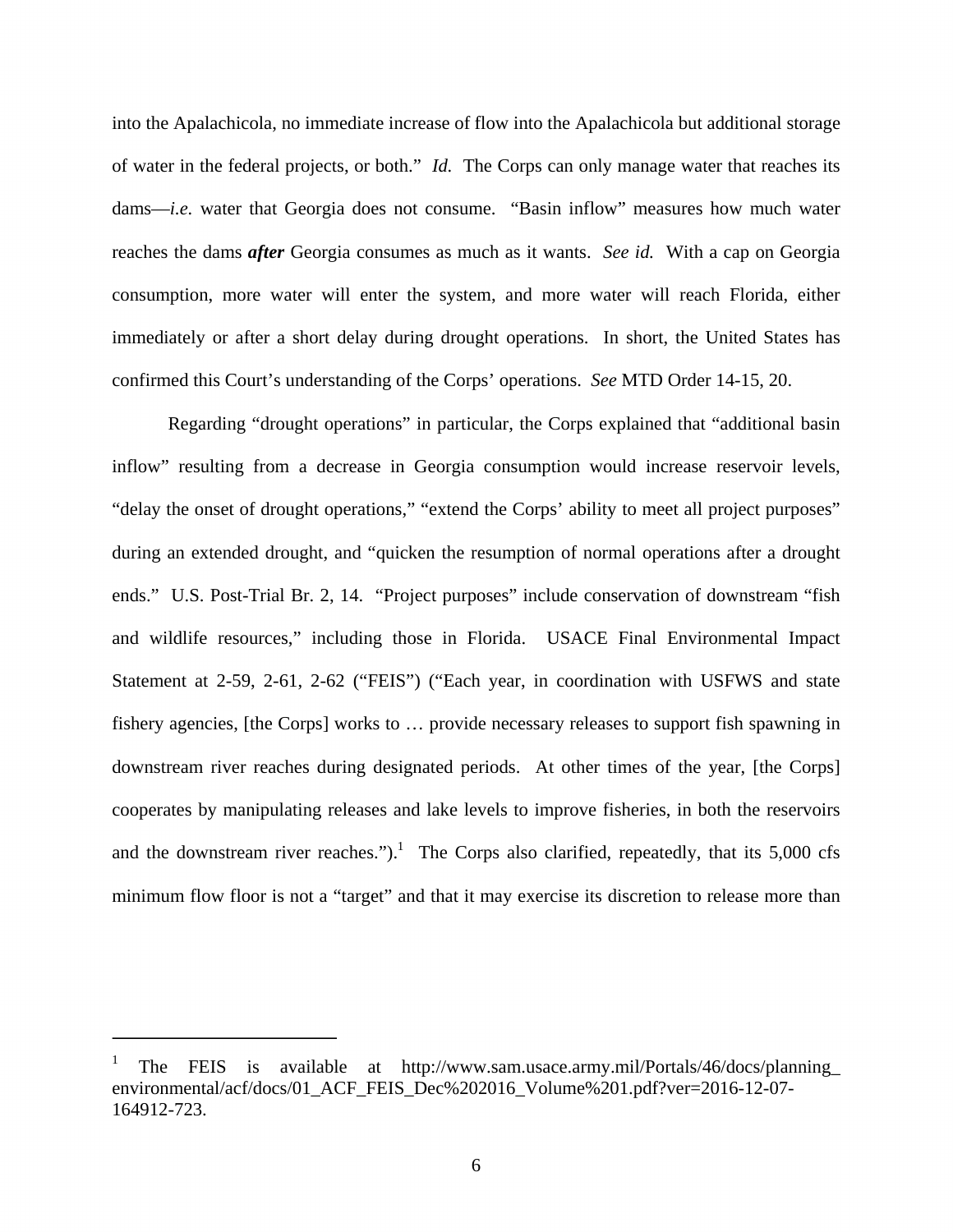into the Apalachicola, no immediate increase of flow into the Apalachicola but additional storage of water in the federal projects, or both." *Id.* The Corps can only manage water that reaches its dams—*i.e.* water that Georgia does not consume. "Basin inflow" measures how much water reaches the dams ***after*** Georgia consumes as much as it wants. *See id.* With a cap on Georgia consumption, more water will enter the system, and more water will reach Florida, either immediately or after a short delay during drought operations. In short, the United States has confirmed this Court's understanding of the Corps' operations. *See* MTD Order 14-15, 20.

Regarding "drought operations" in particular, the Corps explained that "additional basin inflow" resulting from a decrease in Georgia consumption would increase reservoir levels, "delay the onset of drought operations," "extend the Corps' ability to meet all project purposes" during an extended drought, and "quicken the resumption of normal operations after a drought ends." U.S. Post-Trial Br. 2, 14. "Project purposes" include conservation of downstream "fish and wildlife resources," including those in Florida. USACE Final Environmental Impact Statement at 2-59, 2-61, 2-62 ("FEIS") ("Each year, in coordination with USFWS and state fishery agencies, [the Corps] works to … provide necessary releases to support fish spawning in downstream river reaches during designated periods. At other times of the year, [the Corps] cooperates by manipulating releases and lake levels to improve fisheries, in both the reservoirs and the downstream river reaches.").[1] The Corps also clarified, repeatedly, that its 5,000 cfs minimum flow floor is not a "target" and that it may exercise its discretion to release more than

[1] The FEIS is available at http://www.sam.usace.army.mil/Portals/46/docs/planning_environmental/acf/docs/01_ACF_FEIS_Dec%202016_Volume%201.pdf?ver=2016-12-07-164912-723.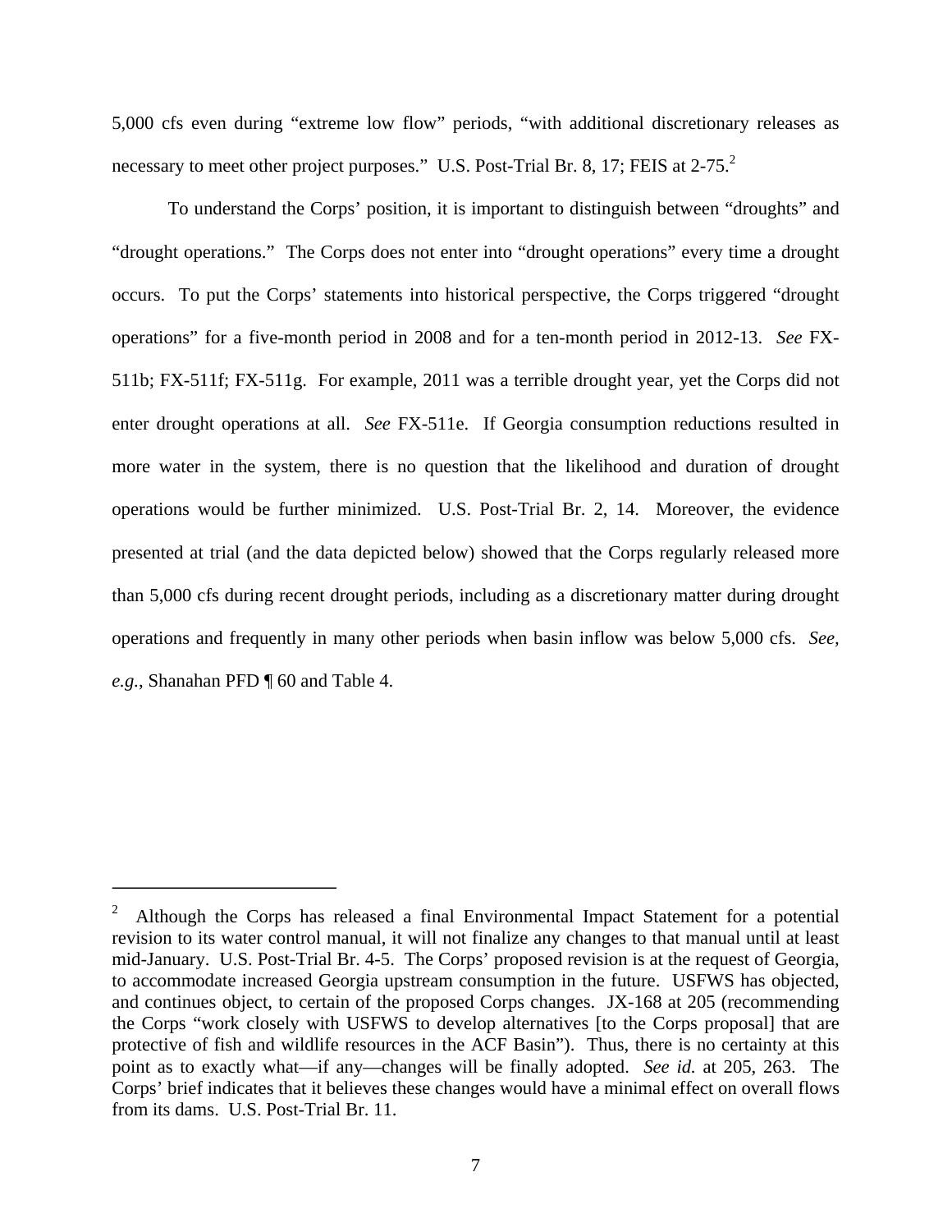5,000 cfs even during "extreme low flow" periods, "with additional discretionary releases as necessary to meet other project purposes." U.S. Post-Trial Br. 8, 17; FEIS at 2-75.[2]

To understand the Corps' position, it is important to distinguish between "droughts" and "drought operations." The Corps does not enter into "drought operations" every time a drought occurs. To put the Corps' statements into historical perspective, the Corps triggered "drought operations" for a five-month period in 2008 and for a ten-month period in 2012-13. *See* FX-511b; FX-511f; FX-511g. For example, 2011 was a terrible drought year, yet the Corps did not enter drought operations at all. *See* FX-511e. If Georgia consumption reductions resulted in more water in the system, there is no question that the likelihood and duration of drought operations would be further minimized. U.S. Post-Trial Br. 2, 14. Moreover, the evidence presented at trial (and the data depicted below) showed that the Corps regularly released more than 5,000 cfs during recent drought periods, including as a discretionary matter during drought operations and frequently in many other periods when basin inflow was below 5,000 cfs. *See, e.g.*, Shanahan PFD ¶ 60 and Table 4.

---

[2] Although the Corps has released a final Environmental Impact Statement for a potential revision to its water control manual, it will not finalize any changes to that manual until at least mid-January. U.S. Post-Trial Br. 4-5. The Corps' proposed revision is at the request of Georgia, to accommodate increased Georgia upstream consumption in the future. USFWS has objected, and continues object, to certain of the proposed Corps changes. JX-168 at 205 (recommending the Corps "work closely with USFWS to develop alternatives [to the Corps proposal] that are protective of fish and wildlife resources in the ACF Basin"). Thus, there is no certainty at this point as to exactly what—if any—changes will be finally adopted. *See id.* at 205, 263. The Corps' brief indicates that it believes these changes would have a minimal effect on overall flows from its dams. U.S. Post-Trial Br. 11.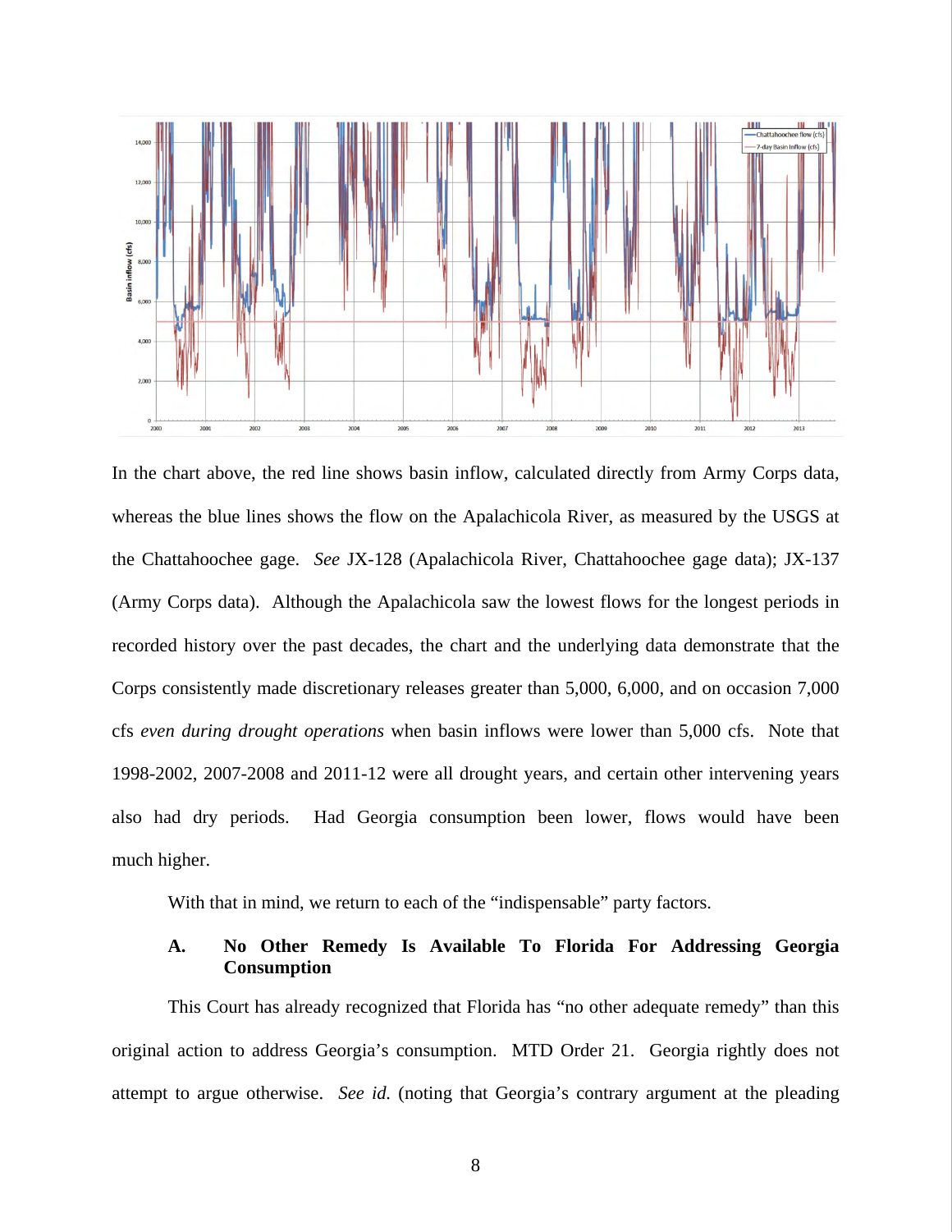In the chart above, the red line shows basin inflow, calculated directly from Army Corps data, whereas the blue lines shows the flow on the Apalachicola River, as measured by the USGS at the Chattahoochee gage. *See* JX-128 (Apalachicola River, Chattahoochee gage data); JX-137 (Army Corps data). Although the Apalachicola saw the lowest flows for the longest periods in recorded history over the past decades, the chart and the underlying data demonstrate that the Corps consistently made discretionary releases greater than 5,000, 6,000, and on occasion 7,000 cfs *even during drought operations* when basin inflows were lower than 5,000 cfs. Note that 1998-2002, 2007-2008 and 2011-12 were all drought years, and certain other intervening years also had dry periods. Had Georgia consumption been lower, flows would have been much higher.

With that in mind, we return to each of the "indispensable" party factors.

### A. No Other Remedy Is Available To Florida For Addressing Georgia Consumption

This Court has already recognized that Florida has "no other adequate remedy" than this original action to address Georgia's consumption. MTD Order 21. Georgia rightly does not attempt to argue otherwise. *See id.* (noting that Georgia's contrary argument at the pleading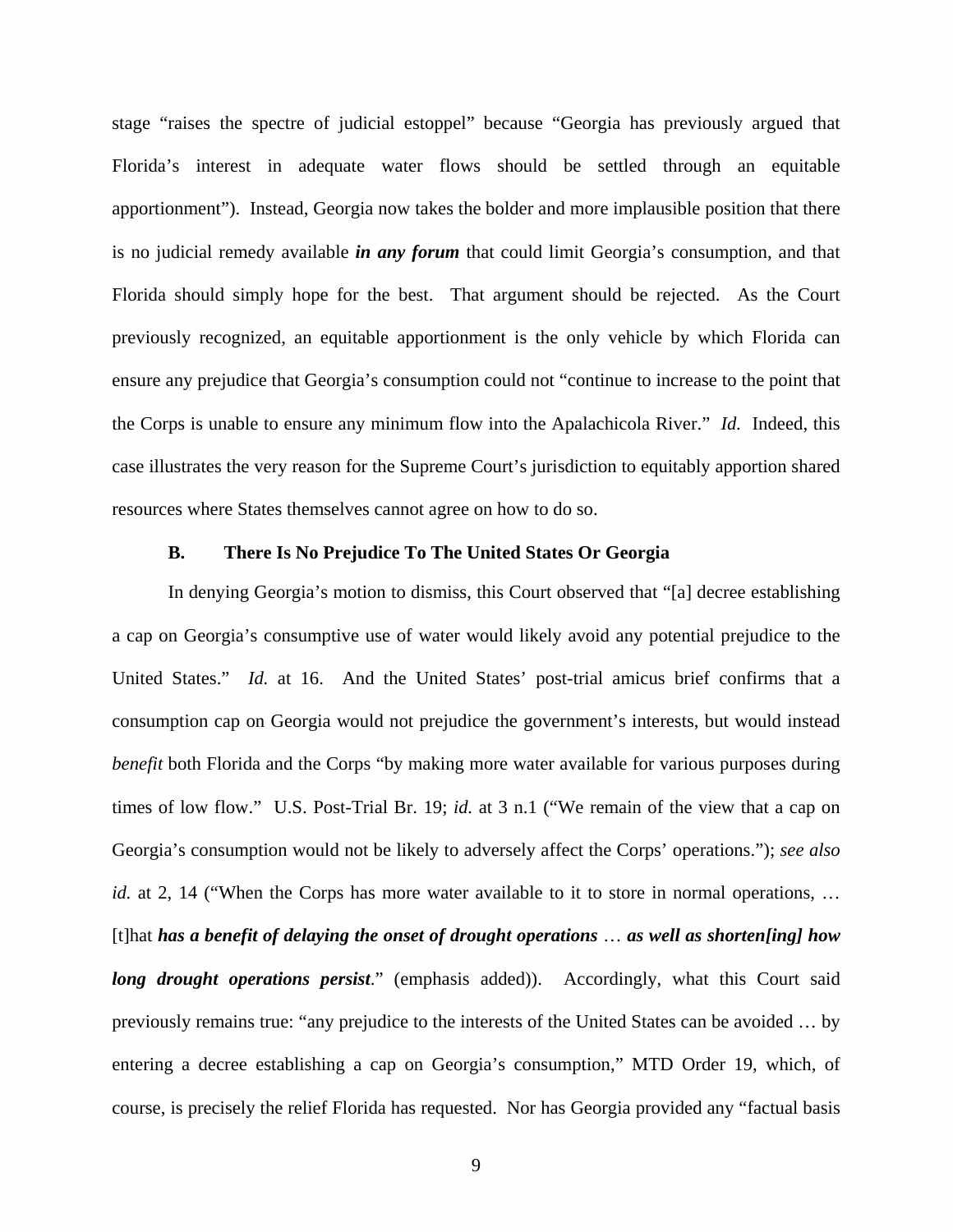stage "raises the spectre of judicial estoppel" because "Georgia has previously argued that Florida's interest in adequate water flows should be settled through an equitable apportionment"). Instead, Georgia now takes the bolder and more implausible position that there is no judicial remedy available ***in any forum*** that could limit Georgia's consumption, and that Florida should simply hope for the best. That argument should be rejected. As the Court previously recognized, an equitable apportionment is the only vehicle by which Florida can ensure any prejudice that Georgia's consumption could not "continue to increase to the point that the Corps is unable to ensure any minimum flow into the Apalachicola River." *Id.* Indeed, this case illustrates the very reason for the Supreme Court's jurisdiction to equitably apportion shared resources where States themselves cannot agree on how to do so.

### B. There Is No Prejudice To The United States Or Georgia

In denying Georgia's motion to dismiss, this Court observed that "[a] decree establishing a cap on Georgia's consumptive use of water would likely avoid any potential prejudice to the United States." *Id.* at 16. And the United States' post-trial amicus brief confirms that a consumption cap on Georgia would not prejudice the government's interests, but would instead *benefit* both Florida and the Corps "by making more water available for various purposes during times of low flow." U.S. Post-Trial Br. 19; *id.* at 3 n.1 ("We remain of the view that a cap on Georgia's consumption would not be likely to adversely affect the Corps' operations."); *see also id.* at 2, 14 ("When the Corps has more water available to it to store in normal operations, … [t]hat ***has a benefit of delaying the onset of drought operations*** … ***as well as shorten[ing] how long drought operations persist***." (emphasis added)). Accordingly, what this Court said previously remains true: "any prejudice to the interests of the United States can be avoided … by entering a decree establishing a cap on Georgia's consumption," MTD Order 19, which, of course, is precisely the relief Florida has requested. Nor has Georgia provided any "factual basis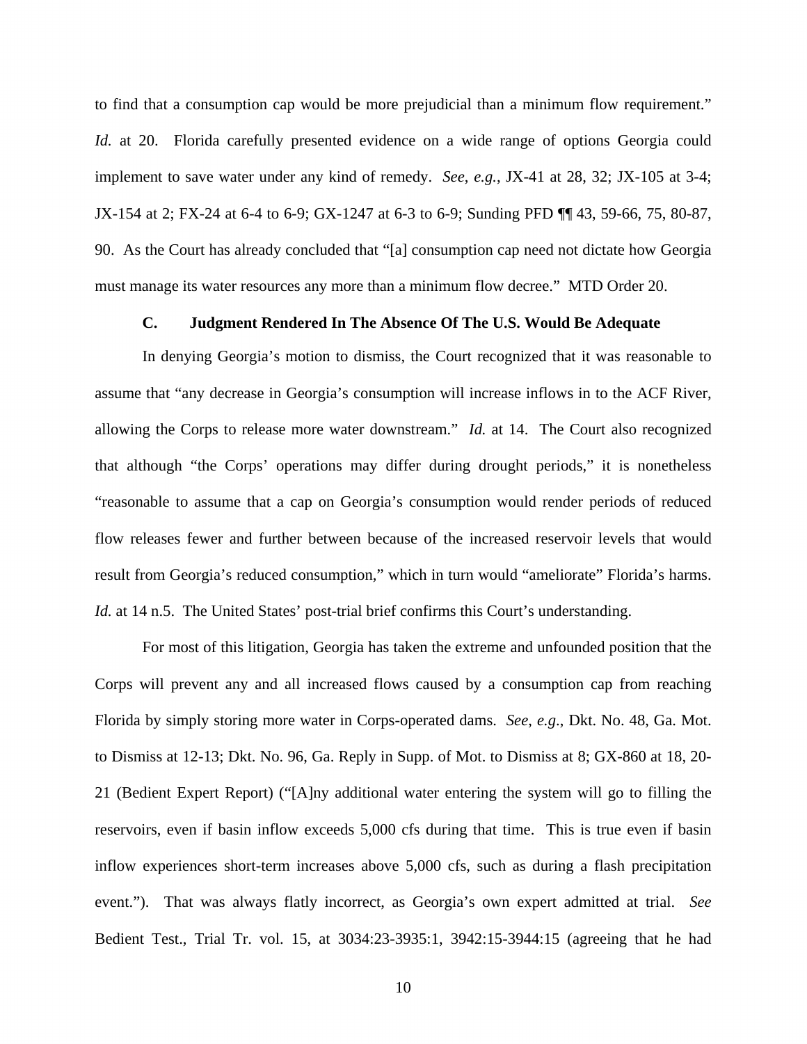to find that a consumption cap would be more prejudicial than a minimum flow requirement." *Id.* at 20. Florida carefully presented evidence on a wide range of options Georgia could implement to save water under any kind of remedy. *See*, *e.g.*, JX-41 at 28, 32; JX-105 at 3-4; JX-154 at 2; FX-24 at 6-4 to 6-9; GX-1247 at 6-3 to 6-9; Sunding PFD ¶¶ 43, 59-66, 75, 80-87, 90. As the Court has already concluded that "[a] consumption cap need not dictate how Georgia must manage its water resources any more than a minimum flow decree." MTD Order 20.

### C. Judgment Rendered In The Absence Of The U.S. Would Be Adequate

In denying Georgia's motion to dismiss, the Court recognized that it was reasonable to assume that "any decrease in Georgia's consumption will increase inflows in to the ACF River, allowing the Corps to release more water downstream." *Id.* at 14. The Court also recognized that although "the Corps' operations may differ during drought periods," it is nonetheless "reasonable to assume that a cap on Georgia's consumption would render periods of reduced flow releases fewer and further between because of the increased reservoir levels that would result from Georgia's reduced consumption," which in turn would "ameliorate" Florida's harms. *Id.* at 14 n.5. The United States' post-trial brief confirms this Court's understanding.

For most of this litigation, Georgia has taken the extreme and unfounded position that the Corps will prevent any and all increased flows caused by a consumption cap from reaching Florida by simply storing more water in Corps-operated dams. *See*, *e.g.*, Dkt. No. 48, Ga. Mot. to Dismiss at 12-13; Dkt. No. 96, Ga. Reply in Supp. of Mot. to Dismiss at 8; GX-860 at 18, 20-21 (Bedient Expert Report) ("[A]ny additional water entering the system will go to filling the reservoirs, even if basin inflow exceeds 5,000 cfs during that time. This is true even if basin inflow experiences short-term increases above 5,000 cfs, such as during a flash precipitation event."). That was always flatly incorrect, as Georgia's own expert admitted at trial. *See* Bedient Test., Trial Tr. vol. 15, at 3034:23-3935:1, 3942:15-3944:15 (agreeing that he had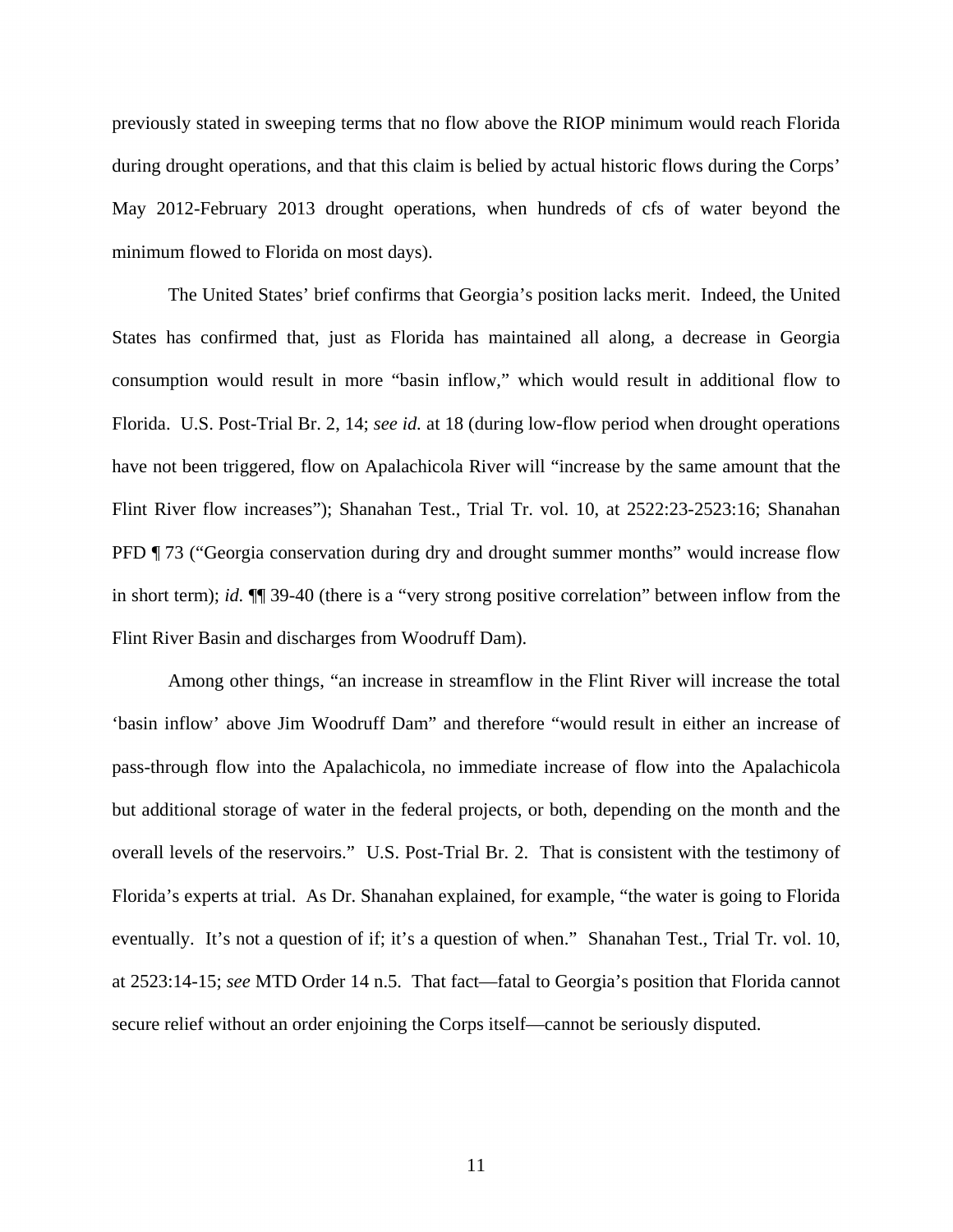previously stated in sweeping terms that no flow above the RIOP minimum would reach Florida during drought operations, and that this claim is belied by actual historic flows during the Corps' May 2012-February 2013 drought operations, when hundreds of cfs of water beyond the minimum flowed to Florida on most days).

The United States' brief confirms that Georgia's position lacks merit. Indeed, the United States has confirmed that, just as Florida has maintained all along, a decrease in Georgia consumption would result in more "basin inflow," which would result in additional flow to Florida. U.S. Post-Trial Br. 2, 14; *see id.* at 18 (during low-flow period when drought operations have not been triggered, flow on Apalachicola River will "increase by the same amount that the Flint River flow increases"); Shanahan Test., Trial Tr. vol. 10, at 2522:23-2523:16; Shanahan PFD ¶ 73 ("Georgia conservation during dry and drought summer months" would increase flow in short term); *id.* ¶¶ 39-40 (there is a "very strong positive correlation" between inflow from the Flint River Basin and discharges from Woodruff Dam).

Among other things, "an increase in streamflow in the Flint River will increase the total 'basin inflow' above Jim Woodruff Dam" and therefore "would result in either an increase of pass-through flow into the Apalachicola, no immediate increase of flow into the Apalachicola but additional storage of water in the federal projects, or both, depending on the month and the overall levels of the reservoirs." U.S. Post-Trial Br. 2. That is consistent with the testimony of Florida's experts at trial. As Dr. Shanahan explained, for example, "the water is going to Florida eventually. It's not a question of if; it's a question of when." Shanahan Test., Trial Tr. vol. 10, at 2523:14-15; *see* MTD Order 14 n.5. That fact—fatal to Georgia's position that Florida cannot secure relief without an order enjoining the Corps itself—cannot be seriously disputed.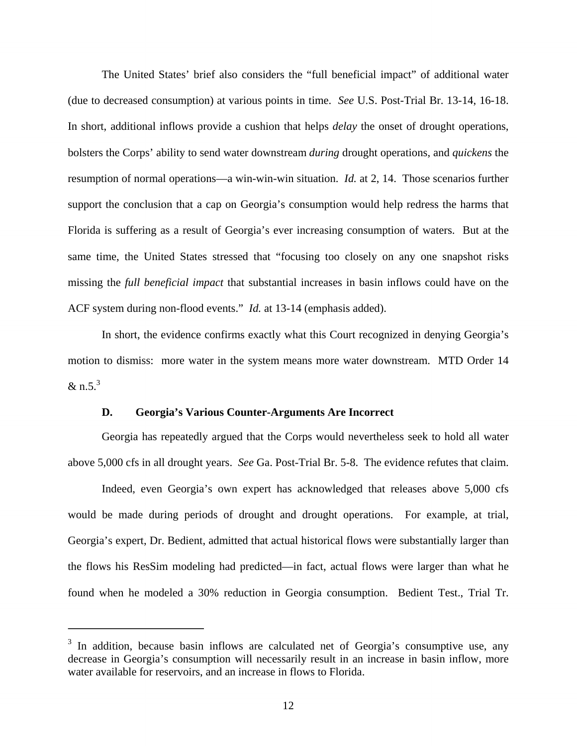The United States' brief also considers the "full beneficial impact" of additional water (due to decreased consumption) at various points in time. *See* U.S. Post-Trial Br. 13-14, 16-18. In short, additional inflows provide a cushion that helps *delay* the onset of drought operations, bolsters the Corps' ability to send water downstream *during* drought operations, and *quickens* the resumption of normal operations—a win-win-win situation. *Id.* at 2, 14. Those scenarios further support the conclusion that a cap on Georgia's consumption would help redress the harms that Florida is suffering as a result of Georgia's ever increasing consumption of waters. But at the same time, the United States stressed that "focusing too closely on any one snapshot risks missing the *full beneficial impact* that substantial increases in basin inflows could have on the ACF system during non-flood events." *Id.* at 13-14 (emphasis added).

In short, the evidence confirms exactly what this Court recognized in denying Georgia's motion to dismiss: more water in the system means more water downstream. MTD Order 14 & n.5.[3]

### D. Georgia's Various Counter-Arguments Are Incorrect

Georgia has repeatedly argued that the Corps would nevertheless seek to hold all water above 5,000 cfs in all drought years. *See* Ga. Post-Trial Br. 5-8. The evidence refutes that claim.

Indeed, even Georgia's own expert has acknowledged that releases above 5,000 cfs would be made during periods of drought and drought operations. For example, at trial, Georgia's expert, Dr. Bedient, admitted that actual historical flows were substantially larger than the flows his ResSim modeling had predicted—in fact, actual flows were larger than what he found when he modeled a 30% reduction in Georgia consumption. Bedient Test., Trial Tr.

---

[3] In addition, because basin inflows are calculated net of Georgia's consumptive use, any decrease in Georgia's consumption will necessarily result in an increase in basin inflow, more water available for reservoirs, and an increase in flows to Florida.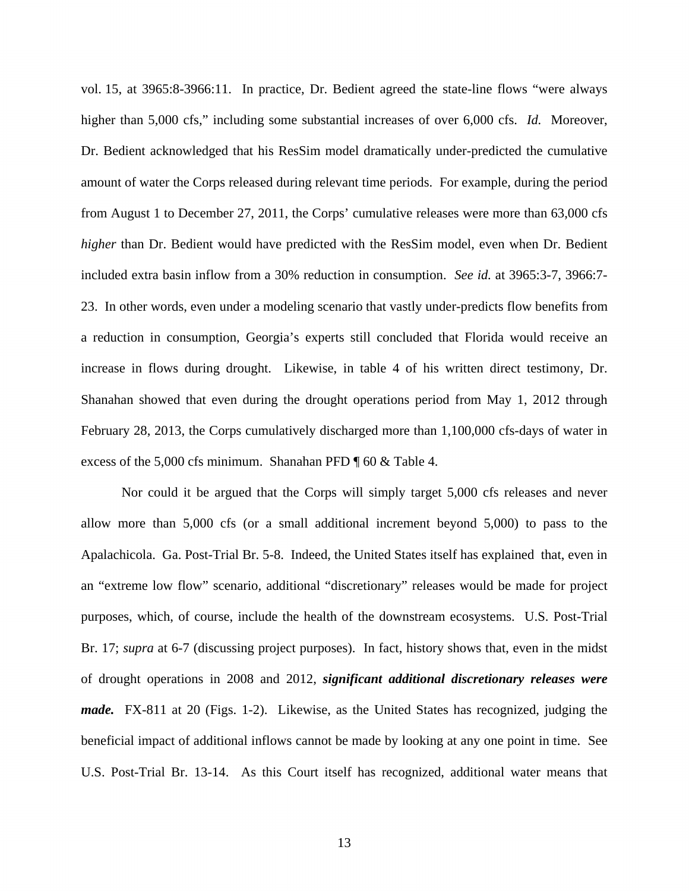vol. 15, at 3965:8-3966:11. In practice, Dr. Bedient agreed the state-line flows "were always higher than 5,000 cfs," including some substantial increases of over 6,000 cfs. *Id.* Moreover, Dr. Bedient acknowledged that his ResSim model dramatically under-predicted the cumulative amount of water the Corps released during relevant time periods. For example, during the period from August 1 to December 27, 2011, the Corps' cumulative releases were more than 63,000 cfs *higher* than Dr. Bedient would have predicted with the ResSim model, even when Dr. Bedient included extra basin inflow from a 30% reduction in consumption. *See id.* at 3965:3-7, 3966:7-23. In other words, even under a modeling scenario that vastly under-predicts flow benefits from a reduction in consumption, Georgia's experts still concluded that Florida would receive an increase in flows during drought. Likewise, in table 4 of his written direct testimony, Dr. Shanahan showed that even during the drought operations period from May 1, 2012 through February 28, 2013, the Corps cumulatively discharged more than 1,100,000 cfs-days of water in excess of the 5,000 cfs minimum. Shanahan PFD ¶ 60 & Table 4.

Nor could it be argued that the Corps will simply target 5,000 cfs releases and never allow more than 5,000 cfs (or a small additional increment beyond 5,000) to pass to the Apalachicola. Ga. Post-Trial Br. 5-8. Indeed, the United States itself has explained that, even in an "extreme low flow" scenario, additional "discretionary" releases would be made for project purposes, which, of course, include the health of the downstream ecosystems. U.S. Post-Trial Br. 17; *supra* at 6-7 (discussing project purposes). In fact, history shows that, even in the midst of drought operations in 2008 and 2012, ***significant additional discretionary releases were made.*** FX-811 at 20 (Figs. 1-2). Likewise, as the United States has recognized, judging the beneficial impact of additional inflows cannot be made by looking at any one point in time. See U.S. Post-Trial Br. 13-14. As this Court itself has recognized, additional water means that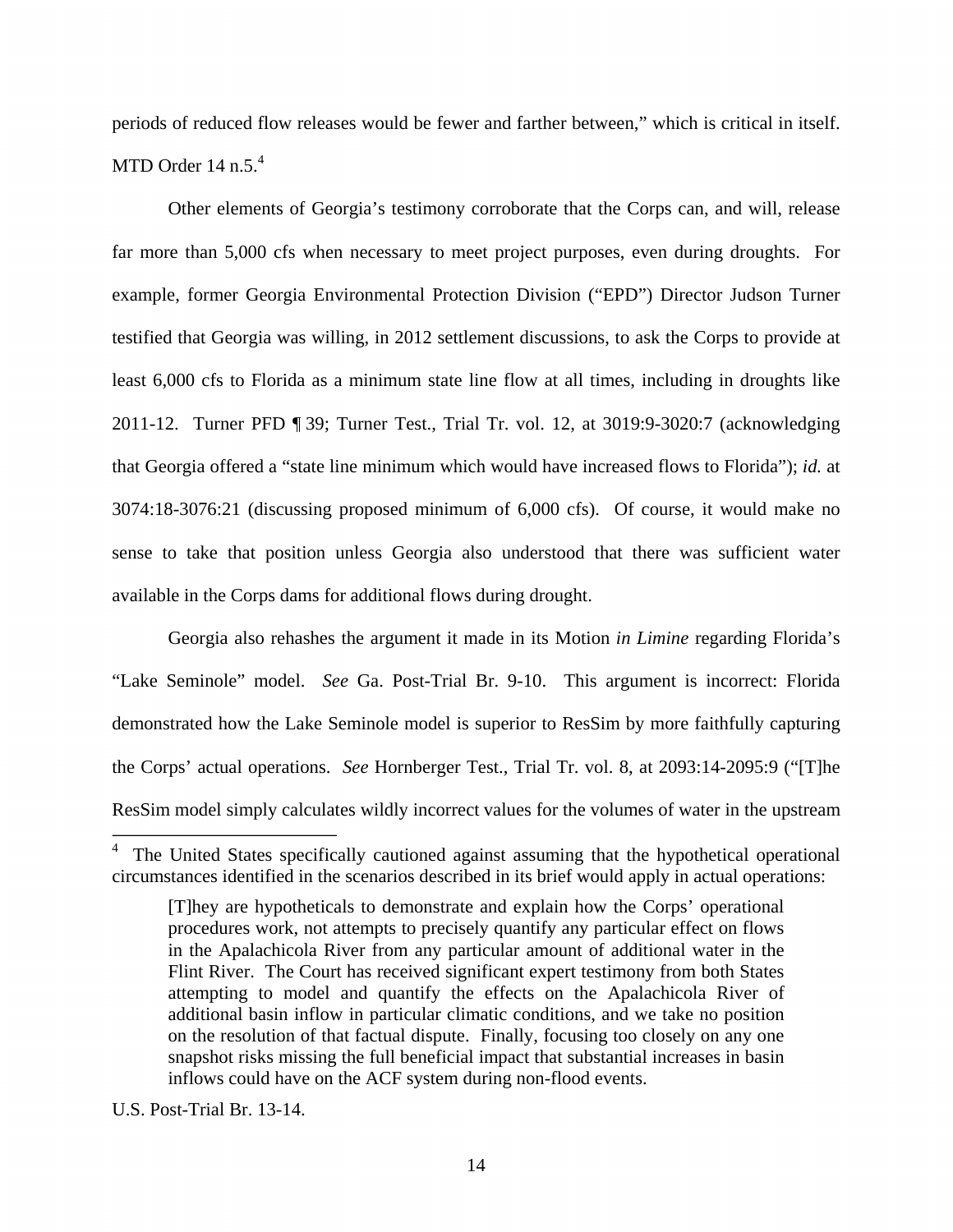periods of reduced flow releases would be fewer and farther between," which is critical in itself. MTD Order 14 n.5.[4]

Other elements of Georgia's testimony corroborate that the Corps can, and will, release far more than 5,000 cfs when necessary to meet project purposes, even during droughts. For example, former Georgia Environmental Protection Division ("EPD") Director Judson Turner testified that Georgia was willing, in 2012 settlement discussions, to ask the Corps to provide at least 6,000 cfs to Florida as a minimum state line flow at all times, including in droughts like 2011-12. Turner PFD ¶ 39; Turner Test., Trial Tr. vol. 12, at 3019:9-3020:7 (acknowledging that Georgia offered a "state line minimum which would have increased flows to Florida"); *id.* at 3074:18-3076:21 (discussing proposed minimum of 6,000 cfs). Of course, it would make no sense to take that position unless Georgia also understood that there was sufficient water available in the Corps dams for additional flows during drought.

Georgia also rehashes the argument it made in its Motion *in Limine* regarding Florida's "Lake Seminole" model. *See* Ga. Post-Trial Br. 9-10. This argument is incorrect: Florida demonstrated how the Lake Seminole model is superior to ResSim by more faithfully capturing the Corps' actual operations. *See* Hornberger Test., Trial Tr. vol. 8, at 2093:14-2095:9 ("[T]he ResSim model simply calculates wildly incorrect values for the volumes of water in the upstream

---

[4] The United States specifically cautioned against assuming that the hypothetical operational circumstances identified in the scenarios described in its brief would apply in actual operations:

> [T]hey are hypotheticals to demonstrate and explain how the Corps' operational procedures work, not attempts to precisely quantify any particular effect on flows in the Apalachicola River from any particular amount of additional water in the Flint River. The Court has received significant expert testimony from both States attempting to model and quantify the effects on the Apalachicola River of additional basin inflow in particular climatic conditions, and we take no position on the resolution of that factual dispute. Finally, focusing too closely on any one snapshot risks missing the full beneficial impact that substantial increases in basin inflows could have on the ACF system during non-flood events.

U.S. Post-Trial Br. 13-14.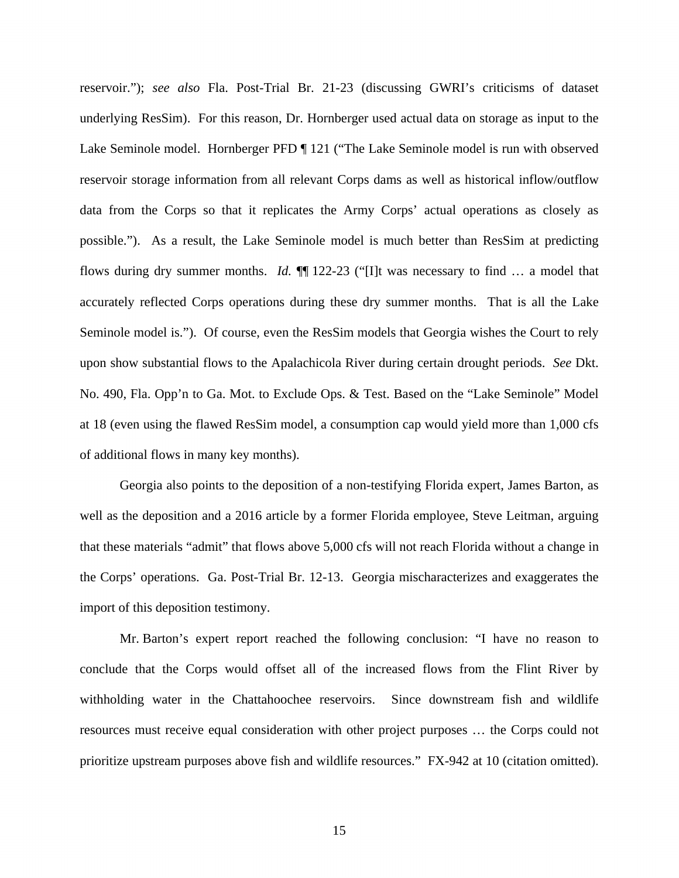reservoir."); *see also* Fla. Post-Trial Br. 21-23 (discussing GWRI's criticisms of dataset underlying ResSim). For this reason, Dr. Hornberger used actual data on storage as input to the Lake Seminole model. Hornberger PFD ¶ 121 ("The Lake Seminole model is run with observed reservoir storage information from all relevant Corps dams as well as historical inflow/outflow data from the Corps so that it replicates the Army Corps' actual operations as closely as possible."). As a result, the Lake Seminole model is much better than ResSim at predicting flows during dry summer months. *Id.* ¶¶ 122-23 ("[I]t was necessary to find … a model that accurately reflected Corps operations during these dry summer months. That is all the Lake Seminole model is."). Of course, even the ResSim models that Georgia wishes the Court to rely upon show substantial flows to the Apalachicola River during certain drought periods. *See* Dkt. No. 490, Fla. Opp'n to Ga. Mot. to Exclude Ops. & Test. Based on the "Lake Seminole" Model at 18 (even using the flawed ResSim model, a consumption cap would yield more than 1,000 cfs of additional flows in many key months).

Georgia also points to the deposition of a non-testifying Florida expert, James Barton, as well as the deposition and a 2016 article by a former Florida employee, Steve Leitman, arguing that these materials "admit" that flows above 5,000 cfs will not reach Florida without a change in the Corps' operations. Ga. Post-Trial Br. 12-13. Georgia mischaracterizes and exaggerates the import of this deposition testimony.

Mr. Barton's expert report reached the following conclusion: "I have no reason to conclude that the Corps would offset all of the increased flows from the Flint River by withholding water in the Chattahoochee reservoirs. Since downstream fish and wildlife resources must receive equal consideration with other project purposes … the Corps could not prioritize upstream purposes above fish and wildlife resources." FX-942 at 10 (citation omitted).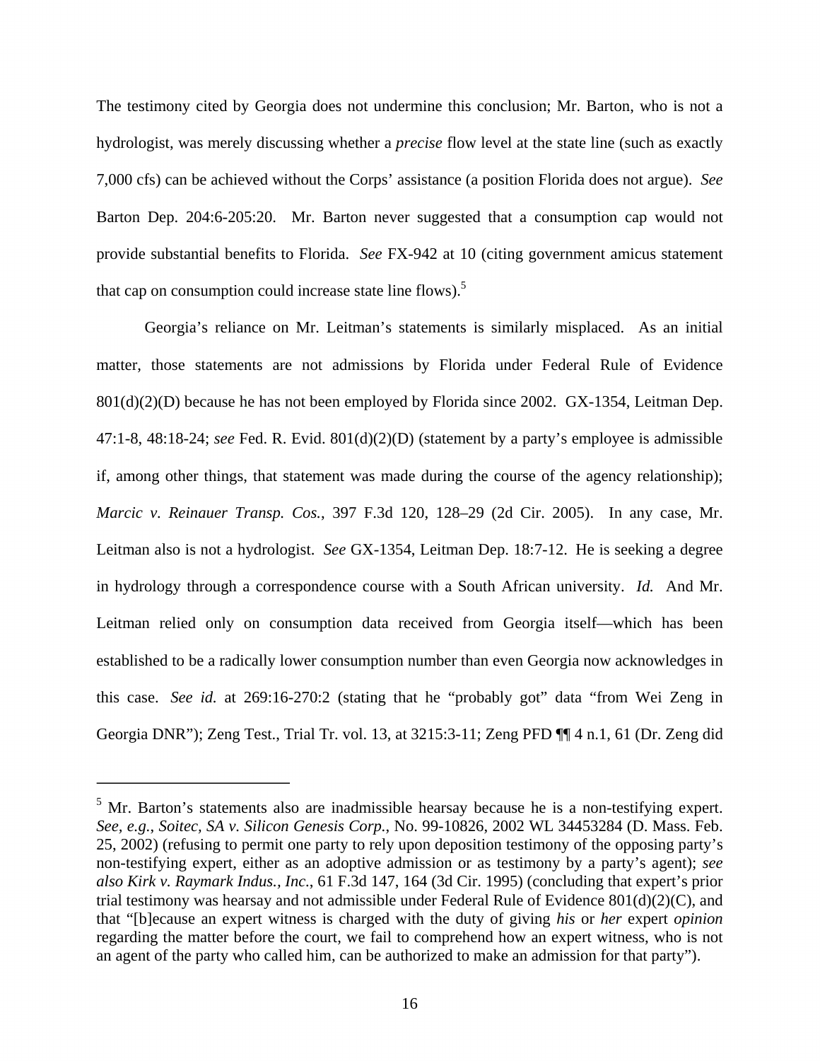The testimony cited by Georgia does not undermine this conclusion; Mr. Barton, who is not a hydrologist, was merely discussing whether a *precise* flow level at the state line (such as exactly 7,000 cfs) can be achieved without the Corps' assistance (a position Florida does not argue). *See* Barton Dep. 204:6-205:20. Mr. Barton never suggested that a consumption cap would not provide substantial benefits to Florida. *See* FX-942 at 10 (citing government amicus statement that cap on consumption could increase state line flows).[5]

Georgia's reliance on Mr. Leitman's statements is similarly misplaced. As an initial matter, those statements are not admissions by Florida under Federal Rule of Evidence 801(d)(2)(D) because he has not been employed by Florida since 2002. GX-1354, Leitman Dep. 47:1-8, 48:18-24; *see* Fed. R. Evid. 801(d)(2)(D) (statement by a party's employee is admissible if, among other things, that statement was made during the course of the agency relationship); *Marcic v. Reinauer Transp. Cos.*, 397 F.3d 120, 128–29 (2d Cir. 2005). In any case, Mr. Leitman also is not a hydrologist. *See* GX-1354, Leitman Dep. 18:7-12. He is seeking a degree in hydrology through a correspondence course with a South African university. *Id.* And Mr. Leitman relied only on consumption data received from Georgia itself—which has been established to be a radically lower consumption number than even Georgia now acknowledges in this case. *See id.* at 269:16-270:2 (stating that he "probably got" data "from Wei Zeng in Georgia DNR"); Zeng Test., Trial Tr. vol. 13, at 3215:3-11; Zeng PFD ¶¶ 4 n.1, 61 (Dr. Zeng did

---

[5] Mr. Barton's statements also are inadmissible hearsay because he is a non-testifying expert. *See, e.g.*, *Soitec, SA v. Silicon Genesis Corp.*, No. 99-10826, 2002 WL 34453284 (D. Mass. Feb. 25, 2002) (refusing to permit one party to rely upon deposition testimony of the opposing party's non-testifying expert, either as an adoptive admission or as testimony by a party's agent); *see also Kirk v. Raymark Indus., Inc.*, 61 F.3d 147, 164 (3d Cir. 1995) (concluding that expert's prior trial testimony was hearsay and not admissible under Federal Rule of Evidence 801(d)(2)(C), and that "[b]ecause an expert witness is charged with the duty of giving *his* or *her* expert *opinion* regarding the matter before the court, we fail to comprehend how an expert witness, who is not an agent of the party who called him, can be authorized to make an admission for that party").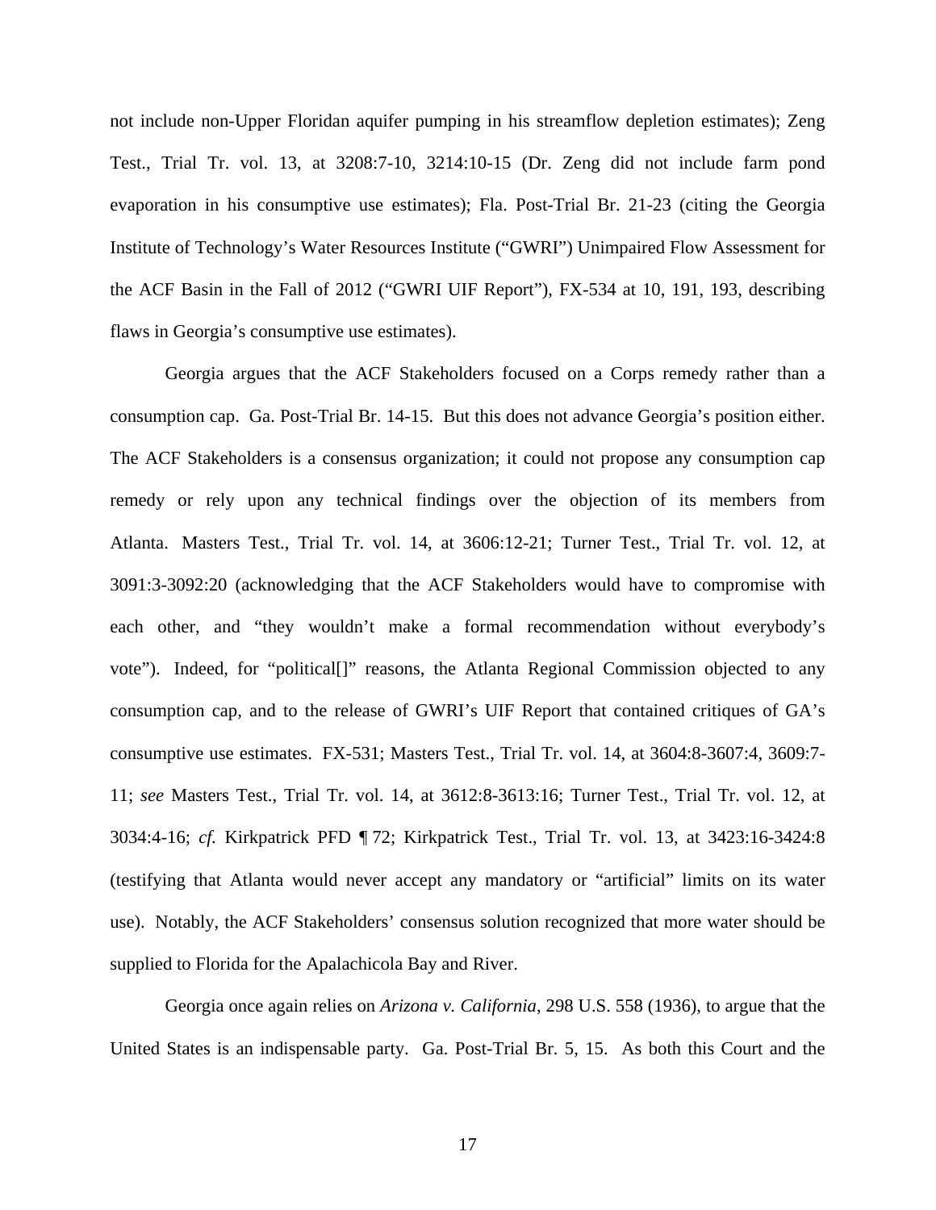not include non-Upper Floridan aquifer pumping in his streamflow depletion estimates); Zeng Test., Trial Tr. vol. 13, at 3208:7-10, 3214:10-15 (Dr. Zeng did not include farm pond evaporation in his consumptive use estimates); Fla. Post-Trial Br. 21-23 (citing the Georgia Institute of Technology's Water Resources Institute ("GWRI") Unimpaired Flow Assessment for the ACF Basin in the Fall of 2012 ("GWRI UIF Report"), FX-534 at 10, 191, 193, describing flaws in Georgia's consumptive use estimates).

Georgia argues that the ACF Stakeholders focused on a Corps remedy rather than a consumption cap. Ga. Post-Trial Br. 14-15. But this does not advance Georgia's position either. The ACF Stakeholders is a consensus organization; it could not propose any consumption cap remedy or rely upon any technical findings over the objection of its members from Atlanta. Masters Test., Trial Tr. vol. 14, at 3606:12-21; Turner Test., Trial Tr. vol. 12, at 3091:3-3092:20 (acknowledging that the ACF Stakeholders would have to compromise with each other, and "they wouldn't make a formal recommendation without everybody's vote"). Indeed, for "political[]" reasons, the Atlanta Regional Commission objected to any consumption cap, and to the release of GWRI's UIF Report that contained critiques of GA's consumptive use estimates. FX-531; Masters Test., Trial Tr. vol. 14, at 3604:8-3607:4, 3609:7-11; *see* Masters Test., Trial Tr. vol. 14, at 3612:8-3613:16; Turner Test., Trial Tr. vol. 12, at 3034:4-16; *cf.* Kirkpatrick PFD ¶ 72; Kirkpatrick Test., Trial Tr. vol. 13, at 3423:16-3424:8 (testifying that Atlanta would never accept any mandatory or "artificial" limits on its water use). Notably, the ACF Stakeholders' consensus solution recognized that more water should be supplied to Florida for the Apalachicola Bay and River.

Georgia once again relies on *Arizona v. California*, 298 U.S. 558 (1936), to argue that the United States is an indispensable party. Ga. Post-Trial Br. 5, 15. As both this Court and the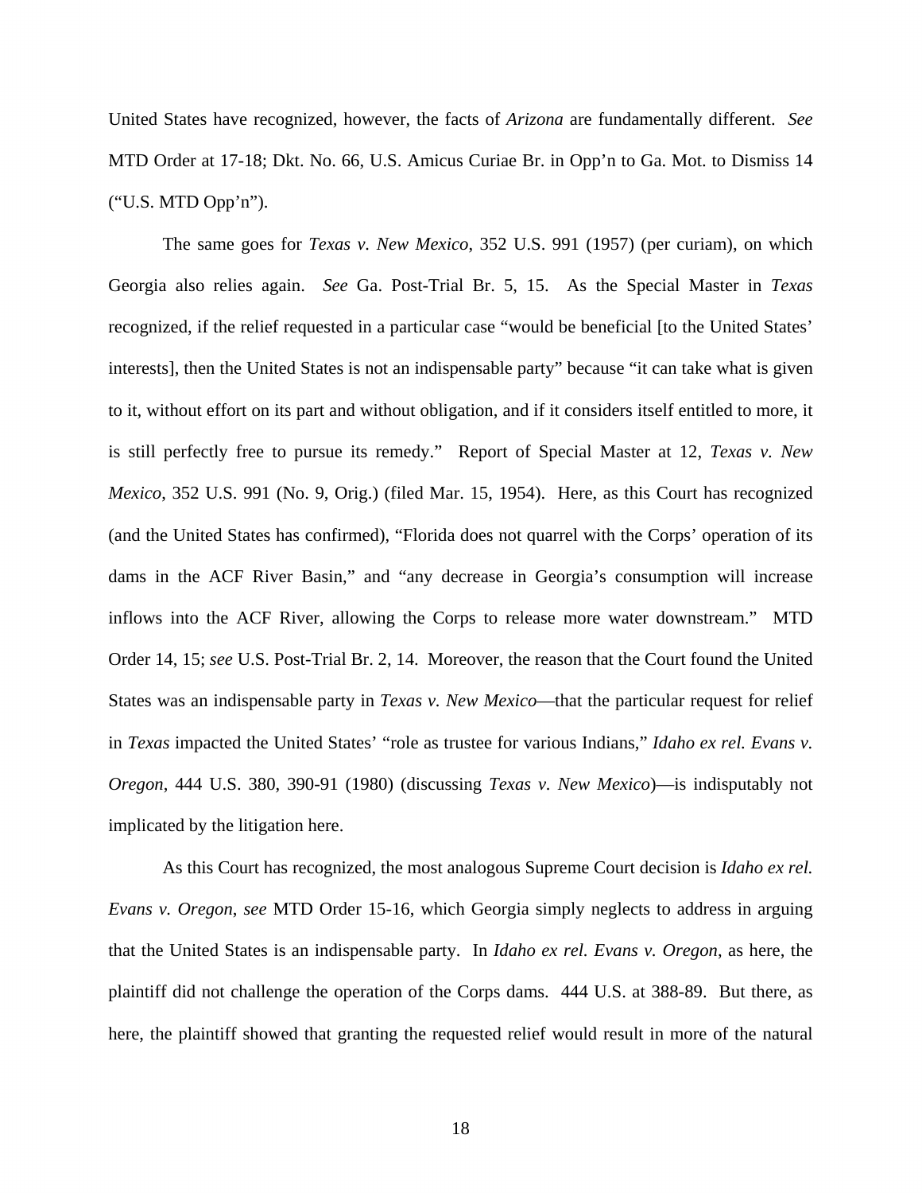United States have recognized, however, the facts of *Arizona* are fundamentally different. *See* MTD Order at 17-18; Dkt. No. 66, U.S. Amicus Curiae Br. in Opp'n to Ga. Mot. to Dismiss 14 ("U.S. MTD Opp'n").

The same goes for *Texas v. New Mexico*, 352 U.S. 991 (1957) (per curiam), on which Georgia also relies again. *See* Ga. Post-Trial Br. 5, 15. As the Special Master in *Texas* recognized, if the relief requested in a particular case "would be beneficial [to the United States' interests], then the United States is not an indispensable party" because "it can take what is given to it, without effort on its part and without obligation, and if it considers itself entitled to more, it is still perfectly free to pursue its remedy." Report of Special Master at 12, *Texas v. New Mexico*, 352 U.S. 991 (No. 9, Orig.) (filed Mar. 15, 1954). Here, as this Court has recognized (and the United States has confirmed), "Florida does not quarrel with the Corps' operation of its dams in the ACF River Basin," and "any decrease in Georgia's consumption will increase inflows into the ACF River, allowing the Corps to release more water downstream." MTD Order 14, 15; *see* U.S. Post-Trial Br. 2, 14. Moreover, the reason that the Court found the United States was an indispensable party in *Texas v. New Mexico*—that the particular request for relief in *Texas* impacted the United States' "role as trustee for various Indians," *Idaho ex rel. Evans v. Oregon*, 444 U.S. 380, 390-91 (1980) (discussing *Texas v. New Mexico*)—is indisputably not implicated by the litigation here.

As this Court has recognized, the most analogous Supreme Court decision is *Idaho ex rel. Evans v. Oregon*, *see* MTD Order 15-16, which Georgia simply neglects to address in arguing that the United States is an indispensable party. In *Idaho ex rel. Evans v. Oregon*, as here, the plaintiff did not challenge the operation of the Corps dams. 444 U.S. at 388-89. But there, as here, the plaintiff showed that granting the requested relief would result in more of the natural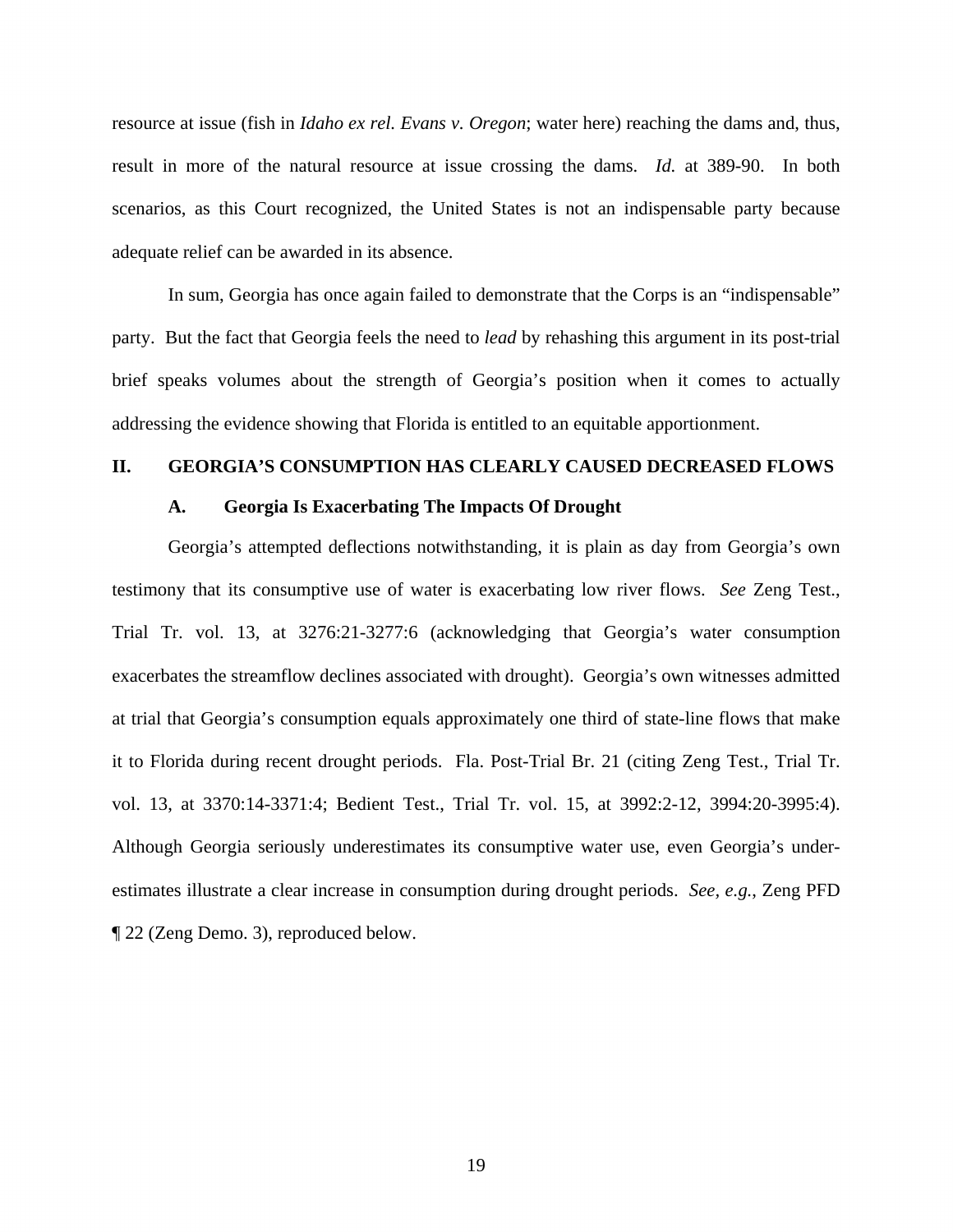resource at issue (fish in *Idaho ex rel. Evans v. Oregon*; water here) reaching the dams and, thus, result in more of the natural resource at issue crossing the dams. *Id.* at 389-90. In both scenarios, as this Court recognized, the United States is not an indispensable party because adequate relief can be awarded in its absence.

In sum, Georgia has once again failed to demonstrate that the Corps is an "indispensable" party. But the fact that Georgia feels the need to *lead* by rehashing this argument in its post-trial brief speaks volumes about the strength of Georgia's position when it comes to actually addressing the evidence showing that Florida is entitled to an equitable apportionment.

## II. GEORGIA'S CONSUMPTION HAS CLEARLY CAUSED DECREASED FLOWS

### A. Georgia Is Exacerbating The Impacts Of Drought

Georgia's attempted deflections notwithstanding, it is plain as day from Georgia's own testimony that its consumptive use of water is exacerbating low river flows. *See* Zeng Test., Trial Tr. vol. 13, at 3276:21-3277:6 (acknowledging that Georgia's water consumption exacerbates the streamflow declines associated with drought). Georgia's own witnesses admitted at trial that Georgia's consumption equals approximately one third of state-line flows that make it to Florida during recent drought periods. Fla. Post-Trial Br. 21 (citing Zeng Test., Trial Tr. vol. 13, at 3370:14-3371:4; Bedient Test., Trial Tr. vol. 15, at 3992:2-12, 3994:20-3995:4). Although Georgia seriously underestimates its consumptive water use, even Georgia's under-estimates illustrate a clear increase in consumption during drought periods. *See, e.g.*, Zeng PFD ¶ 22 (Zeng Demo. 3), reproduced below.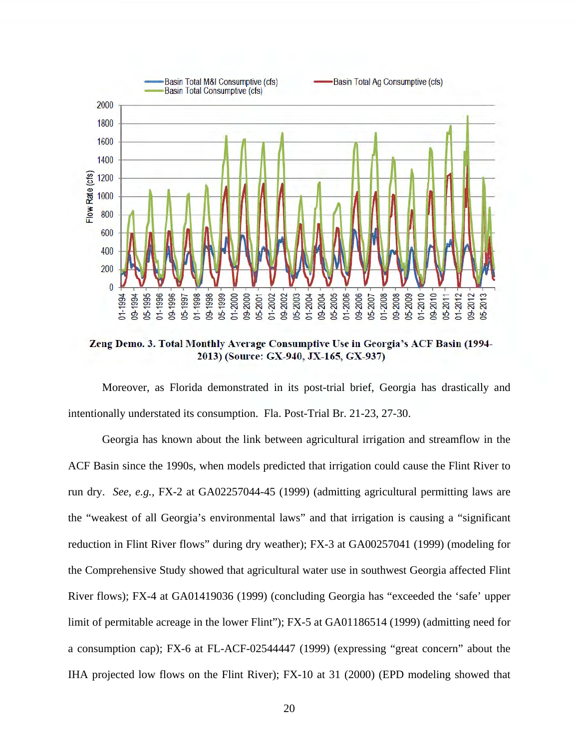**Zeng Demo. 3. Total Monthly Average Consumptive Use in Georgia's ACF Basin (1994-2013) (Source: GX-940, JX-165, GX-937)**

Moreover, as Florida demonstrated in its post-trial brief, Georgia has drastically and intentionally understated its consumption. Fla. Post-Trial Br. 21-23, 27-30.

Georgia has known about the link between agricultural irrigation and streamflow in the ACF Basin since the 1990s, when models predicted that irrigation could cause the Flint River to run dry. *See*, *e.g.*, FX-2 at GA02257044-45 (1999) (admitting agricultural permitting laws are the "weakest of all Georgia's environmental laws" and that irrigation is causing a "significant reduction in Flint River flows" during dry weather); FX-3 at GA00257041 (1999) (modeling for the Comprehensive Study showed that agricultural water use in southwest Georgia affected Flint River flows); FX-4 at GA01419036 (1999) (concluding Georgia has "exceeded the 'safe' upper limit of permitable acreage in the lower Flint"); FX-5 at GA01186514 (1999) (admitting need for a consumption cap); FX-6 at FL-ACF-02544447 (1999) (expressing "great concern" about the IHA projected low flows on the Flint River); FX-10 at 31 (2000) (EPD modeling showed that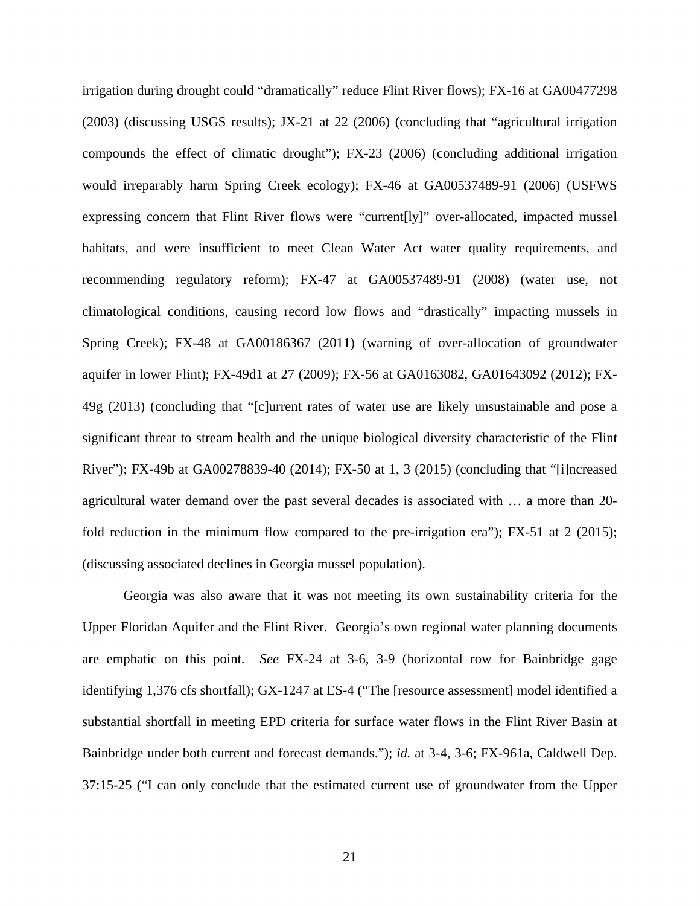irrigation during drought could "dramatically" reduce Flint River flows); FX-16 at GA00477298 (2003) (discussing USGS results); JX-21 at 22 (2006) (concluding that "agricultural irrigation compounds the effect of climatic drought"); FX-23 (2006) (concluding additional irrigation would irreparably harm Spring Creek ecology); FX-46 at GA00537489-91 (2006) (USFWS expressing concern that Flint River flows were "current[ly]" over-allocated, impacted mussel habitats, and were insufficient to meet Clean Water Act water quality requirements, and recommending regulatory reform); FX-47 at GA00537489-91 (2008) (water use, not climatological conditions, causing record low flows and "drastically" impacting mussels in Spring Creek); FX-48 at GA00186367 (2011) (warning of over-allocation of groundwater aquifer in lower Flint); FX-49d1 at 27 (2009); FX-56 at GA0163082, GA01643092 (2012); FX-49g (2013) (concluding that "[c]urrent rates of water use are likely unsustainable and pose a significant threat to stream health and the unique biological diversity characteristic of the Flint River"); FX-49b at GA00278839-40 (2014); FX-50 at 1, 3 (2015) (concluding that "[i]ncreased agricultural water demand over the past several decades is associated with … a more than 20-fold reduction in the minimum flow compared to the pre-irrigation era"); FX-51 at 2 (2015); (discussing associated declines in Georgia mussel population).

Georgia was also aware that it was not meeting its own sustainability criteria for the Upper Floridan Aquifer and the Flint River. Georgia's own regional water planning documents are emphatic on this point. *See* FX-24 at 3-6, 3-9 (horizontal row for Bainbridge gage identifying 1,376 cfs shortfall); GX-1247 at ES-4 ("The [resource assessment] model identified a substantial shortfall in meeting EPD criteria for surface water flows in the Flint River Basin at Bainbridge under both current and forecast demands."); *id.* at 3-4, 3-6; FX-961a, Caldwell Dep. 37:15-25 ("I can only conclude that the estimated current use of groundwater from the Upper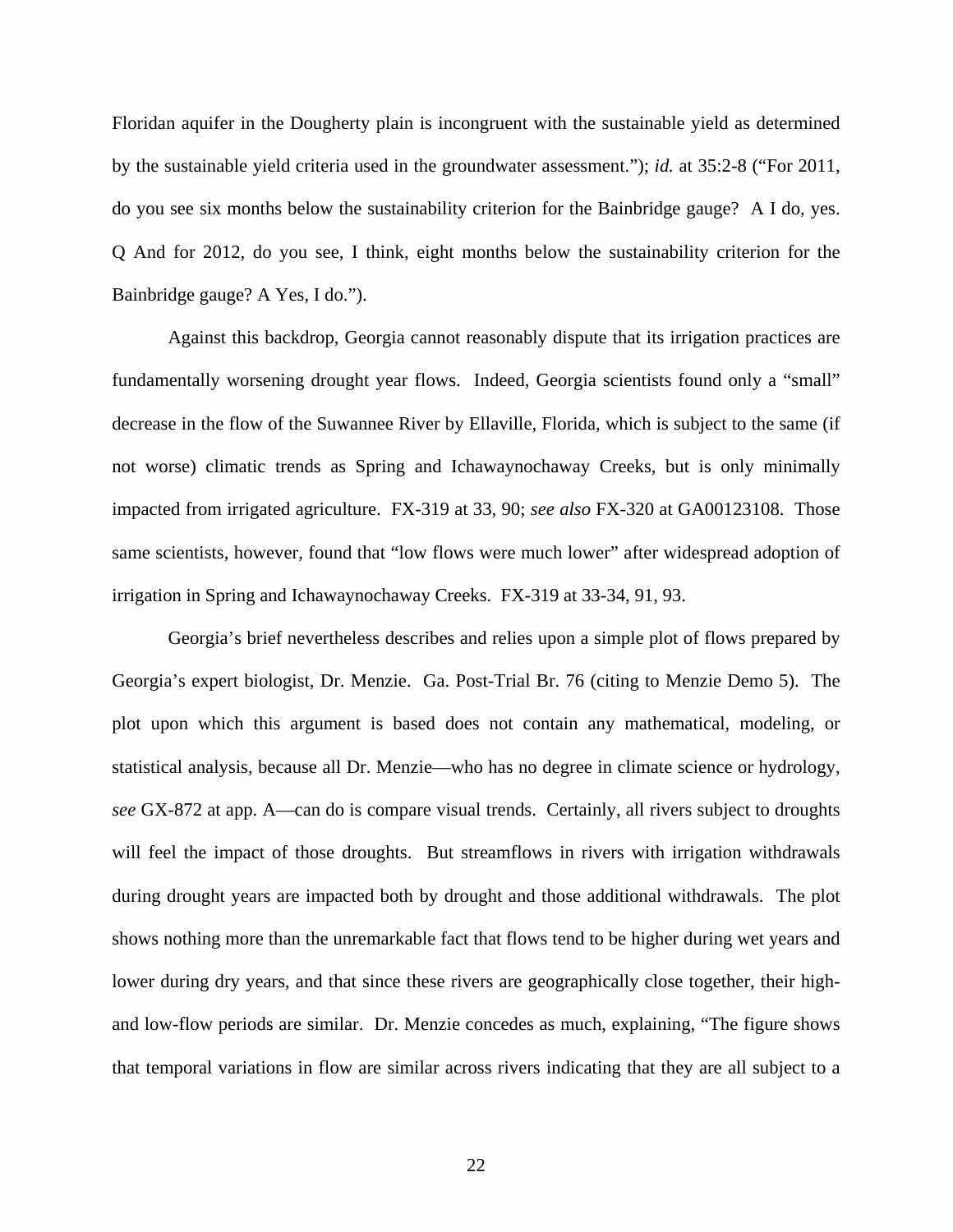Floridan aquifer in the Dougherty plain is incongruent with the sustainable yield as determined by the sustainable yield criteria used in the groundwater assessment."); *id.* at 35:2-8 ("For 2011, do you see six months below the sustainability criterion for the Bainbridge gauge? A I do, yes. Q And for 2012, do you see, I think, eight months below the sustainability criterion for the Bainbridge gauge? A Yes, I do.").

Against this backdrop, Georgia cannot reasonably dispute that its irrigation practices are fundamentally worsening drought year flows. Indeed, Georgia scientists found only a "small" decrease in the flow of the Suwannee River by Ellaville, Florida, which is subject to the same (if not worse) climatic trends as Spring and Ichawaynochaway Creeks, but is only minimally impacted from irrigated agriculture. FX-319 at 33, 90; *see also* FX-320 at GA00123108. Those same scientists, however, found that "low flows were much lower" after widespread adoption of irrigation in Spring and Ichawaynochaway Creeks. FX-319 at 33-34, 91, 93.

Georgia's brief nevertheless describes and relies upon a simple plot of flows prepared by Georgia's expert biologist, Dr. Menzie. Ga. Post-Trial Br. 76 (citing to Menzie Demo 5). The plot upon which this argument is based does not contain any mathematical, modeling, or statistical analysis, because all Dr. Menzie—who has no degree in climate science or hydrology, *see* GX-872 at app. A—can do is compare visual trends. Certainly, all rivers subject to droughts will feel the impact of those droughts. But streamflows in rivers with irrigation withdrawals during drought years are impacted both by drought and those additional withdrawals. The plot shows nothing more than the unremarkable fact that flows tend to be higher during wet years and lower during dry years, and that since these rivers are geographically close together, their high- and low-flow periods are similar. Dr. Menzie concedes as much, explaining, "The figure shows that temporal variations in flow are similar across rivers indicating that they are all subject to a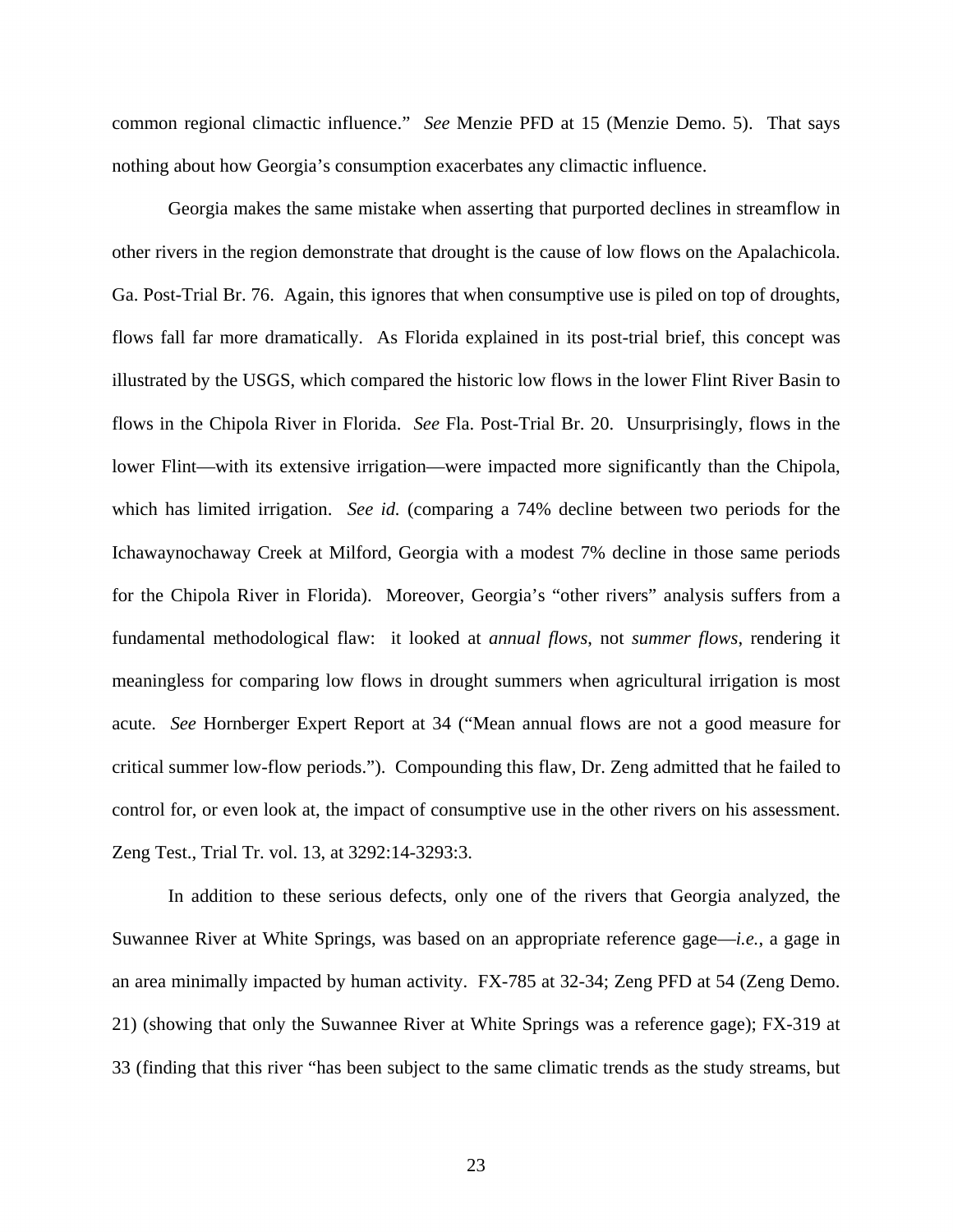common regional climactic influence." *See* Menzie PFD at 15 (Menzie Demo. 5). That says nothing about how Georgia's consumption exacerbates any climactic influence.

Georgia makes the same mistake when asserting that purported declines in streamflow in other rivers in the region demonstrate that drought is the cause of low flows on the Apalachicola. Ga. Post-Trial Br. 76. Again, this ignores that when consumptive use is piled on top of droughts, flows fall far more dramatically. As Florida explained in its post-trial brief, this concept was illustrated by the USGS, which compared the historic low flows in the lower Flint River Basin to flows in the Chipola River in Florida. *See* Fla. Post-Trial Br. 20. Unsurprisingly, flows in the lower Flint—with its extensive irrigation—were impacted more significantly than the Chipola, which has limited irrigation. *See id.* (comparing a 74% decline between two periods for the Ichawaynochaway Creek at Milford, Georgia with a modest 7% decline in those same periods for the Chipola River in Florida). Moreover, Georgia's "other rivers" analysis suffers from a fundamental methodological flaw: it looked at *annual flows*, not *summer flows*, rendering it meaningless for comparing low flows in drought summers when agricultural irrigation is most acute. *See* Hornberger Expert Report at 34 ("Mean annual flows are not a good measure for critical summer low-flow periods."). Compounding this flaw, Dr. Zeng admitted that he failed to control for, or even look at, the impact of consumptive use in the other rivers on his assessment. Zeng Test., Trial Tr. vol. 13, at 3292:14-3293:3.

In addition to these serious defects, only one of the rivers that Georgia analyzed, the Suwannee River at White Springs, was based on an appropriate reference gage—*i.e.*, a gage in an area minimally impacted by human activity. FX-785 at 32-34; Zeng PFD at 54 (Zeng Demo. 21) (showing that only the Suwannee River at White Springs was a reference gage); FX-319 at 33 (finding that this river "has been subject to the same climatic trends as the study streams, but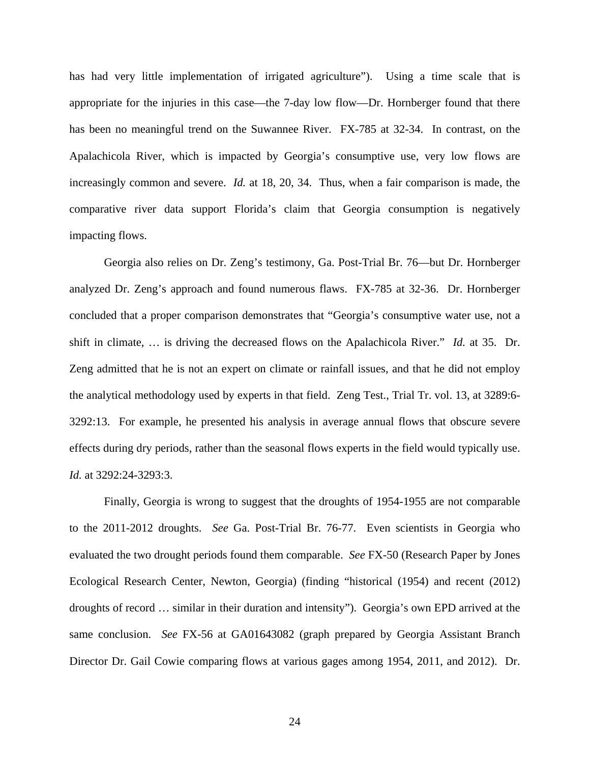has had very little implementation of irrigated agriculture"). Using a time scale that is appropriate for the injuries in this case—the 7-day low flow—Dr. Hornberger found that there has been no meaningful trend on the Suwannee River. FX-785 at 32-34. In contrast, on the Apalachicola River, which is impacted by Georgia's consumptive use, very low flows are increasingly common and severe. *Id.* at 18, 20, 34. Thus, when a fair comparison is made, the comparative river data support Florida's claim that Georgia consumption is negatively impacting flows.

Georgia also relies on Dr. Zeng's testimony, Ga. Post-Trial Br. 76—but Dr. Hornberger analyzed Dr. Zeng's approach and found numerous flaws. FX-785 at 32-36. Dr. Hornberger concluded that a proper comparison demonstrates that "Georgia's consumptive water use, not a shift in climate, … is driving the decreased flows on the Apalachicola River." *Id.* at 35. Dr. Zeng admitted that he is not an expert on climate or rainfall issues, and that he did not employ the analytical methodology used by experts in that field. Zeng Test., Trial Tr. vol. 13, at 3289:6-3292:13. For example, he presented his analysis in average annual flows that obscure severe effects during dry periods, rather than the seasonal flows experts in the field would typically use. *Id.* at 3292:24-3293:3.

Finally, Georgia is wrong to suggest that the droughts of 1954-1955 are not comparable to the 2011-2012 droughts. *See* Ga. Post-Trial Br. 76-77. Even scientists in Georgia who evaluated the two drought periods found them comparable. *See* FX-50 (Research Paper by Jones Ecological Research Center, Newton, Georgia) (finding "historical (1954) and recent (2012) droughts of record … similar in their duration and intensity"). Georgia's own EPD arrived at the same conclusion. *See* FX-56 at GA01643082 (graph prepared by Georgia Assistant Branch Director Dr. Gail Cowie comparing flows at various gages among 1954, 2011, and 2012). Dr.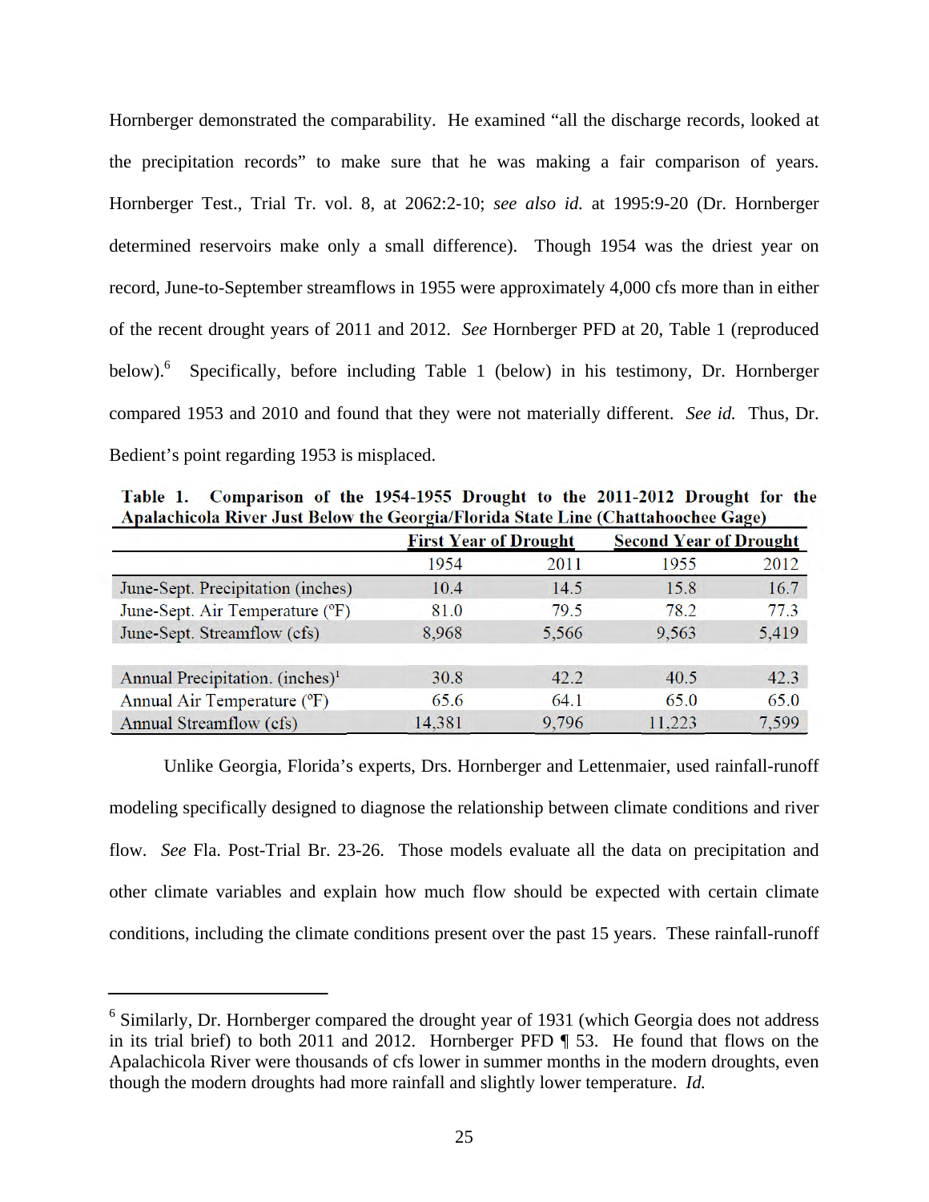Hornberger demonstrated the comparability. He examined "all the discharge records, looked at the precipitation records" to make sure that he was making a fair comparison of years. Hornberger Test., Trial Tr. vol. 8, at 2062:2-10; *see also id.* at 1995:9-20 (Dr. Hornberger determined reservoirs make only a small difference). Though 1954 was the driest year on record, June-to-September streamflows in 1955 were approximately 4,000 cfs more than in either of the recent drought years of 2011 and 2012. *See* Hornberger PFD at 20, Table 1 (reproduced below).[6] Specifically, before including Table 1 (below) in his testimony, Dr. Hornberger compared 1953 and 2010 and found that they were not materially different. *See id.* Thus, Dr. Bedient's point regarding 1953 is misplaced.

**Table 1. Comparison of the 1954-1955 Drought to the 2011-2012 Drought for the Apalachicola River Just Below the Georgia/Florida State Line (Chattahoochee Gage)**

| | First Year of Drought | | Second Year of Drought | |
|---|---|---|---|---|
| | 1954 | 2011 | 1955 | 2012 |
| June-Sept. Precipitation (inches) | 10.4 | 14.5 | 15.8 | 16.7 |
| June-Sept. Air Temperature (ºF) | 81.0 | 79.5 | 78.2 | 77.3 |
| June-Sept. Streamflow (cfs) | 8,968 | 5,566 | 9,563 | 5,419 |
| | | | | |
| Annual Precipitation. (inches)[1] | 30.8 | 42.2 | 40.5 | 42.3 |
| Annual Air Temperature (ºF) | 65.6 | 64.1 | 65.0 | 65.0 |
| Annual Streamflow (cfs) | 14,381 | 9,796 | 11,223 | 7,599 |

Unlike Georgia, Florida's experts, Drs. Hornberger and Lettenmaier, used rainfall-runoff modeling specifically designed to diagnose the relationship between climate conditions and river flow. *See* Fla. Post-Trial Br. 23-26. Those models evaluate all the data on precipitation and other climate variables and explain how much flow should be expected with certain climate conditions, including the climate conditions present over the past 15 years. These rainfall-runoff

---

[6] Similarly, Dr. Hornberger compared the drought year of 1931 (which Georgia does not address in its trial brief) to both 2011 and 2012. Hornberger PFD ¶ 53. He found that flows on the Apalachicola River were thousands of cfs lower in summer months in the modern droughts, even though the modern droughts had more rainfall and slightly lower temperature. *Id.*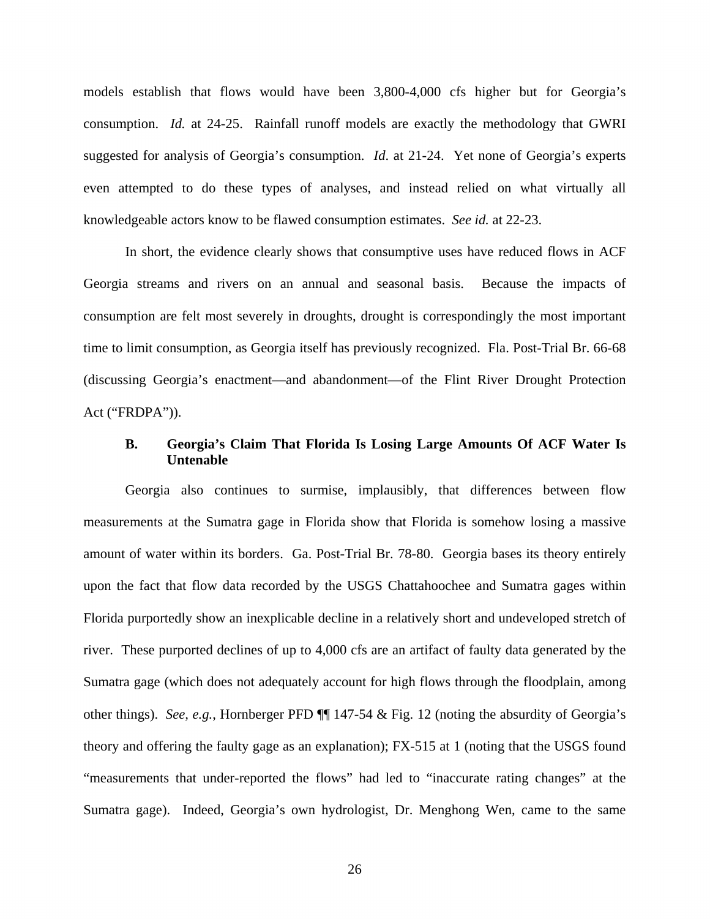models establish that flows would have been 3,800-4,000 cfs higher but for Georgia's consumption. *Id.* at 24-25. Rainfall runoff models are exactly the methodology that GWRI suggested for analysis of Georgia's consumption. *Id*. at 21-24. Yet none of Georgia's experts even attempted to do these types of analyses, and instead relied on what virtually all knowledgeable actors know to be flawed consumption estimates. *See id.* at 22-23.

In short, the evidence clearly shows that consumptive uses have reduced flows in ACF Georgia streams and rivers on an annual and seasonal basis. Because the impacts of consumption are felt most severely in droughts, drought is correspondingly the most important time to limit consumption, as Georgia itself has previously recognized. Fla. Post-Trial Br. 66-68 (discussing Georgia's enactment—and abandonment—of the Flint River Drought Protection Act ("FRDPA")).

### B. Georgia's Claim That Florida Is Losing Large Amounts Of ACF Water Is Untenable

Georgia also continues to surmise, implausibly, that differences between flow measurements at the Sumatra gage in Florida show that Florida is somehow losing a massive amount of water within its borders. Ga. Post-Trial Br. 78-80. Georgia bases its theory entirely upon the fact that flow data recorded by the USGS Chattahoochee and Sumatra gages within Florida purportedly show an inexplicable decline in a relatively short and undeveloped stretch of river. These purported declines of up to 4,000 cfs are an artifact of faulty data generated by the Sumatra gage (which does not adequately account for high flows through the floodplain, among other things). *See, e.g.*, Hornberger PFD ¶¶ 147-54 & Fig. 12 (noting the absurdity of Georgia's theory and offering the faulty gage as an explanation); FX-515 at 1 (noting that the USGS found "measurements that under-reported the flows" had led to "inaccurate rating changes" at the Sumatra gage). Indeed, Georgia's own hydrologist, Dr. Menghong Wen, came to the same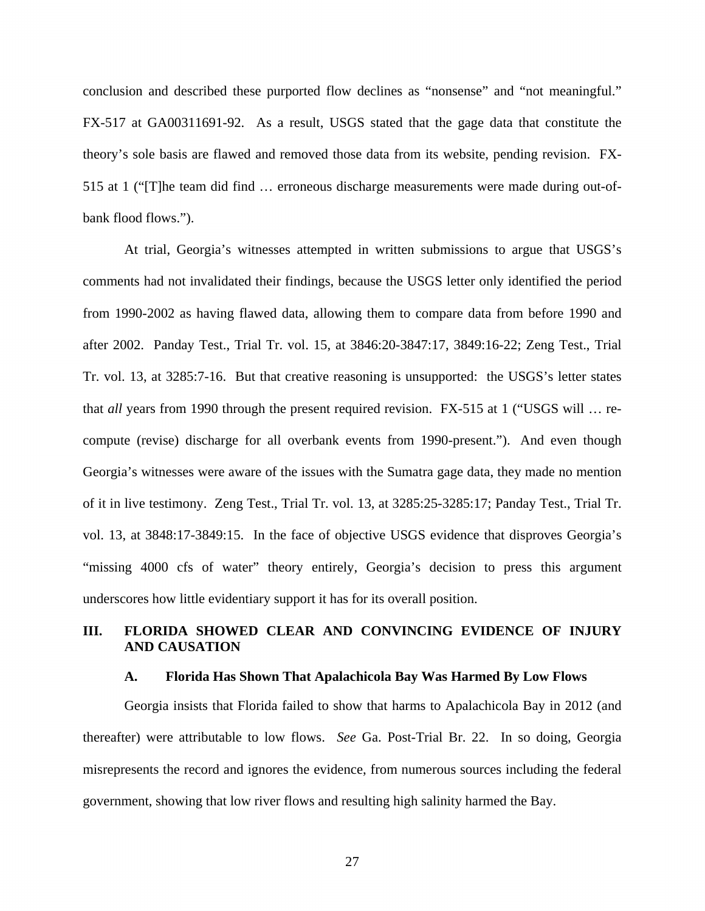conclusion and described these purported flow declines as "nonsense" and "not meaningful." FX-517 at GA00311691-92. As a result, USGS stated that the gage data that constitute the theory's sole basis are flawed and removed those data from its website, pending revision. FX-515 at 1 ("[T]he team did find … erroneous discharge measurements were made during out-of-bank flood flows.").

At trial, Georgia's witnesses attempted in written submissions to argue that USGS's comments had not invalidated their findings, because the USGS letter only identified the period from 1990-2002 as having flawed data, allowing them to compare data from before 1990 and after 2002. Panday Test., Trial Tr. vol. 15, at 3846:20-3847:17, 3849:16-22; Zeng Test., Trial Tr. vol. 13, at 3285:7-16. But that creative reasoning is unsupported: the USGS's letter states that *all* years from 1990 through the present required revision. FX-515 at 1 ("USGS will … re-compute (revise) discharge for all overbank events from 1990-present."). And even though Georgia's witnesses were aware of the issues with the Sumatra gage data, they made no mention of it in live testimony. Zeng Test., Trial Tr. vol. 13, at 3285:25-3285:17; Panday Test., Trial Tr. vol. 13, at 3848:17-3849:15. In the face of objective USGS evidence that disproves Georgia's "missing 4000 cfs of water" theory entirely, Georgia's decision to press this argument underscores how little evidentiary support it has for its overall position.

## III. FLORIDA SHOWED CLEAR AND CONVINCING EVIDENCE OF INJURY AND CAUSATION

### A. Florida Has Shown That Apalachicola Bay Was Harmed By Low Flows

Georgia insists that Florida failed to show that harms to Apalachicola Bay in 2012 (and thereafter) were attributable to low flows. *See* Ga. Post-Trial Br. 22. In so doing, Georgia misrepresents the record and ignores the evidence, from numerous sources including the federal government, showing that low river flows and resulting high salinity harmed the Bay.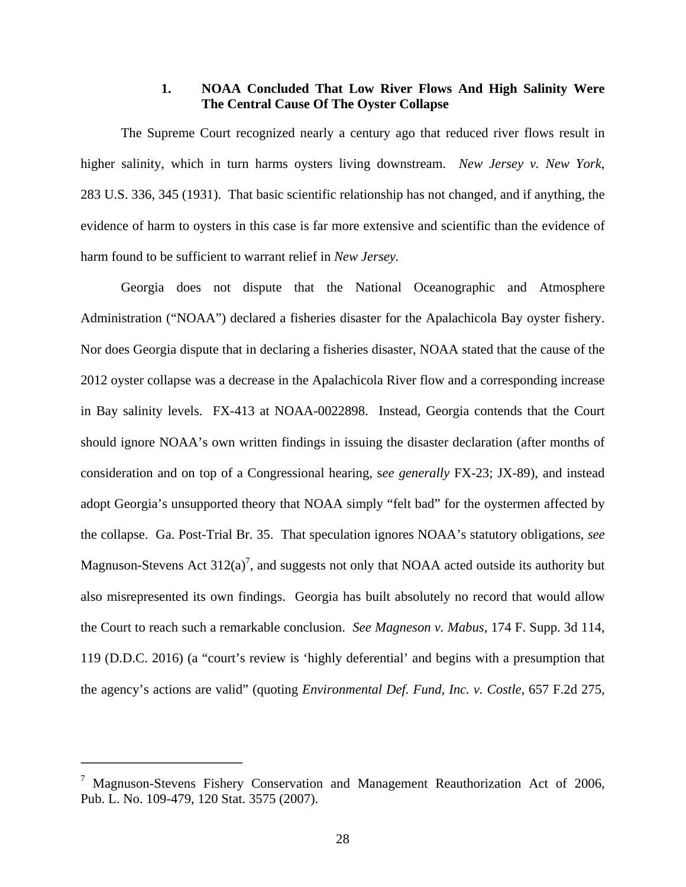### 1. NOAA Concluded That Low River Flows And High Salinity Were The Central Cause Of The Oyster Collapse

The Supreme Court recognized nearly a century ago that reduced river flows result in higher salinity, which in turn harms oysters living downstream. *New Jersey v. New York*, 283 U.S. 336, 345 (1931). That basic scientific relationship has not changed, and if anything, the evidence of harm to oysters in this case is far more extensive and scientific than the evidence of harm found to be sufficient to warrant relief in *New Jersey.*

Georgia does not dispute that the National Oceanographic and Atmosphere Administration ("NOAA") declared a fisheries disaster for the Apalachicola Bay oyster fishery. Nor does Georgia dispute that in declaring a fisheries disaster, NOAA stated that the cause of the 2012 oyster collapse was a decrease in the Apalachicola River flow and a corresponding increase in Bay salinity levels. FX-413 at NOAA-0022898. Instead, Georgia contends that the Court should ignore NOAA's own written findings in issuing the disaster declaration (after months of consideration and on top of a Congressional hearing, s*ee generally* FX-23; JX-89), and instead adopt Georgia's unsupported theory that NOAA simply "felt bad" for the oystermen affected by the collapse. Ga. Post-Trial Br. 35. That speculation ignores NOAA's statutory obligations, *see* Magnuson-Stevens Act 312(a)[7], and suggests not only that NOAA acted outside its authority but also misrepresented its own findings. Georgia has built absolutely no record that would allow the Court to reach such a remarkable conclusion. *See Magneson v. Mabus*, 174 F. Supp. 3d 114, 119 (D.D.C. 2016) (a "court's review is 'highly deferential' and begins with a presumption that the agency's actions are valid" (quoting *Environmental Def. Fund, Inc. v. Costle*, 657 F.2d 275,

---

[7] Magnuson-Stevens Fishery Conservation and Management Reauthorization Act of 2006, Pub. L. No. 109-479, 120 Stat. 3575 (2007).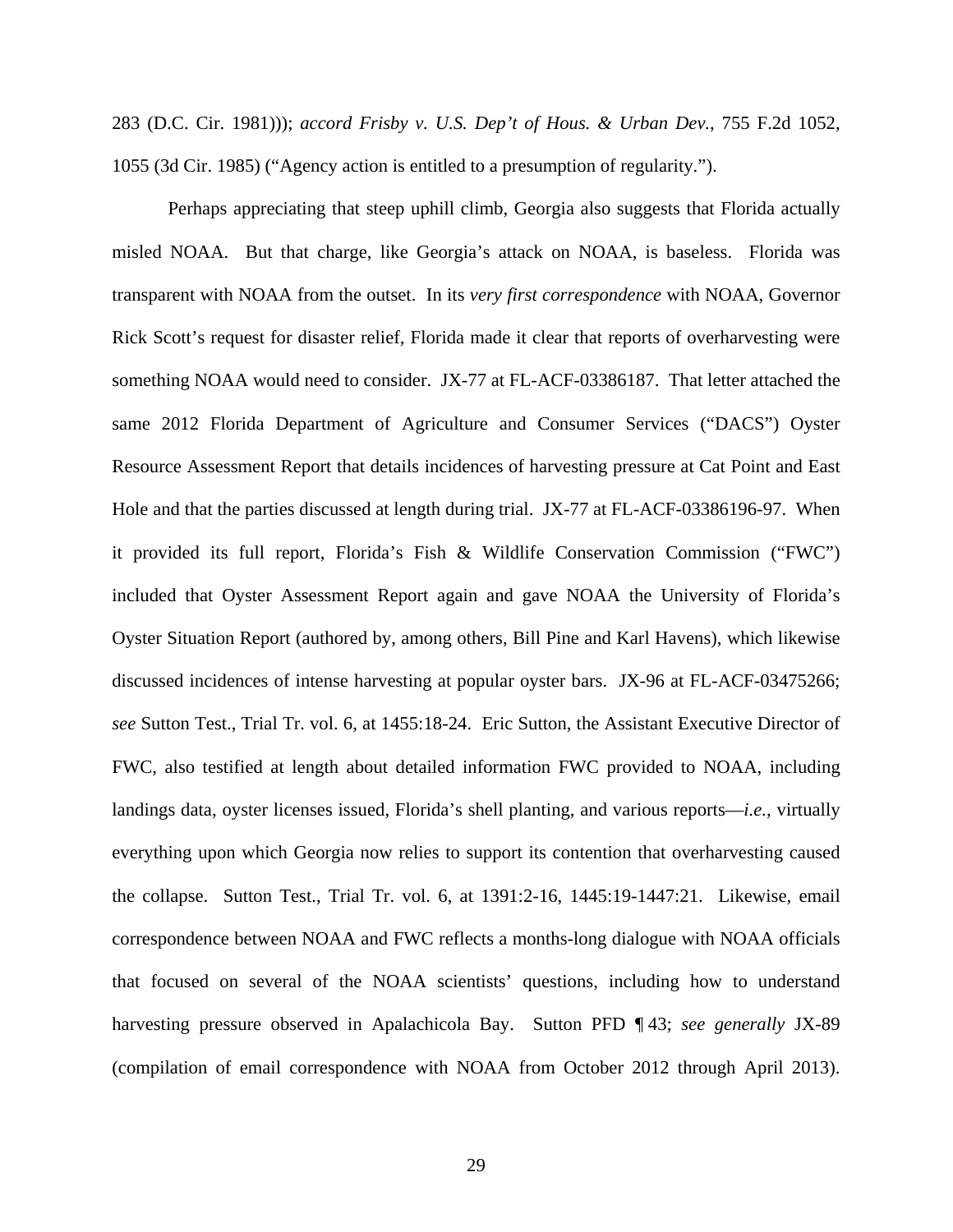283 (D.C. Cir. 1981))); *accord Frisby v. U.S. Dep't of Hous. & Urban Dev.*, 755 F.2d 1052, 1055 (3d Cir. 1985) ("Agency action is entitled to a presumption of regularity.").

Perhaps appreciating that steep uphill climb, Georgia also suggests that Florida actually misled NOAA. But that charge, like Georgia's attack on NOAA, is baseless. Florida was transparent with NOAA from the outset. In its *very first correspondence* with NOAA, Governor Rick Scott's request for disaster relief, Florida made it clear that reports of overharvesting were something NOAA would need to consider. JX-77 at FL-ACF-03386187. That letter attached the same 2012 Florida Department of Agriculture and Consumer Services ("DACS") Oyster Resource Assessment Report that details incidences of harvesting pressure at Cat Point and East Hole and that the parties discussed at length during trial. JX-77 at FL-ACF-03386196-97. When it provided its full report, Florida's Fish & Wildlife Conservation Commission ("FWC") included that Oyster Assessment Report again and gave NOAA the University of Florida's Oyster Situation Report (authored by, among others, Bill Pine and Karl Havens), which likewise discussed incidences of intense harvesting at popular oyster bars. JX-96 at FL-ACF-03475266; *see* Sutton Test., Trial Tr. vol. 6, at 1455:18-24. Eric Sutton, the Assistant Executive Director of FWC, also testified at length about detailed information FWC provided to NOAA, including landings data, oyster licenses issued, Florida's shell planting, and various reports—*i.e.*, virtually everything upon which Georgia now relies to support its contention that overharvesting caused the collapse. Sutton Test., Trial Tr. vol. 6, at 1391:2-16, 1445:19-1447:21. Likewise, email correspondence between NOAA and FWC reflects a months-long dialogue with NOAA officials that focused on several of the NOAA scientists' questions, including how to understand harvesting pressure observed in Apalachicola Bay. Sutton PFD ¶ 43; *see generally* JX-89 (compilation of email correspondence with NOAA from October 2012 through April 2013).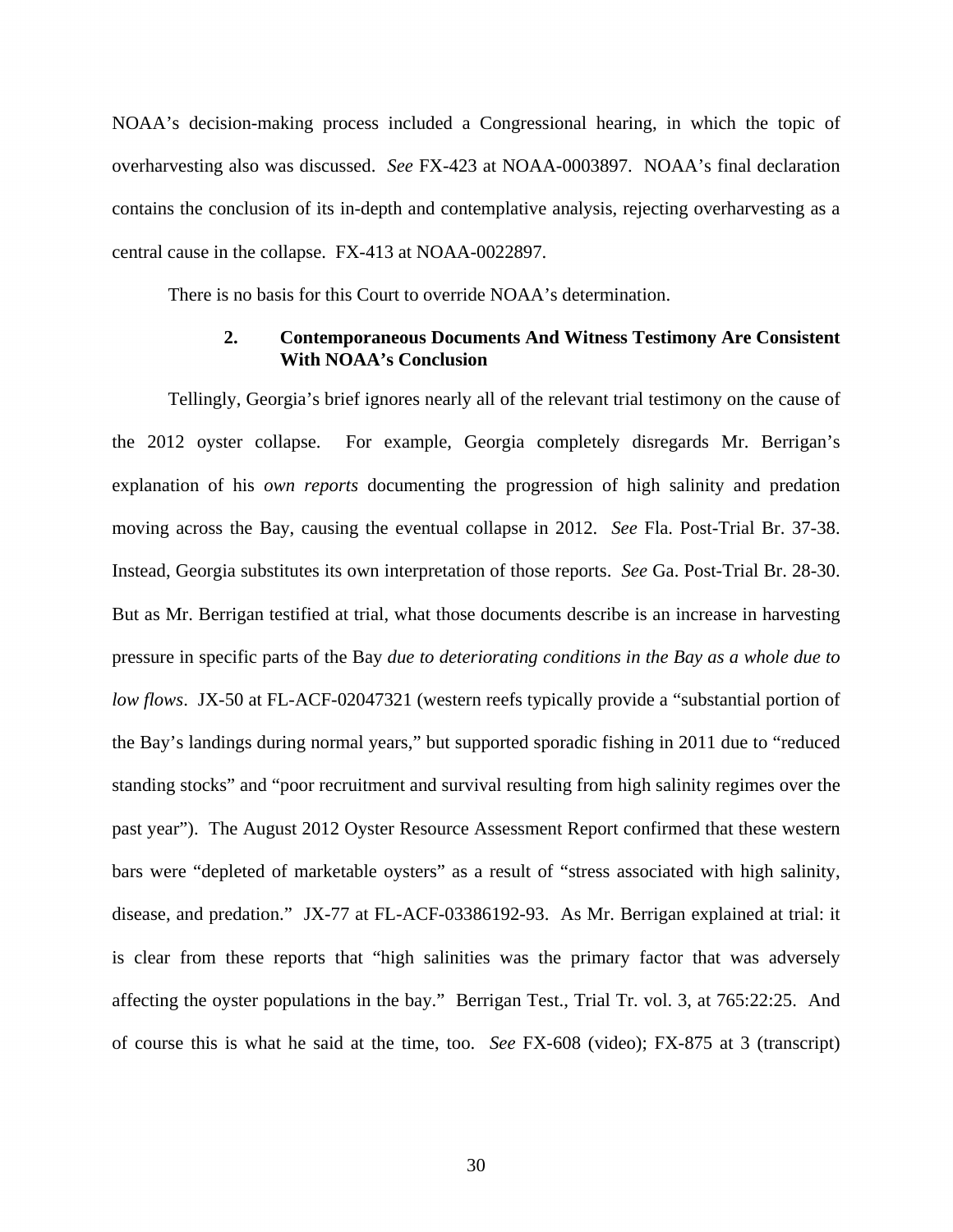NOAA's decision-making process included a Congressional hearing, in which the topic of overharvesting also was discussed. *See* FX-423 at NOAA-0003897. NOAA's final declaration contains the conclusion of its in-depth and contemplative analysis, rejecting overharvesting as a central cause in the collapse. FX-413 at NOAA-0022897.

There is no basis for this Court to override NOAA's determination.

### 2. Contemporaneous Documents And Witness Testimony Are Consistent With NOAA's Conclusion

Tellingly, Georgia's brief ignores nearly all of the relevant trial testimony on the cause of the 2012 oyster collapse. For example, Georgia completely disregards Mr. Berrigan's explanation of his *own reports* documenting the progression of high salinity and predation moving across the Bay, causing the eventual collapse in 2012. *See* Fla. Post-Trial Br. 37-38. Instead, Georgia substitutes its own interpretation of those reports. *See* Ga. Post-Trial Br. 28-30. But as Mr. Berrigan testified at trial, what those documents describe is an increase in harvesting pressure in specific parts of the Bay *due to deteriorating conditions in the Bay as a whole due to low flows*. JX-50 at FL-ACF-02047321 (western reefs typically provide a "substantial portion of the Bay's landings during normal years," but supported sporadic fishing in 2011 due to "reduced standing stocks" and "poor recruitment and survival resulting from high salinity regimes over the past year"). The August 2012 Oyster Resource Assessment Report confirmed that these western bars were "depleted of marketable oysters" as a result of "stress associated with high salinity, disease, and predation." JX-77 at FL-ACF-03386192-93. As Mr. Berrigan explained at trial: it is clear from these reports that "high salinities was the primary factor that was adversely affecting the oyster populations in the bay." Berrigan Test., Trial Tr. vol. 3, at 765:22:25. And of course this is what he said at the time, too. *See* FX-608 (video); FX-875 at 3 (transcript)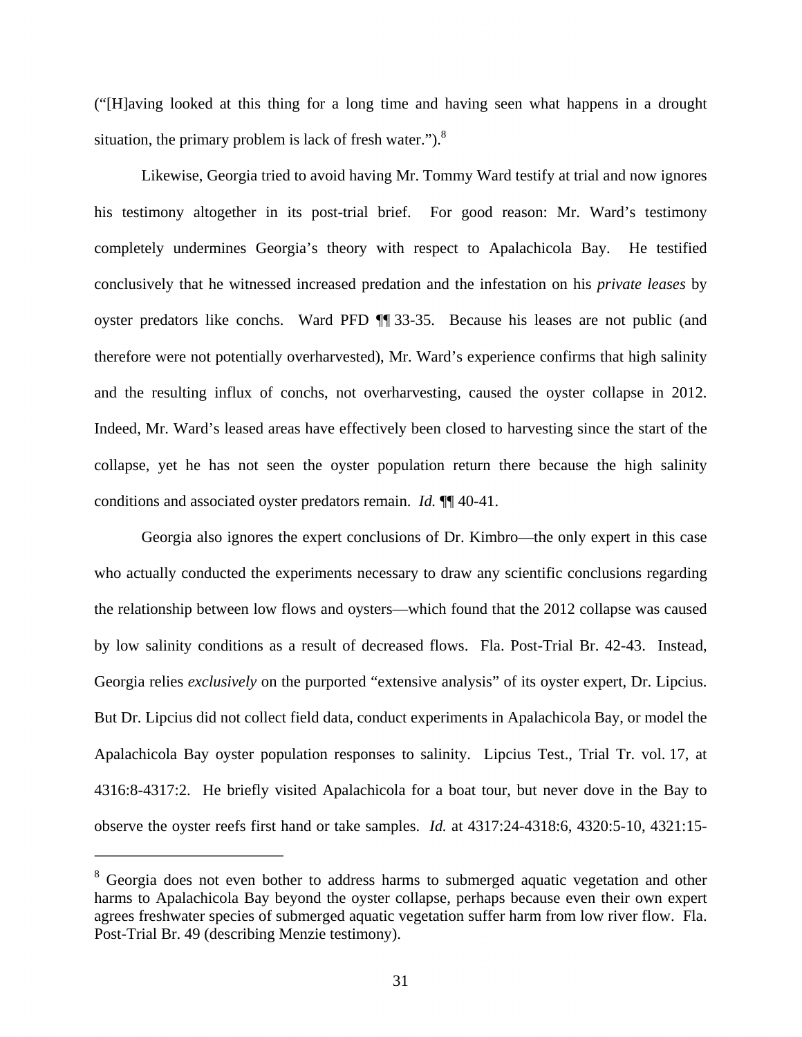("[H]aving looked at this thing for a long time and having seen what happens in a drought situation, the primary problem is lack of fresh water.").[8]

Likewise, Georgia tried to avoid having Mr. Tommy Ward testify at trial and now ignores his testimony altogether in its post-trial brief. For good reason: Mr. Ward's testimony completely undermines Georgia's theory with respect to Apalachicola Bay. He testified conclusively that he witnessed increased predation and the infestation on his *private leases* by oyster predators like conchs. Ward PFD ¶¶ 33-35. Because his leases are not public (and therefore were not potentially overharvested), Mr. Ward's experience confirms that high salinity and the resulting influx of conchs, not overharvesting, caused the oyster collapse in 2012. Indeed, Mr. Ward's leased areas have effectively been closed to harvesting since the start of the collapse, yet he has not seen the oyster population return there because the high salinity conditions and associated oyster predators remain. *Id.* ¶¶ 40-41.

Georgia also ignores the expert conclusions of Dr. Kimbro—the only expert in this case who actually conducted the experiments necessary to draw any scientific conclusions regarding the relationship between low flows and oysters—which found that the 2012 collapse was caused by low salinity conditions as a result of decreased flows. Fla. Post-Trial Br. 42-43. Instead, Georgia relies *exclusively* on the purported "extensive analysis" of its oyster expert, Dr. Lipcius. But Dr. Lipcius did not collect field data, conduct experiments in Apalachicola Bay, or model the Apalachicola Bay oyster population responses to salinity. Lipcius Test., Trial Tr. vol. 17, at 4316:8-4317:2. He briefly visited Apalachicola for a boat tour, but never dove in the Bay to observe the oyster reefs first hand or take samples. *Id.* at 4317:24-4318:6, 4320:5-10, 4321:15-

---

[8] Georgia does not even bother to address harms to submerged aquatic vegetation and other harms to Apalachicola Bay beyond the oyster collapse, perhaps because even their own expert agrees freshwater species of submerged aquatic vegetation suffer harm from low river flow. Fla. Post-Trial Br. 49 (describing Menzie testimony).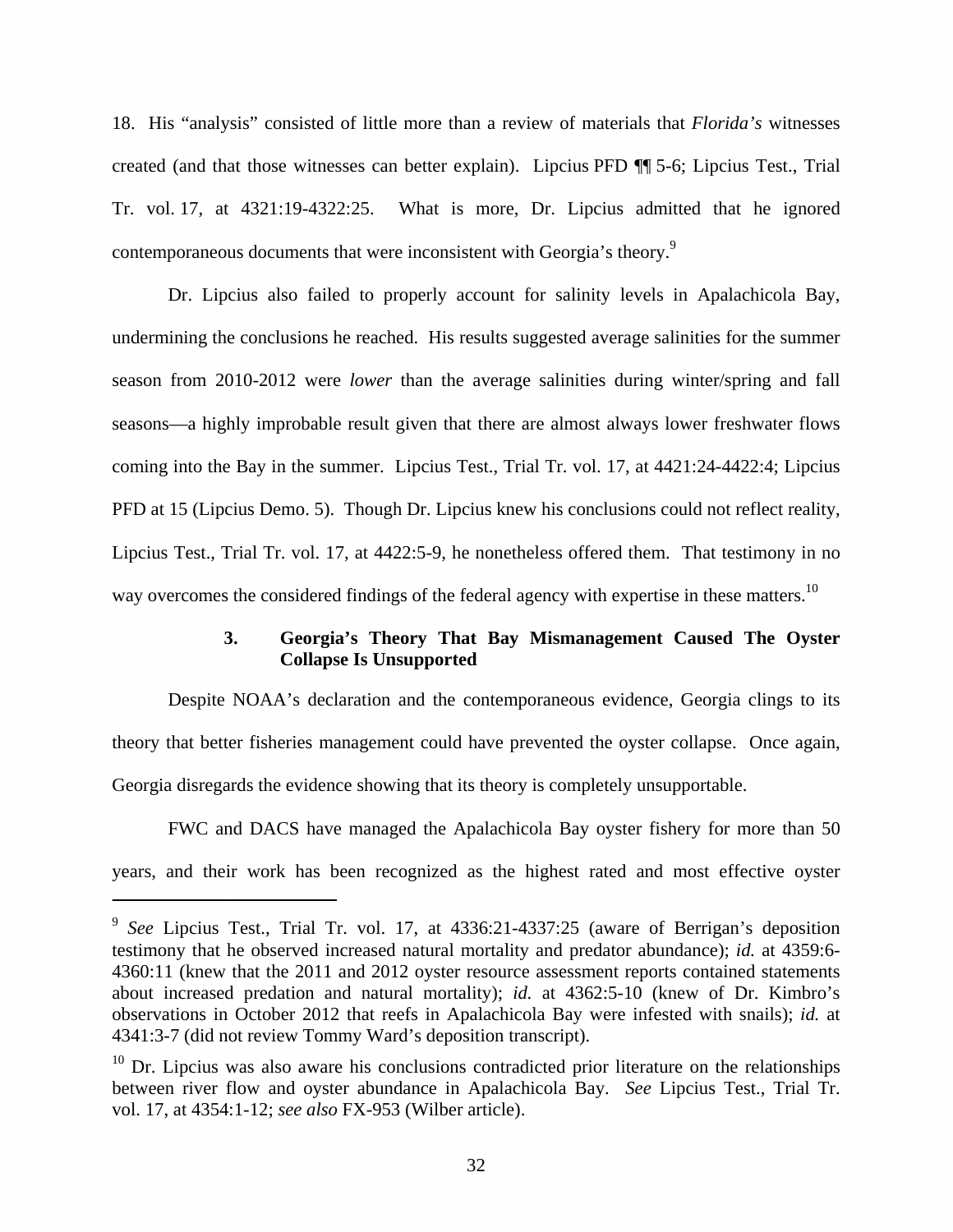18. His "analysis" consisted of little more than a review of materials that *Florida's* witnesses created (and that those witnesses can better explain). Lipcius PFD ¶¶ 5-6; Lipcius Test., Trial Tr. vol. 17, at 4321:19-4322:25. What is more, Dr. Lipcius admitted that he ignored contemporaneous documents that were inconsistent with Georgia's theory.[9]

Dr. Lipcius also failed to properly account for salinity levels in Apalachicola Bay, undermining the conclusions he reached. His results suggested average salinities for the summer season from 2010-2012 were *lower* than the average salinities during winter/spring and fall seasons—a highly improbable result given that there are almost always lower freshwater flows coming into the Bay in the summer. Lipcius Test., Trial Tr. vol. 17, at 4421:24-4422:4; Lipcius PFD at 15 (Lipcius Demo. 5). Though Dr. Lipcius knew his conclusions could not reflect reality, Lipcius Test., Trial Tr. vol. 17, at 4422:5-9, he nonetheless offered them. That testimony in no way overcomes the considered findings of the federal agency with expertise in these matters.[10]

### 3. Georgia's Theory That Bay Mismanagement Caused The Oyster Collapse Is Unsupported

Despite NOAA's declaration and the contemporaneous evidence, Georgia clings to its theory that better fisheries management could have prevented the oyster collapse. Once again, Georgia disregards the evidence showing that its theory is completely unsupportable.

FWC and DACS have managed the Apalachicola Bay oyster fishery for more than 50 years, and their work has been recognized as the highest rated and most effective oyster

---

[9] *See* Lipcius Test., Trial Tr. vol. 17, at 4336:21-4337:25 (aware of Berrigan's deposition testimony that he observed increased natural mortality and predator abundance); *id.* at 4359:6-4360:11 (knew that the 2011 and 2012 oyster resource assessment reports contained statements about increased predation and natural mortality); *id.* at 4362:5-10 (knew of Dr. Kimbro's observations in October 2012 that reefs in Apalachicola Bay were infested with snails); *id.* at 4341:3-7 (did not review Tommy Ward's deposition transcript).

[10] Dr. Lipcius was also aware his conclusions contradicted prior literature on the relationships between river flow and oyster abundance in Apalachicola Bay. *See* Lipcius Test., Trial Tr. vol. 17, at 4354:1-12; *see also* FX-953 (Wilber article).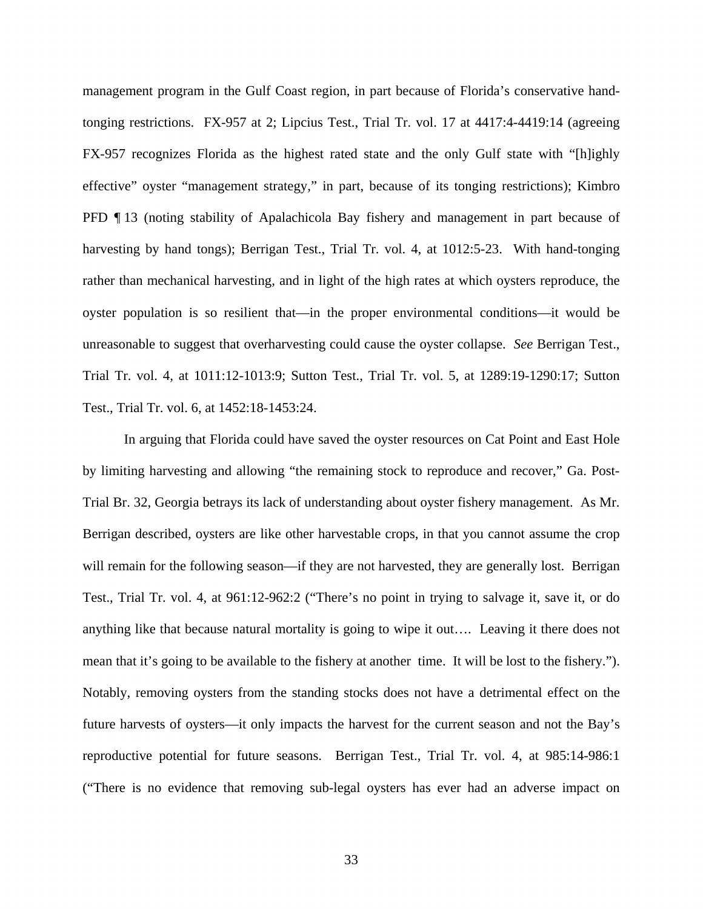management program in the Gulf Coast region, in part because of Florida's conservative hand-tonging restrictions. FX-957 at 2; Lipcius Test., Trial Tr. vol. 17 at 4417:4-4419:14 (agreeing FX-957 recognizes Florida as the highest rated state and the only Gulf state with "[h]ighly effective" oyster "management strategy," in part, because of its tonging restrictions); Kimbro PFD ¶ 13 (noting stability of Apalachicola Bay fishery and management in part because of harvesting by hand tongs); Berrigan Test., Trial Tr. vol. 4, at 1012:5-23. With hand-tonging rather than mechanical harvesting, and in light of the high rates at which oysters reproduce, the oyster population is so resilient that—in the proper environmental conditions—it would be unreasonable to suggest that overharvesting could cause the oyster collapse. *See* Berrigan Test., Trial Tr. vol. 4, at 1011:12-1013:9; Sutton Test., Trial Tr. vol. 5, at 1289:19-1290:17; Sutton Test., Trial Tr. vol. 6, at 1452:18-1453:24.

In arguing that Florida could have saved the oyster resources on Cat Point and East Hole by limiting harvesting and allowing "the remaining stock to reproduce and recover," Ga. Post-Trial Br. 32, Georgia betrays its lack of understanding about oyster fishery management. As Mr. Berrigan described, oysters are like other harvestable crops, in that you cannot assume the crop will remain for the following season—if they are not harvested, they are generally lost. Berrigan Test., Trial Tr. vol. 4, at 961:12-962:2 ("There's no point in trying to salvage it, save it, or do anything like that because natural mortality is going to wipe it out…. Leaving it there does not mean that it's going to be available to the fishery at another time. It will be lost to the fishery."). Notably, removing oysters from the standing stocks does not have a detrimental effect on the future harvests of oysters—it only impacts the harvest for the current season and not the Bay's reproductive potential for future seasons. Berrigan Test., Trial Tr. vol. 4, at 985:14-986:1 ("There is no evidence that removing sub-legal oysters has ever had an adverse impact on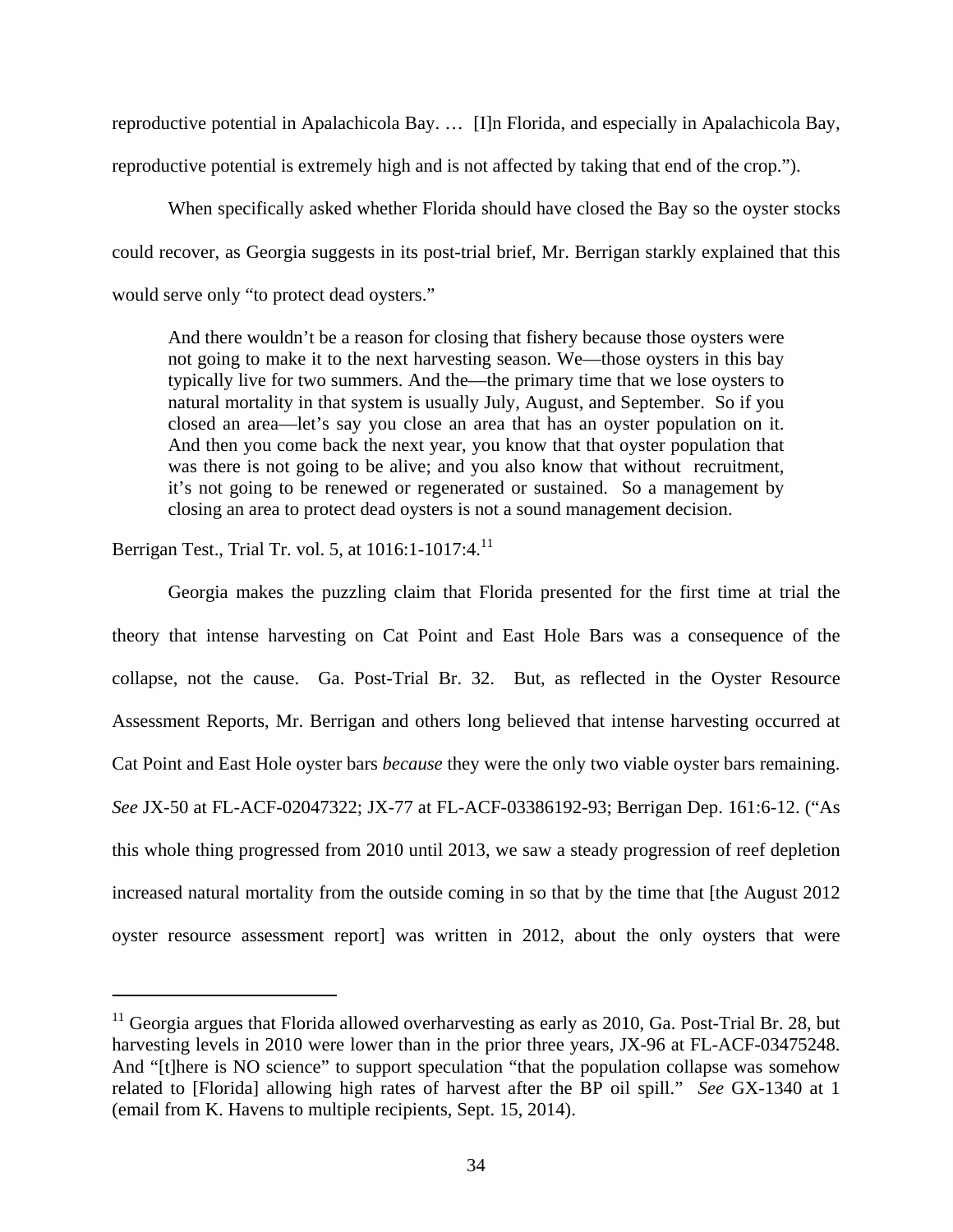reproductive potential in Apalachicola Bay. … [I]n Florida, and especially in Apalachicola Bay, reproductive potential is extremely high and is not affected by taking that end of the crop.").

When specifically asked whether Florida should have closed the Bay so the oyster stocks could recover, as Georgia suggests in its post-trial brief, Mr. Berrigan starkly explained that this would serve only "to protect dead oysters."

> And there wouldn't be a reason for closing that fishery because those oysters were not going to make it to the next harvesting season. We—those oysters in this bay typically live for two summers. And the—the primary time that we lose oysters to natural mortality in that system is usually July, August, and September. So if you closed an area—let's say you close an area that has an oyster population on it. And then you come back the next year, you know that that oyster population that was there is not going to be alive; and you also know that without recruitment, it's not going to be renewed or regenerated or sustained. So a management by closing an area to protect dead oysters is not a sound management decision.

Berrigan Test., Trial Tr. vol. 5, at 1016:1-1017:4.[11]

Georgia makes the puzzling claim that Florida presented for the first time at trial the theory that intense harvesting on Cat Point and East Hole Bars was a consequence of the collapse, not the cause. Ga. Post-Trial Br. 32. But, as reflected in the Oyster Resource Assessment Reports, Mr. Berrigan and others long believed that intense harvesting occurred at Cat Point and East Hole oyster bars *because* they were the only two viable oyster bars remaining. *See* JX-50 at FL-ACF-02047322; JX-77 at FL-ACF-03386192-93; Berrigan Dep. 161:6-12. ("As this whole thing progressed from 2010 until 2013, we saw a steady progression of reef depletion increased natural mortality from the outside coming in so that by the time that [the August 2012 oyster resource assessment report] was written in 2012, about the only oysters that were

[11] Georgia argues that Florida allowed overharvesting as early as 2010, Ga. Post-Trial Br. 28, but harvesting levels in 2010 were lower than in the prior three years, JX-96 at FL-ACF-03475248. And "[t]here is NO science" to support speculation "that the population collapse was somehow related to [Florida] allowing high rates of harvest after the BP oil spill." *See* GX-1340 at 1 (email from K. Havens to multiple recipients, Sept. 15, 2014).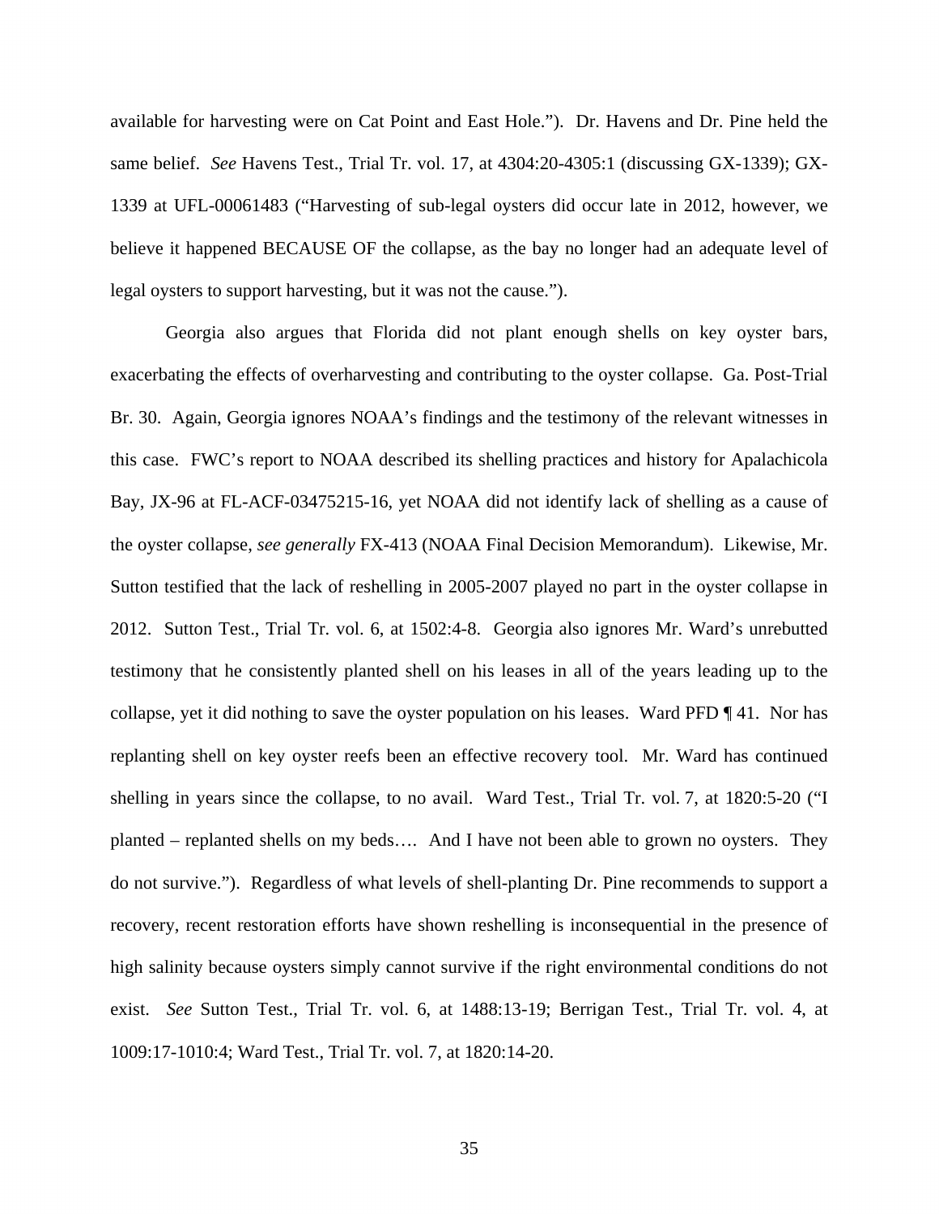available for harvesting were on Cat Point and East Hole."). Dr. Havens and Dr. Pine held the same belief. *See* Havens Test., Trial Tr. vol. 17, at 4304:20-4305:1 (discussing GX-1339); GX-1339 at UFL-00061483 ("Harvesting of sub-legal oysters did occur late in 2012, however, we believe it happened BECAUSE OF the collapse, as the bay no longer had an adequate level of legal oysters to support harvesting, but it was not the cause.").

Georgia also argues that Florida did not plant enough shells on key oyster bars, exacerbating the effects of overharvesting and contributing to the oyster collapse. Ga. Post-Trial Br. 30. Again, Georgia ignores NOAA's findings and the testimony of the relevant witnesses in this case. FWC's report to NOAA described its shelling practices and history for Apalachicola Bay, JX-96 at FL-ACF-03475215-16, yet NOAA did not identify lack of shelling as a cause of the oyster collapse, *see generally* FX-413 (NOAA Final Decision Memorandum). Likewise, Mr. Sutton testified that the lack of reshelling in 2005-2007 played no part in the oyster collapse in 2012. Sutton Test., Trial Tr. vol. 6, at 1502:4-8. Georgia also ignores Mr. Ward's unrebutted testimony that he consistently planted shell on his leases in all of the years leading up to the collapse, yet it did nothing to save the oyster population on his leases. Ward PFD ¶ 41. Nor has replanting shell on key oyster reefs been an effective recovery tool. Mr. Ward has continued shelling in years since the collapse, to no avail. Ward Test., Trial Tr. vol. 7, at 1820:5-20 ("I planted – replanted shells on my beds…. And I have not been able to grown no oysters. They do not survive."). Regardless of what levels of shell-planting Dr. Pine recommends to support a recovery, recent restoration efforts have shown reshelling is inconsequential in the presence of high salinity because oysters simply cannot survive if the right environmental conditions do not exist. *See* Sutton Test., Trial Tr. vol. 6, at 1488:13-19; Berrigan Test., Trial Tr. vol. 4, at 1009:17-1010:4; Ward Test., Trial Tr. vol. 7, at 1820:14-20.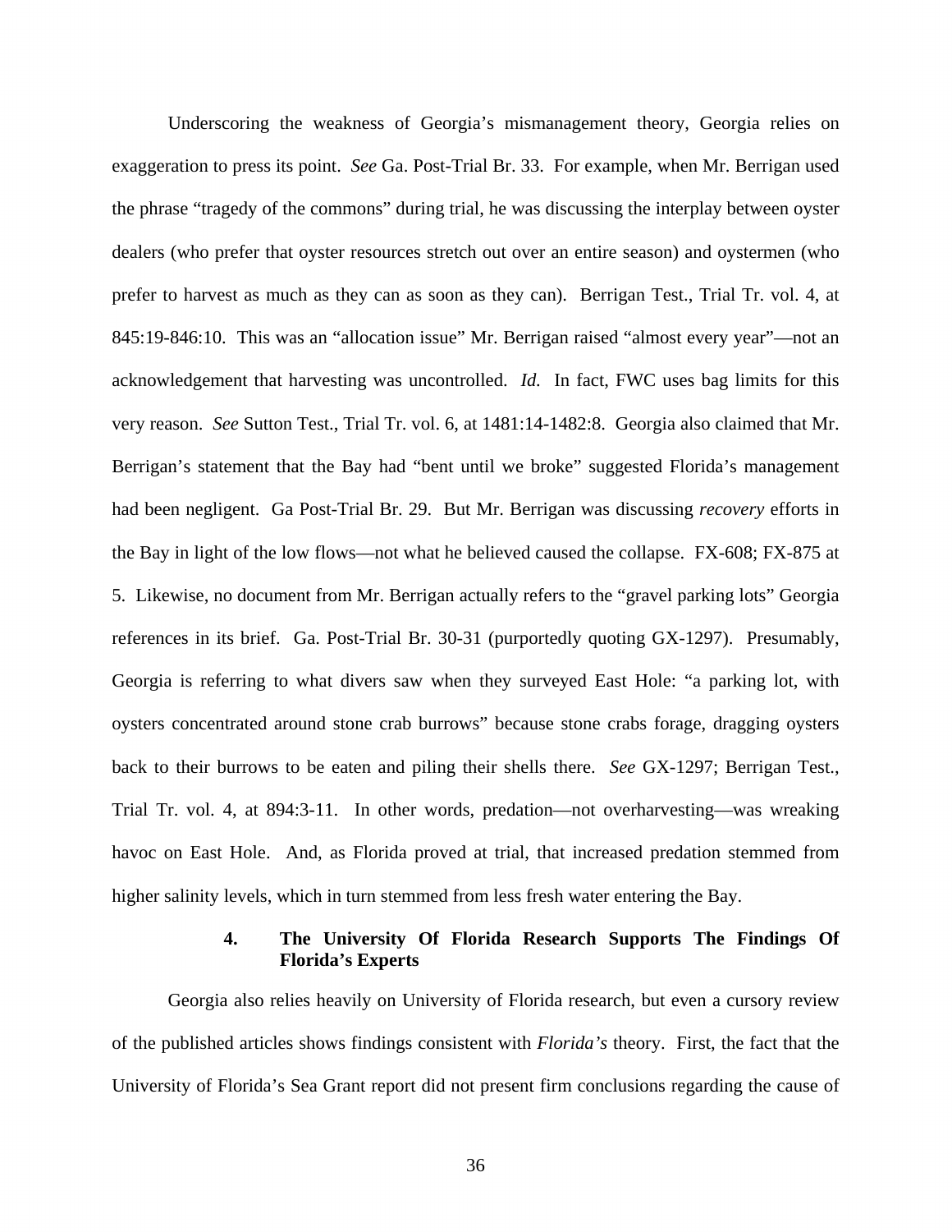Underscoring the weakness of Georgia's mismanagement theory, Georgia relies on exaggeration to press its point. *See* Ga. Post-Trial Br. 33. For example, when Mr. Berrigan used the phrase "tragedy of the commons" during trial, he was discussing the interplay between oyster dealers (who prefer that oyster resources stretch out over an entire season) and oystermen (who prefer to harvest as much as they can as soon as they can). Berrigan Test., Trial Tr. vol. 4, at 845:19-846:10. This was an "allocation issue" Mr. Berrigan raised "almost every year"—not an acknowledgement that harvesting was uncontrolled. *Id.* In fact, FWC uses bag limits for this very reason. *See* Sutton Test., Trial Tr. vol. 6, at 1481:14-1482:8. Georgia also claimed that Mr. Berrigan's statement that the Bay had "bent until we broke" suggested Florida's management had been negligent. Ga Post-Trial Br. 29. But Mr. Berrigan was discussing *recovery* efforts in the Bay in light of the low flows—not what he believed caused the collapse. FX-608; FX-875 at 5. Likewise, no document from Mr. Berrigan actually refers to the "gravel parking lots" Georgia references in its brief. Ga. Post-Trial Br. 30-31 (purportedly quoting GX-1297). Presumably, Georgia is referring to what divers saw when they surveyed East Hole: "a parking lot, with oysters concentrated around stone crab burrows" because stone crabs forage, dragging oysters back to their burrows to be eaten and piling their shells there. *See* GX-1297; Berrigan Test., Trial Tr. vol. 4, at 894:3-11. In other words, predation—not overharvesting—was wreaking havoc on East Hole. And, as Florida proved at trial, that increased predation stemmed from higher salinity levels, which in turn stemmed from less fresh water entering the Bay.

#### 4. The University Of Florida Research Supports The Findings Of Florida's Experts

Georgia also relies heavily on University of Florida research, but even a cursory review of the published articles shows findings consistent with *Florida's* theory. First, the fact that the University of Florida's Sea Grant report did not present firm conclusions regarding the cause of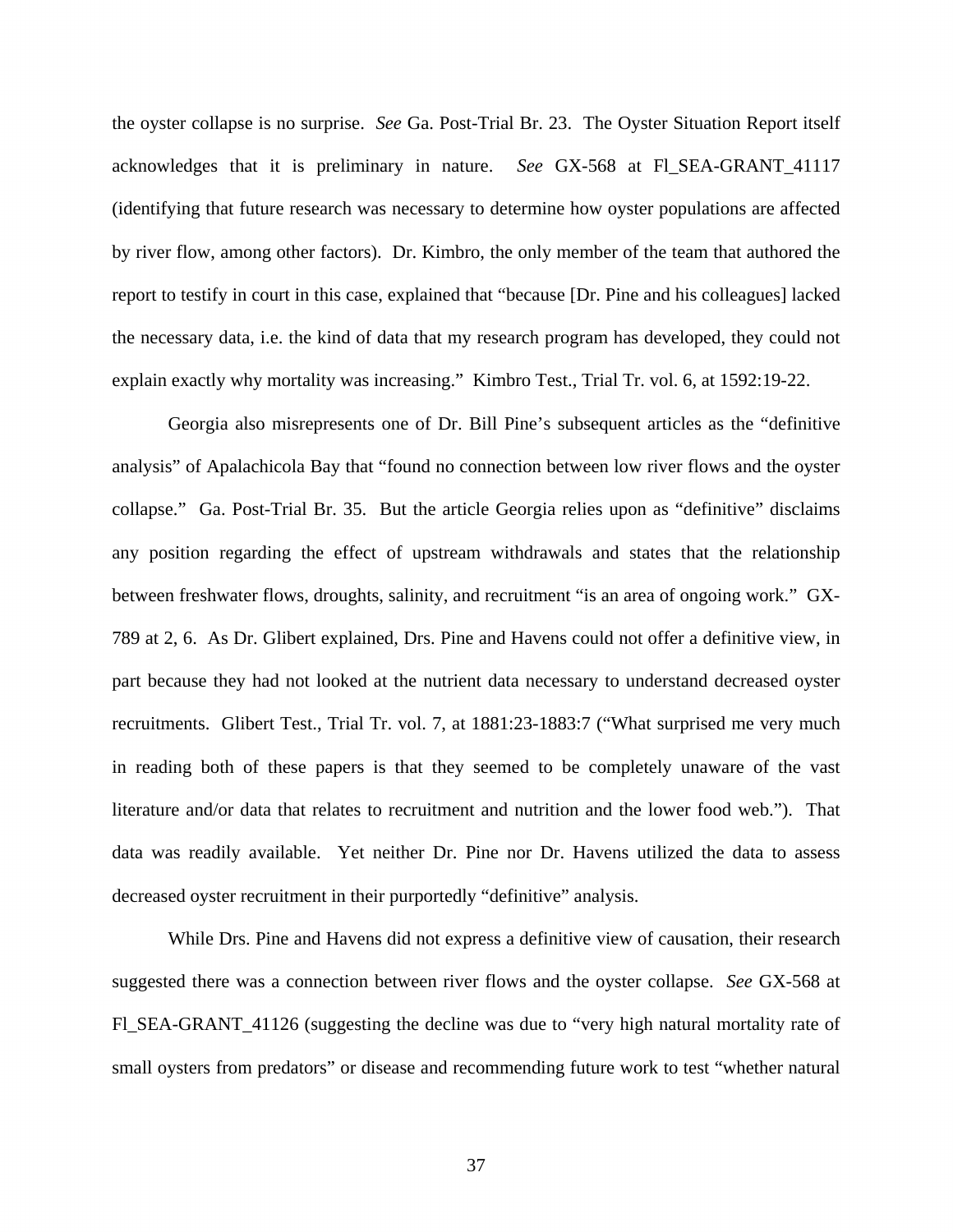the oyster collapse is no surprise. *See* Ga. Post-Trial Br. 23. The Oyster Situation Report itself acknowledges that it is preliminary in nature. *See* GX-568 at Fl_SEA-GRANT_41117 (identifying that future research was necessary to determine how oyster populations are affected by river flow, among other factors). Dr. Kimbro, the only member of the team that authored the report to testify in court in this case, explained that "because [Dr. Pine and his colleagues] lacked the necessary data, i.e. the kind of data that my research program has developed, they could not explain exactly why mortality was increasing." Kimbro Test., Trial Tr. vol. 6, at 1592:19-22.

Georgia also misrepresents one of Dr. Bill Pine's subsequent articles as the "definitive analysis" of Apalachicola Bay that "found no connection between low river flows and the oyster collapse." Ga. Post-Trial Br. 35. But the article Georgia relies upon as "definitive" disclaims any position regarding the effect of upstream withdrawals and states that the relationship between freshwater flows, droughts, salinity, and recruitment "is an area of ongoing work." GX-789 at 2, 6. As Dr. Glibert explained, Drs. Pine and Havens could not offer a definitive view, in part because they had not looked at the nutrient data necessary to understand decreased oyster recruitments. Glibert Test., Trial Tr. vol. 7, at 1881:23-1883:7 ("What surprised me very much in reading both of these papers is that they seemed to be completely unaware of the vast literature and/or data that relates to recruitment and nutrition and the lower food web."). That data was readily available. Yet neither Dr. Pine nor Dr. Havens utilized the data to assess decreased oyster recruitment in their purportedly "definitive" analysis.

While Drs. Pine and Havens did not express a definitive view of causation, their research suggested there was a connection between river flows and the oyster collapse. *See* GX-568 at Fl_SEA-GRANT_41126 (suggesting the decline was due to "very high natural mortality rate of small oysters from predators" or disease and recommending future work to test "whether natural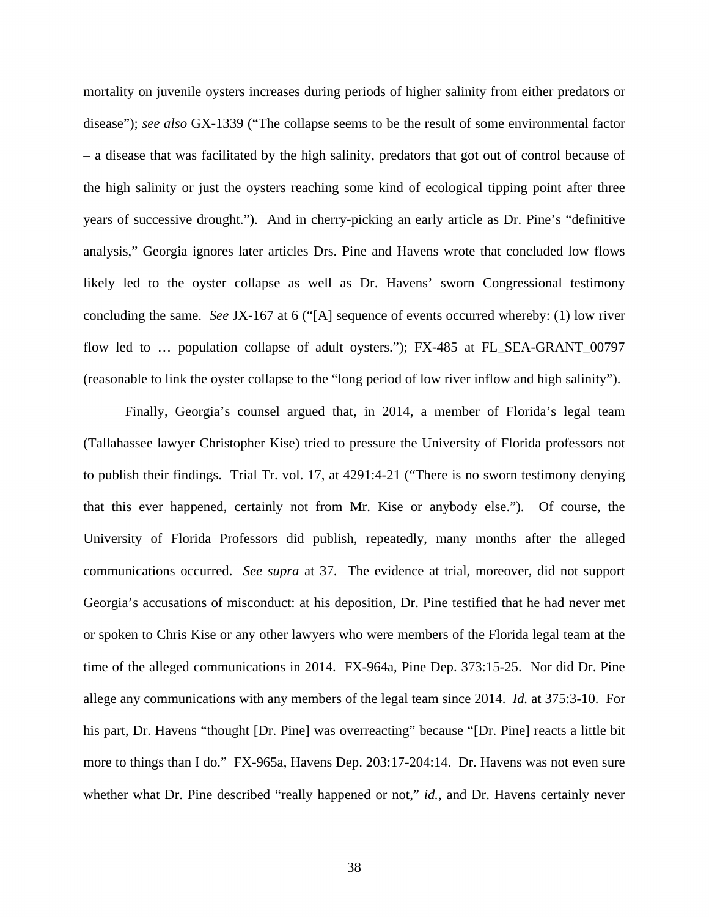mortality on juvenile oysters increases during periods of higher salinity from either predators or disease"); *see also* GX-1339 ("The collapse seems to be the result of some environmental factor – a disease that was facilitated by the high salinity, predators that got out of control because of the high salinity or just the oysters reaching some kind of ecological tipping point after three years of successive drought."). And in cherry-picking an early article as Dr. Pine's "definitive analysis," Georgia ignores later articles Drs. Pine and Havens wrote that concluded low flows likely led to the oyster collapse as well as Dr. Havens' sworn Congressional testimony concluding the same. *See* JX-167 at 6 ("[A] sequence of events occurred whereby: (1) low river flow led to … population collapse of adult oysters."); FX-485 at FL_SEA-GRANT_00797 (reasonable to link the oyster collapse to the "long period of low river inflow and high salinity").

Finally, Georgia's counsel argued that, in 2014, a member of Florida's legal team (Tallahassee lawyer Christopher Kise) tried to pressure the University of Florida professors not to publish their findings. Trial Tr. vol. 17, at 4291:4-21 ("There is no sworn testimony denying that this ever happened, certainly not from Mr. Kise or anybody else."). Of course, the University of Florida Professors did publish, repeatedly, many months after the alleged communications occurred. *See supra* at 37. The evidence at trial, moreover, did not support Georgia's accusations of misconduct: at his deposition, Dr. Pine testified that he had never met or spoken to Chris Kise or any other lawyers who were members of the Florida legal team at the time of the alleged communications in 2014. FX-964a, Pine Dep. 373:15-25. Nor did Dr. Pine allege any communications with any members of the legal team since 2014. *Id.* at 375:3-10. For his part, Dr. Havens "thought [Dr. Pine] was overreacting" because "[Dr. Pine] reacts a little bit more to things than I do." FX-965a, Havens Dep. 203:17-204:14. Dr. Havens was not even sure whether what Dr. Pine described "really happened or not," *id.*, and Dr. Havens certainly never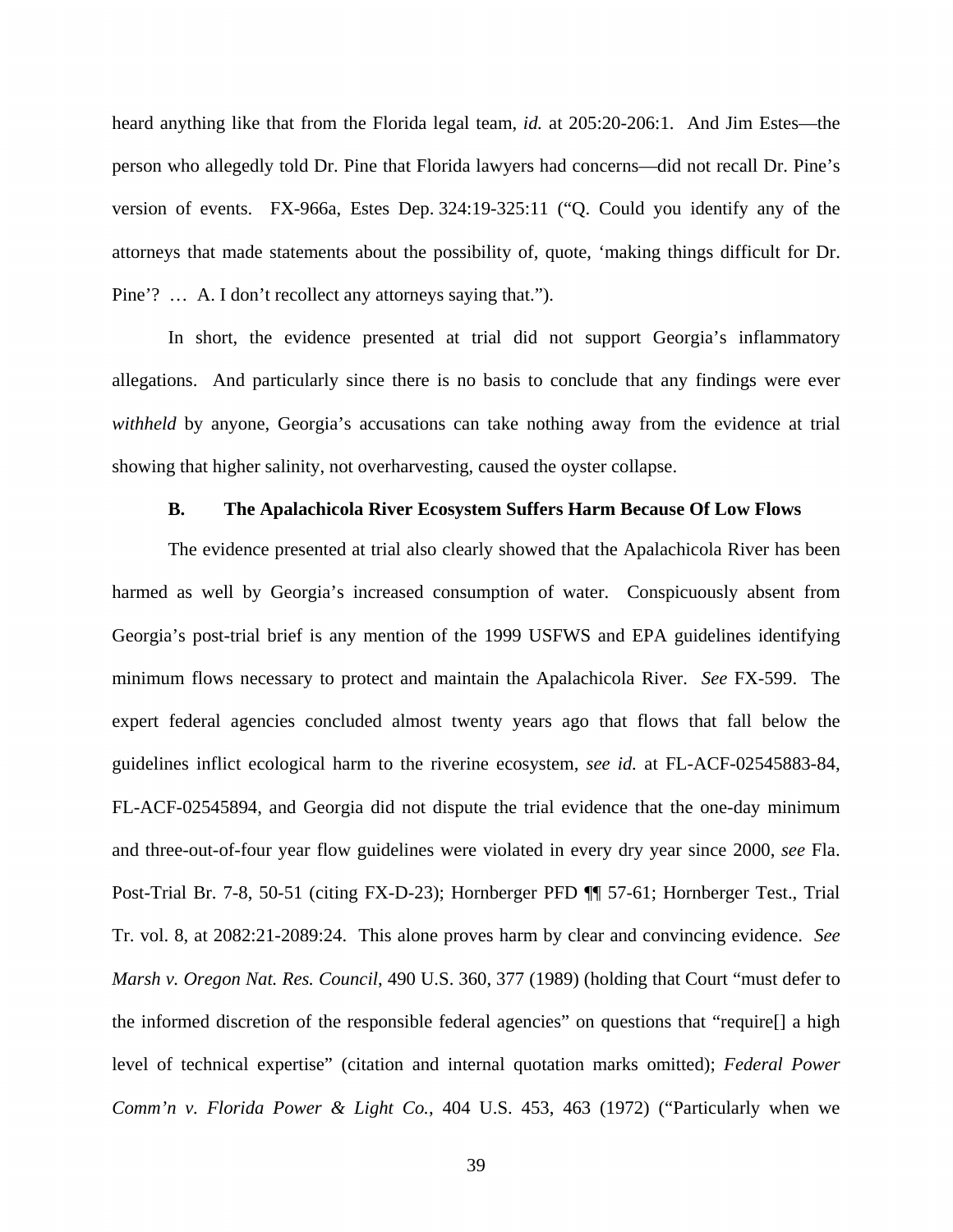heard anything like that from the Florida legal team, *id.* at 205:20-206:1. And Jim Estes—the person who allegedly told Dr. Pine that Florida lawyers had concerns—did not recall Dr. Pine's version of events. FX-966a, Estes Dep. 324:19-325:11 ("Q. Could you identify any of the attorneys that made statements about the possibility of, quote, 'making things difficult for Dr. Pine'? … A. I don't recollect any attorneys saying that.").

In short, the evidence presented at trial did not support Georgia's inflammatory allegations. And particularly since there is no basis to conclude that any findings were ever *withheld* by anyone, Georgia's accusations can take nothing away from the evidence at trial showing that higher salinity, not overharvesting, caused the oyster collapse.

### B. The Apalachicola River Ecosystem Suffers Harm Because Of Low Flows

The evidence presented at trial also clearly showed that the Apalachicola River has been harmed as well by Georgia's increased consumption of water. Conspicuously absent from Georgia's post-trial brief is any mention of the 1999 USFWS and EPA guidelines identifying minimum flows necessary to protect and maintain the Apalachicola River. *See* FX-599. The expert federal agencies concluded almost twenty years ago that flows that fall below the guidelines inflict ecological harm to the riverine ecosystem, *see id.* at FL-ACF-02545883-84, FL-ACF-02545894, and Georgia did not dispute the trial evidence that the one-day minimum and three-out-of-four year flow guidelines were violated in every dry year since 2000, *see* Fla. Post-Trial Br. 7-8, 50-51 (citing FX-D-23); Hornberger PFD ¶¶ 57-61; Hornberger Test., Trial Tr. vol. 8, at 2082:21-2089:24. This alone proves harm by clear and convincing evidence. *See Marsh v. Oregon Nat. Res. Council*, 490 U.S. 360, 377 (1989) (holding that Court "must defer to the informed discretion of the responsible federal agencies" on questions that "require[] a high level of technical expertise" (citation and internal quotation marks omitted); *Federal Power Comm'n v. Florida Power & Light Co.*, 404 U.S. 453, 463 (1972) ("Particularly when we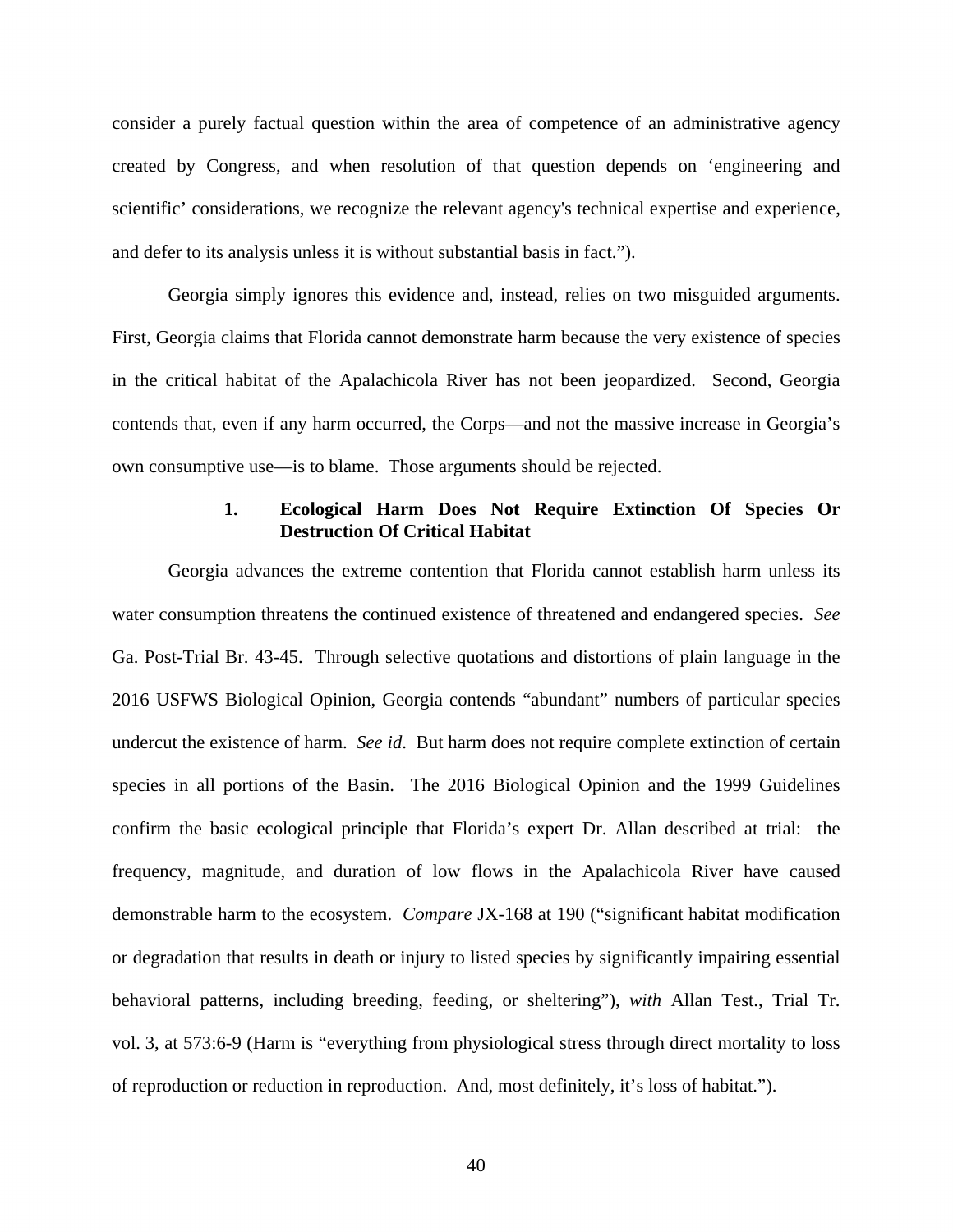consider a purely factual question within the area of competence of an administrative agency created by Congress, and when resolution of that question depends on 'engineering and scientific' considerations, we recognize the relevant agency's technical expertise and experience, and defer to its analysis unless it is without substantial basis in fact.").

Georgia simply ignores this evidence and, instead, relies on two misguided arguments. First, Georgia claims that Florida cannot demonstrate harm because the very existence of species in the critical habitat of the Apalachicola River has not been jeopardized. Second, Georgia contends that, even if any harm occurred, the Corps—and not the massive increase in Georgia's own consumptive use—is to blame. Those arguments should be rejected.

#### 1. Ecological Harm Does Not Require Extinction Of Species Or Destruction Of Critical Habitat

Georgia advances the extreme contention that Florida cannot establish harm unless its water consumption threatens the continued existence of threatened and endangered species. *See* Ga. Post-Trial Br. 43-45. Through selective quotations and distortions of plain language in the 2016 USFWS Biological Opinion, Georgia contends "abundant" numbers of particular species undercut the existence of harm. *See id*. But harm does not require complete extinction of certain species in all portions of the Basin. The 2016 Biological Opinion and the 1999 Guidelines confirm the basic ecological principle that Florida's expert Dr. Allan described at trial: the frequency, magnitude, and duration of low flows in the Apalachicola River have caused demonstrable harm to the ecosystem. *Compare* JX-168 at 190 ("significant habitat modification or degradation that results in death or injury to listed species by significantly impairing essential behavioral patterns, including breeding, feeding, or sheltering"), *with* Allan Test., Trial Tr. vol. 3, at 573:6-9 (Harm is "everything from physiological stress through direct mortality to loss of reproduction or reduction in reproduction. And, most definitely, it's loss of habitat.").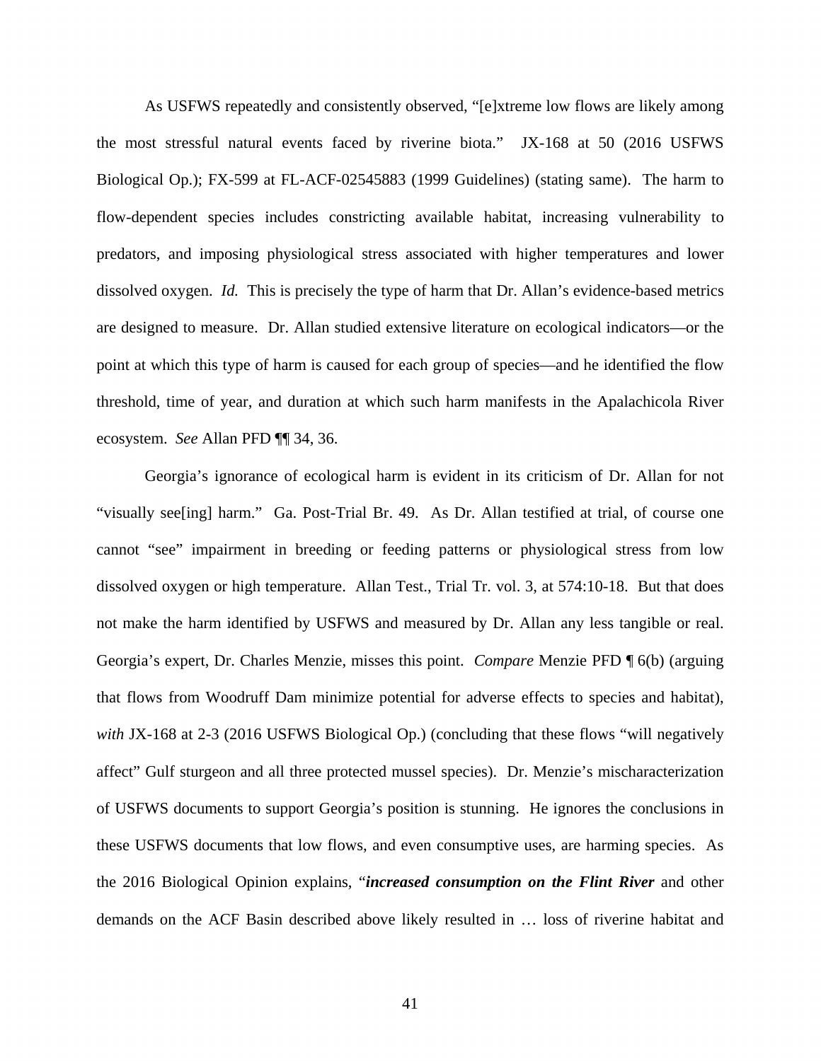As USFWS repeatedly and consistently observed, "[e]xtreme low flows are likely among the most stressful natural events faced by riverine biota." JX-168 at 50 (2016 USFWS Biological Op.); FX-599 at FL-ACF-02545883 (1999 Guidelines) (stating same). The harm to flow-dependent species includes constricting available habitat, increasing vulnerability to predators, and imposing physiological stress associated with higher temperatures and lower dissolved oxygen. *Id.* This is precisely the type of harm that Dr. Allan's evidence-based metrics are designed to measure. Dr. Allan studied extensive literature on ecological indicators—or the point at which this type of harm is caused for each group of species—and he identified the flow threshold, time of year, and duration at which such harm manifests in the Apalachicola River ecosystem. *See* Allan PFD ¶¶ 34, 36.

Georgia's ignorance of ecological harm is evident in its criticism of Dr. Allan for not "visually see[ing] harm." Ga. Post-Trial Br. 49. As Dr. Allan testified at trial, of course one cannot "see" impairment in breeding or feeding patterns or physiological stress from low dissolved oxygen or high temperature. Allan Test., Trial Tr. vol. 3, at 574:10-18. But that does not make the harm identified by USFWS and measured by Dr. Allan any less tangible or real. Georgia's expert, Dr. Charles Menzie, misses this point. *Compare* Menzie PFD ¶ 6(b) (arguing that flows from Woodruff Dam minimize potential for adverse effects to species and habitat), *with* JX-168 at 2-3 (2016 USFWS Biological Op.) (concluding that these flows "will negatively affect" Gulf sturgeon and all three protected mussel species). Dr. Menzie's mischaracterization of USFWS documents to support Georgia's position is stunning. He ignores the conclusions in these USFWS documents that low flows, and even consumptive uses, are harming species. As the 2016 Biological Opinion explains, "***increased consumption on the Flint River*** and other demands on the ACF Basin described above likely resulted in … loss of riverine habitat and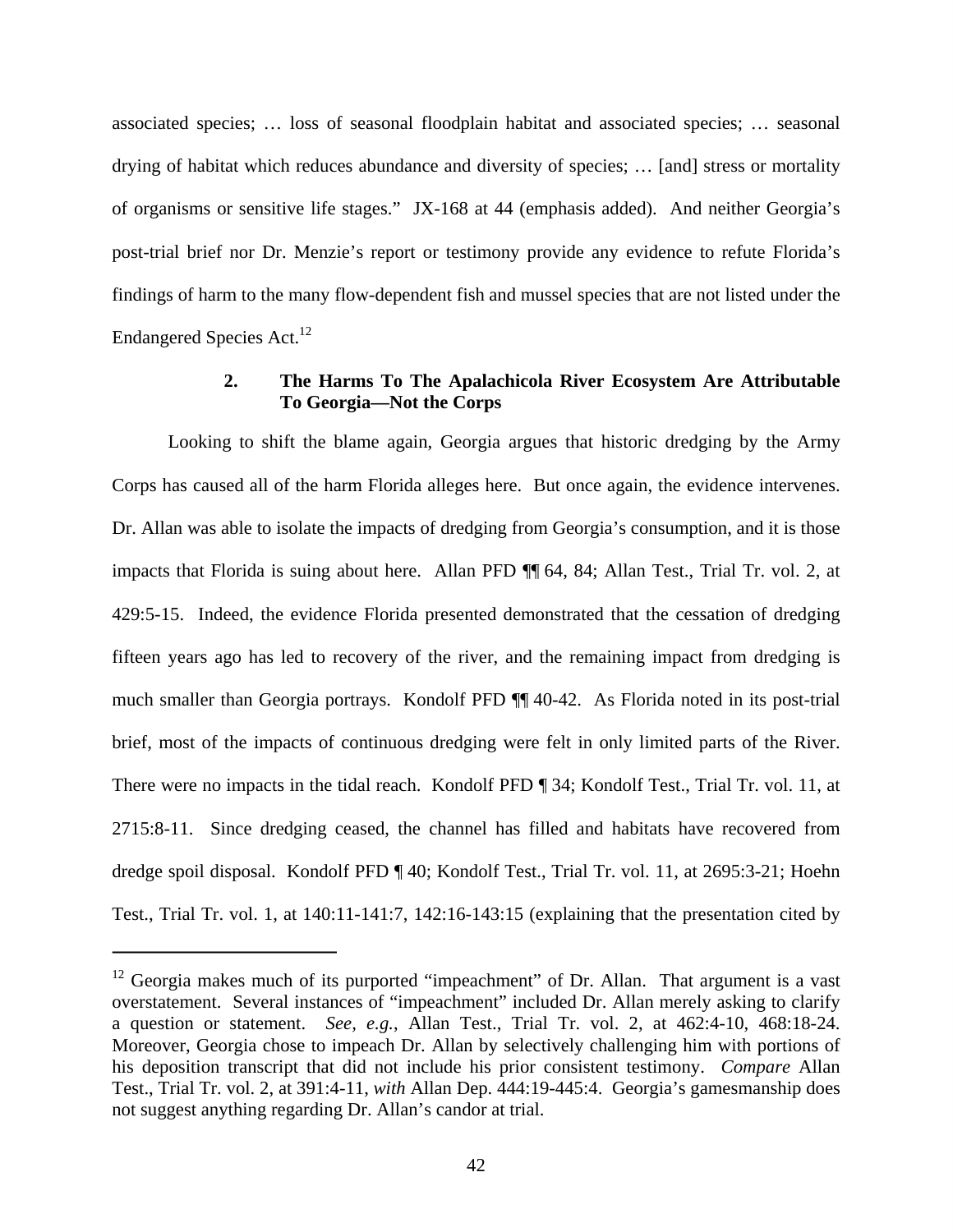associated species; … loss of seasonal floodplain habitat and associated species; … seasonal drying of habitat which reduces abundance and diversity of species; … [and] stress or mortality of organisms or sensitive life stages." JX-168 at 44 (emphasis added). And neither Georgia's post-trial brief nor Dr. Menzie's report or testimony provide any evidence to refute Florida's findings of harm to the many flow-dependent fish and mussel species that are not listed under the Endangered Species Act.[12]

### 2. The Harms To The Apalachicola River Ecosystem Are Attributable To Georgia—Not the Corps

Looking to shift the blame again, Georgia argues that historic dredging by the Army Corps has caused all of the harm Florida alleges here. But once again, the evidence intervenes. Dr. Allan was able to isolate the impacts of dredging from Georgia's consumption, and it is those impacts that Florida is suing about here. Allan PFD ¶¶ 64, 84; Allan Test., Trial Tr. vol. 2, at 429:5-15. Indeed, the evidence Florida presented demonstrated that the cessation of dredging fifteen years ago has led to recovery of the river, and the remaining impact from dredging is much smaller than Georgia portrays. Kondolf PFD ¶¶ 40-42. As Florida noted in its post-trial brief, most of the impacts of continuous dredging were felt in only limited parts of the River. There were no impacts in the tidal reach. Kondolf PFD ¶ 34; Kondolf Test., Trial Tr. vol. 11, at 2715:8-11. Since dredging ceased, the channel has filled and habitats have recovered from dredge spoil disposal. Kondolf PFD ¶ 40; Kondolf Test., Trial Tr. vol. 11, at 2695:3-21; Hoehn Test., Trial Tr. vol. 1, at 140:11-141:7, 142:16-143:15 (explaining that the presentation cited by

---

[12] Georgia makes much of its purported "impeachment" of Dr. Allan. That argument is a vast overstatement. Several instances of "impeachment" included Dr. Allan merely asking to clarify a question or statement. *See, e.g.*, Allan Test., Trial Tr. vol. 2, at 462:4-10, 468:18-24. Moreover, Georgia chose to impeach Dr. Allan by selectively challenging him with portions of his deposition transcript that did not include his prior consistent testimony. *Compare* Allan Test., Trial Tr. vol. 2, at 391:4-11, *with* Allan Dep. 444:19-445:4. Georgia's gamesmanship does not suggest anything regarding Dr. Allan's candor at trial.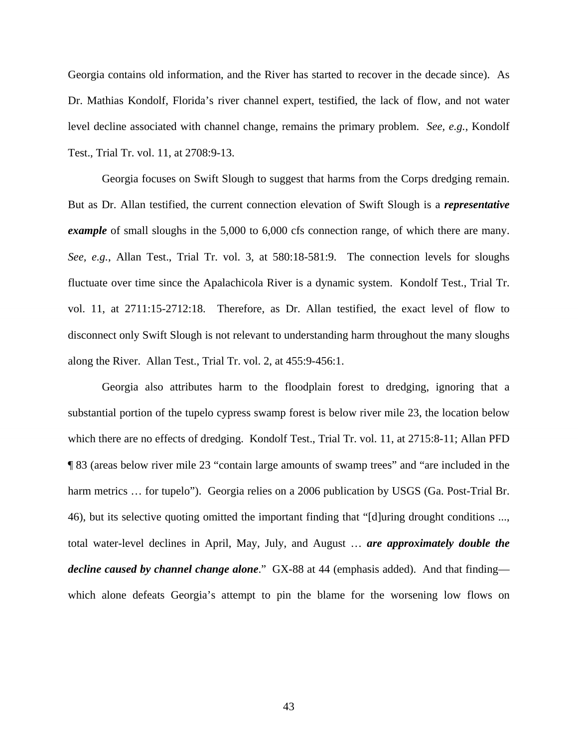Georgia contains old information, and the River has started to recover in the decade since). As Dr. Mathias Kondolf, Florida's river channel expert, testified, the lack of flow, and not water level decline associated with channel change, remains the primary problem. *See, e.g.*, Kondolf Test., Trial Tr. vol. 11, at 2708:9-13.

Georgia focuses on Swift Slough to suggest that harms from the Corps dredging remain. But as Dr. Allan testified, the current connection elevation of Swift Slough is a ***representative example*** of small sloughs in the 5,000 to 6,000 cfs connection range, of which there are many. *See, e.g.*, Allan Test., Trial Tr. vol. 3, at 580:18-581:9. The connection levels for sloughs fluctuate over time since the Apalachicola River is a dynamic system. Kondolf Test., Trial Tr. vol. 11, at 2711:15-2712:18. Therefore, as Dr. Allan testified, the exact level of flow to disconnect only Swift Slough is not relevant to understanding harm throughout the many sloughs along the River. Allan Test., Trial Tr. vol. 2, at 455:9-456:1.

Georgia also attributes harm to the floodplain forest to dredging, ignoring that a substantial portion of the tupelo cypress swamp forest is below river mile 23, the location below which there are no effects of dredging. Kondolf Test., Trial Tr. vol. 11, at 2715:8-11; Allan PFD ¶ 83 (areas below river mile 23 "contain large amounts of swamp trees" and "are included in the harm metrics … for tupelo"). Georgia relies on a 2006 publication by USGS (Ga. Post-Trial Br. 46), but its selective quoting omitted the important finding that "[d]uring drought conditions ..., total water-level declines in April, May, July, and August … ***are approximately double the decline caused by channel change alone***." GX-88 at 44 (emphasis added). And that finding—which alone defeats Georgia's attempt to pin the blame for the worsening low flows on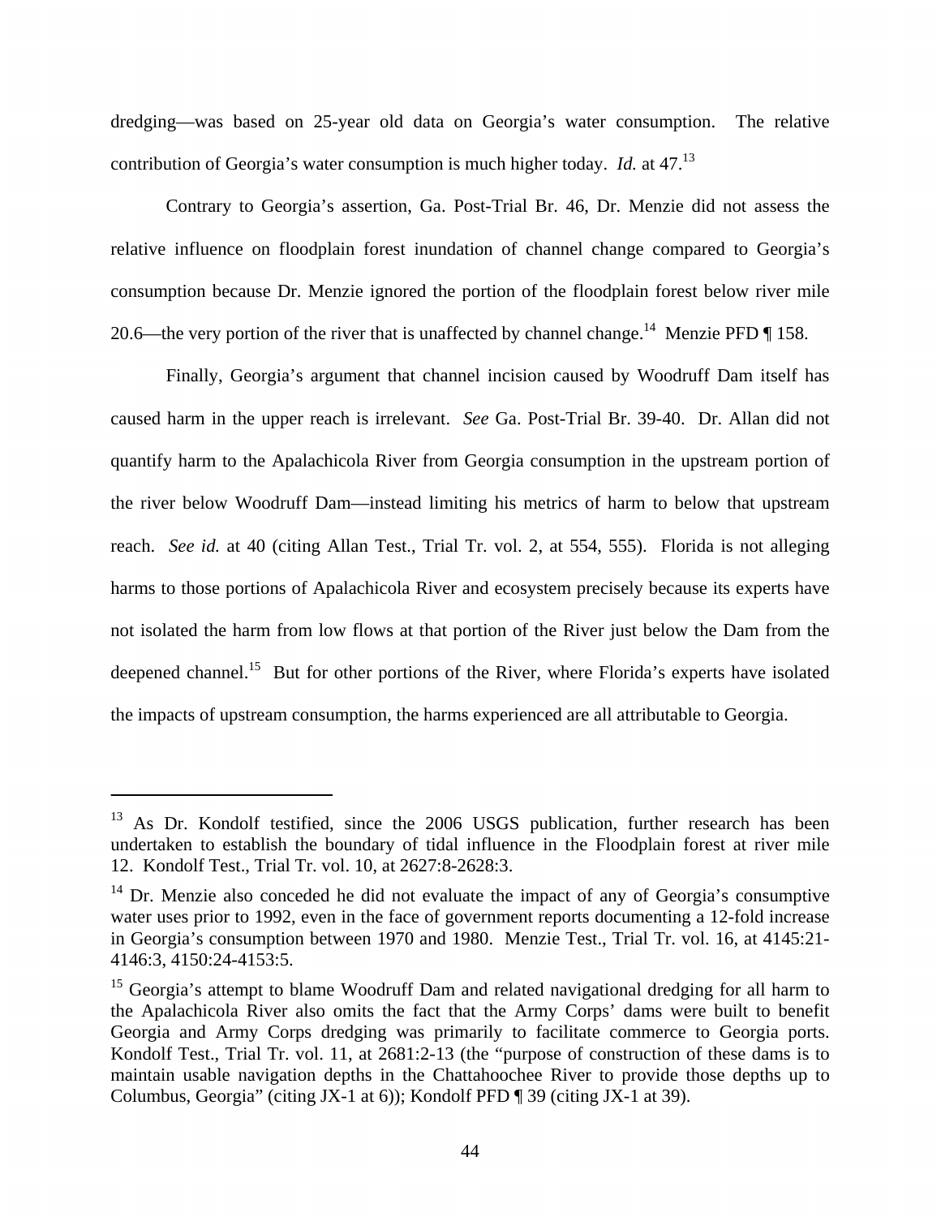dredging—was based on 25-year old data on Georgia's water consumption. The relative contribution of Georgia's water consumption is much higher today. *Id.* at 47.[13]

Contrary to Georgia's assertion, Ga. Post-Trial Br. 46, Dr. Menzie did not assess the relative influence on floodplain forest inundation of channel change compared to Georgia's consumption because Dr. Menzie ignored the portion of the floodplain forest below river mile 20.6—the very portion of the river that is unaffected by channel change.[14] Menzie PFD ¶ 158.

Finally, Georgia's argument that channel incision caused by Woodruff Dam itself has caused harm in the upper reach is irrelevant. *See* Ga. Post-Trial Br. 39-40. Dr. Allan did not quantify harm to the Apalachicola River from Georgia consumption in the upstream portion of the river below Woodruff Dam—instead limiting his metrics of harm to below that upstream reach. *See id.* at 40 (citing Allan Test., Trial Tr. vol. 2, at 554, 555). Florida is not alleging harms to those portions of Apalachicola River and ecosystem precisely because its experts have not isolated the harm from low flows at that portion of the River just below the Dam from the deepened channel.[15] But for other portions of the River, where Florida's experts have isolated the impacts of upstream consumption, the harms experienced are all attributable to Georgia.

---

[13] As Dr. Kondolf testified, since the 2006 USGS publication, further research has been undertaken to establish the boundary of tidal influence in the Floodplain forest at river mile 12. Kondolf Test., Trial Tr. vol. 10, at 2627:8-2628:3.

[14] Dr. Menzie also conceded he did not evaluate the impact of any of Georgia's consumptive water uses prior to 1992, even in the face of government reports documenting a 12-fold increase in Georgia's consumption between 1970 and 1980. Menzie Test., Trial Tr. vol. 16, at 4145:21-4146:3, 4150:24-4153:5.

[15] Georgia's attempt to blame Woodruff Dam and related navigational dredging for all harm to the Apalachicola River also omits the fact that the Army Corps' dams were built to benefit Georgia and Army Corps dredging was primarily to facilitate commerce to Georgia ports. Kondolf Test., Trial Tr. vol. 11, at 2681:2-13 (the "purpose of construction of these dams is to maintain usable navigation depths in the Chattahoochee River to provide those depths up to Columbus, Georgia" (citing JX-1 at 6)); Kondolf PFD ¶ 39 (citing JX-1 at 39).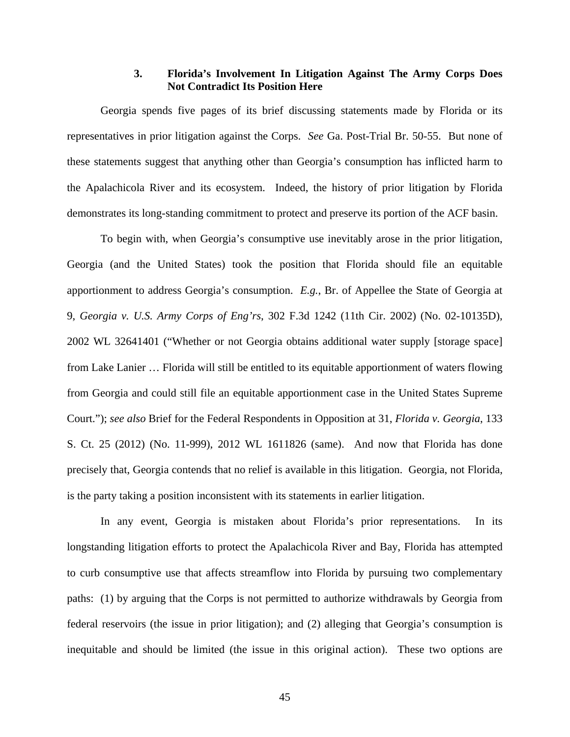### 3. Florida's Involvement In Litigation Against The Army Corps Does Not Contradict Its Position Here

Georgia spends five pages of its brief discussing statements made by Florida or its representatives in prior litigation against the Corps. *See* Ga. Post-Trial Br. 50-55. But none of these statements suggest that anything other than Georgia's consumption has inflicted harm to the Apalachicola River and its ecosystem. Indeed, the history of prior litigation by Florida demonstrates its long-standing commitment to protect and preserve its portion of the ACF basin.

To begin with, when Georgia's consumptive use inevitably arose in the prior litigation, Georgia (and the United States) took the position that Florida should file an equitable apportionment to address Georgia's consumption. *E.g.*, Br. of Appellee the State of Georgia at 9, *Georgia v. U.S. Army Corps of Eng'rs*, 302 F.3d 1242 (11th Cir. 2002) (No. 02-10135D), 2002 WL 32641401 ("Whether or not Georgia obtains additional water supply [storage space] from Lake Lanier … Florida will still be entitled to its equitable apportionment of waters flowing from Georgia and could still file an equitable apportionment case in the United States Supreme Court."); *see also* Brief for the Federal Respondents in Opposition at 31, *Florida v. Georgia*, 133 S. Ct. 25 (2012) (No. 11-999), 2012 WL 1611826 (same). And now that Florida has done precisely that, Georgia contends that no relief is available in this litigation. Georgia, not Florida, is the party taking a position inconsistent with its statements in earlier litigation.

In any event, Georgia is mistaken about Florida's prior representations. In its longstanding litigation efforts to protect the Apalachicola River and Bay, Florida has attempted to curb consumptive use that affects streamflow into Florida by pursuing two complementary paths: (1) by arguing that the Corps is not permitted to authorize withdrawals by Georgia from federal reservoirs (the issue in prior litigation); and (2) alleging that Georgia's consumption is inequitable and should be limited (the issue in this original action). These two options are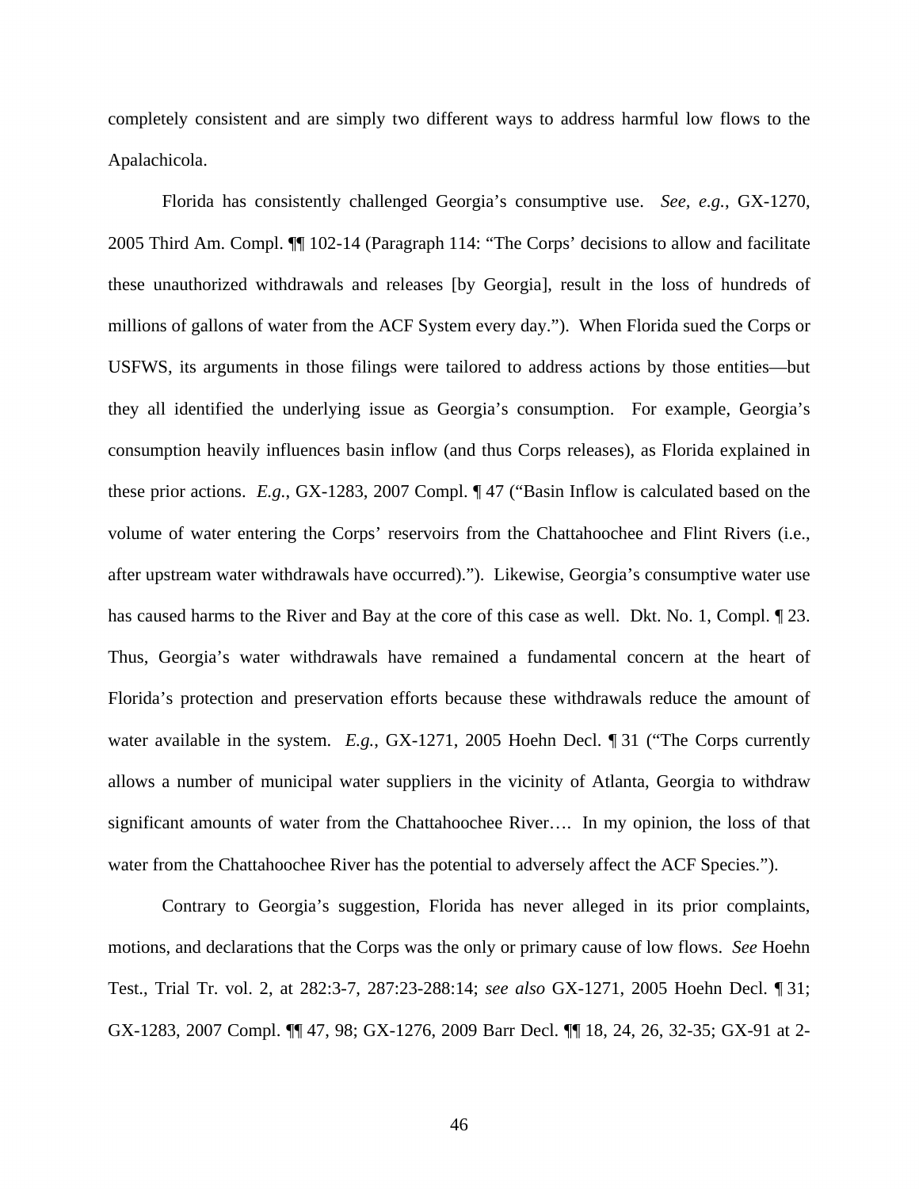completely consistent and are simply two different ways to address harmful low flows to the Apalachicola.

Florida has consistently challenged Georgia's consumptive use. *See, e.g.*, GX-1270, 2005 Third Am. Compl. ¶¶ 102-14 (Paragraph 114: "The Corps' decisions to allow and facilitate these unauthorized withdrawals and releases [by Georgia], result in the loss of hundreds of millions of gallons of water from the ACF System every day."). When Florida sued the Corps or USFWS, its arguments in those filings were tailored to address actions by those entities—but they all identified the underlying issue as Georgia's consumption. For example, Georgia's consumption heavily influences basin inflow (and thus Corps releases), as Florida explained in these prior actions. *E.g.*, GX-1283, 2007 Compl. ¶ 47 ("Basin Inflow is calculated based on the volume of water entering the Corps' reservoirs from the Chattahoochee and Flint Rivers (i.e., after upstream water withdrawals have occurred)."). Likewise, Georgia's consumptive water use has caused harms to the River and Bay at the core of this case as well. Dkt. No. 1, Compl. ¶ 23. Thus, Georgia's water withdrawals have remained a fundamental concern at the heart of Florida's protection and preservation efforts because these withdrawals reduce the amount of water available in the system. *E.g.*, GX-1271, 2005 Hoehn Decl. ¶ 31 ("The Corps currently allows a number of municipal water suppliers in the vicinity of Atlanta, Georgia to withdraw significant amounts of water from the Chattahoochee River…. In my opinion, the loss of that water from the Chattahoochee River has the potential to adversely affect the ACF Species.").

Contrary to Georgia's suggestion, Florida has never alleged in its prior complaints, motions, and declarations that the Corps was the only or primary cause of low flows. *See* Hoehn Test., Trial Tr. vol. 2, at 282:3-7, 287:23-288:14; *see also* GX-1271, 2005 Hoehn Decl. ¶ 31; GX-1283, 2007 Compl. ¶¶ 47, 98; GX-1276, 2009 Barr Decl. ¶¶ 18, 24, 26, 32-35; GX-91 at 2-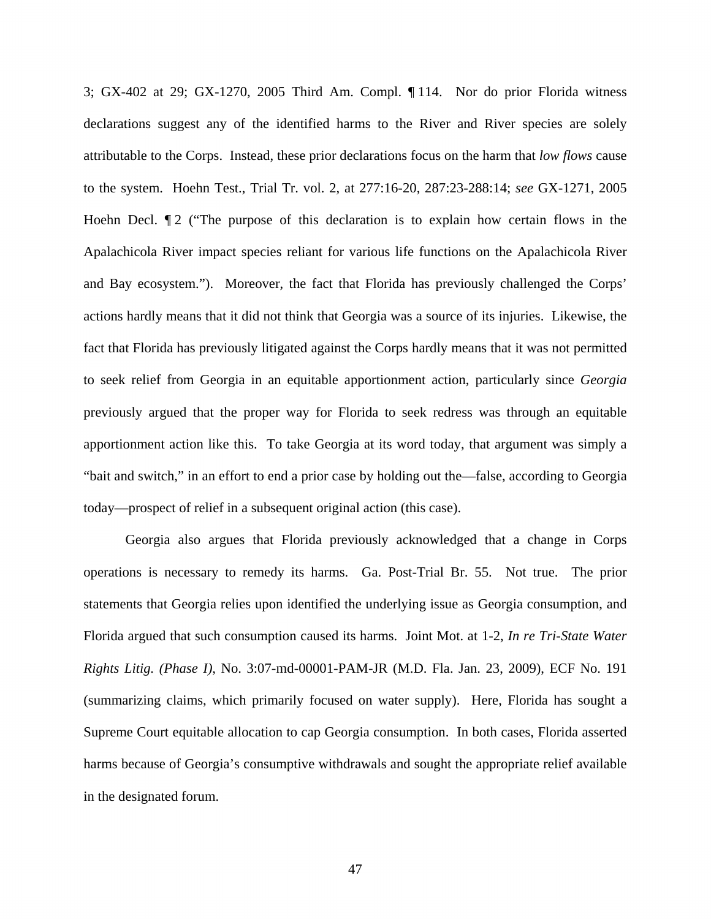3; GX-402 at 29; GX-1270, 2005 Third Am. Compl. ¶ 114. Nor do prior Florida witness declarations suggest any of the identified harms to the River and River species are solely attributable to the Corps. Instead, these prior declarations focus on the harm that *low flows* cause to the system. Hoehn Test., Trial Tr. vol. 2, at 277:16-20, 287:23-288:14; *see* GX-1271, 2005 Hoehn Decl. ¶ 2 ("The purpose of this declaration is to explain how certain flows in the Apalachicola River impact species reliant for various life functions on the Apalachicola River and Bay ecosystem."). Moreover, the fact that Florida has previously challenged the Corps' actions hardly means that it did not think that Georgia was a source of its injuries. Likewise, the fact that Florida has previously litigated against the Corps hardly means that it was not permitted to seek relief from Georgia in an equitable apportionment action, particularly since *Georgia* previously argued that the proper way for Florida to seek redress was through an equitable apportionment action like this. To take Georgia at its word today, that argument was simply a "bait and switch," in an effort to end a prior case by holding out the—false, according to Georgia today—prospect of relief in a subsequent original action (this case).

Georgia also argues that Florida previously acknowledged that a change in Corps operations is necessary to remedy its harms. Ga. Post-Trial Br. 55. Not true. The prior statements that Georgia relies upon identified the underlying issue as Georgia consumption, and Florida argued that such consumption caused its harms. Joint Mot. at 1-2, *In re Tri-State Water Rights Litig. (Phase I)*, No. 3:07-md-00001-PAM-JR (M.D. Fla. Jan. 23, 2009), ECF No. 191 (summarizing claims, which primarily focused on water supply). Here, Florida has sought a Supreme Court equitable allocation to cap Georgia consumption. In both cases, Florida asserted harms because of Georgia's consumptive withdrawals and sought the appropriate relief available in the designated forum.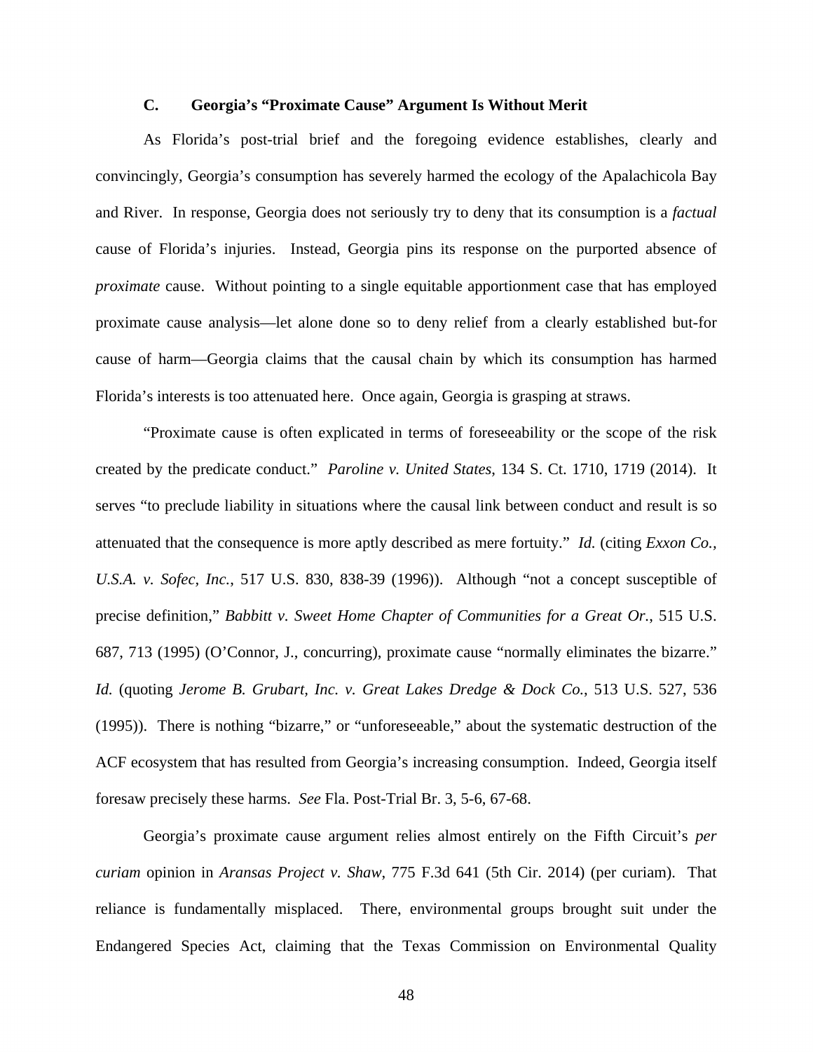### C. Georgia's "Proximate Cause" Argument Is Without Merit

As Florida's post-trial brief and the foregoing evidence establishes, clearly and convincingly, Georgia's consumption has severely harmed the ecology of the Apalachicola Bay and River. In response, Georgia does not seriously try to deny that its consumption is a *factual* cause of Florida's injuries. Instead, Georgia pins its response on the purported absence of *proximate* cause. Without pointing to a single equitable apportionment case that has employed proximate cause analysis—let alone done so to deny relief from a clearly established but-for cause of harm—Georgia claims that the causal chain by which its consumption has harmed Florida's interests is too attenuated here. Once again, Georgia is grasping at straws.

"Proximate cause is often explicated in terms of foreseeability or the scope of the risk created by the predicate conduct." *Paroline v. United States*, 134 S. Ct. 1710, 1719 (2014). It serves "to preclude liability in situations where the causal link between conduct and result is so attenuated that the consequence is more aptly described as mere fortuity." *Id.* (citing *Exxon Co., U.S.A. v. Sofec, Inc.*, 517 U.S. 830, 838-39 (1996)). Although "not a concept susceptible of precise definition," *Babbitt v. Sweet Home Chapter of Communities for a Great Or.*, 515 U.S. 687, 713 (1995) (O'Connor, J., concurring), proximate cause "normally eliminates the bizarre." *Id.* (quoting *Jerome B. Grubart, Inc. v. Great Lakes Dredge & Dock Co.*, 513 U.S. 527, 536 (1995)). There is nothing "bizarre," or "unforeseeable," about the systematic destruction of the ACF ecosystem that has resulted from Georgia's increasing consumption. Indeed, Georgia itself foresaw precisely these harms. *See* Fla. Post-Trial Br. 3, 5-6, 67-68.

Georgia's proximate cause argument relies almost entirely on the Fifth Circuit's *per curiam* opinion in *Aransas Project v. Shaw*, 775 F.3d 641 (5th Cir. 2014) (per curiam). That reliance is fundamentally misplaced. There, environmental groups brought suit under the Endangered Species Act, claiming that the Texas Commission on Environmental Quality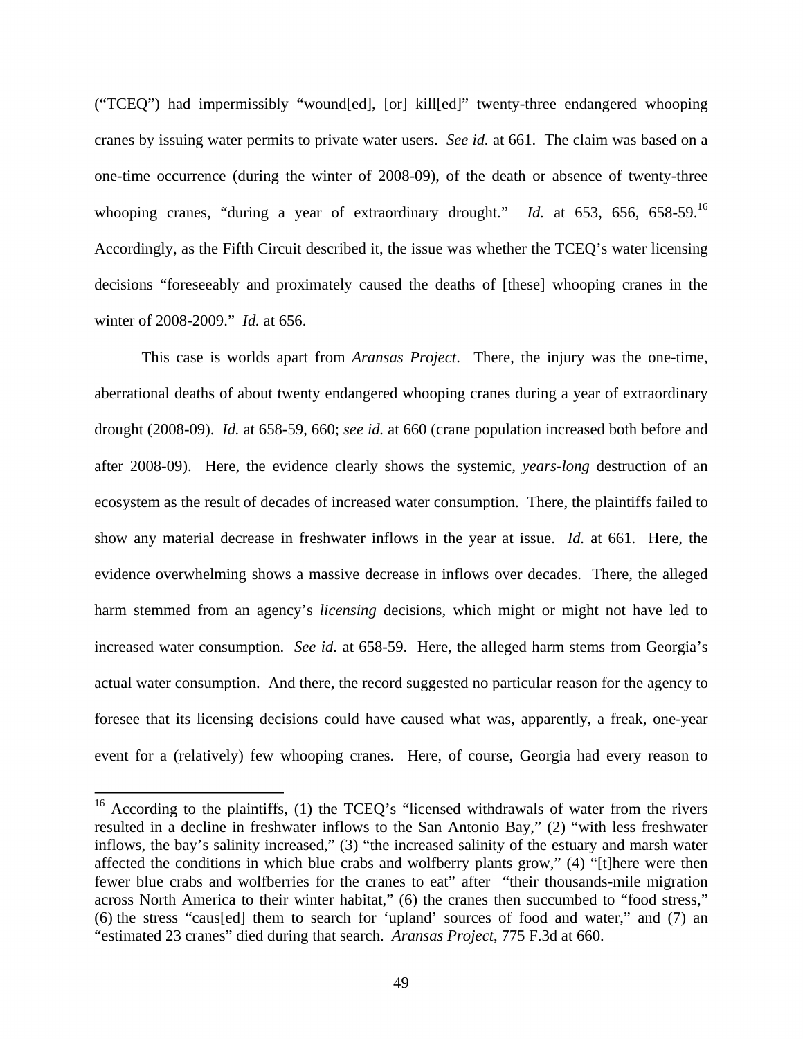("TCEQ") had impermissibly "wound[ed], [or] kill[ed]" twenty-three endangered whooping cranes by issuing water permits to private water users. *See id.* at 661. The claim was based on a one-time occurrence (during the winter of 2008-09), of the death or absence of twenty-three whooping cranes, "during a year of extraordinary drought." *Id.* at 653, 656, 658-59.[16] Accordingly, as the Fifth Circuit described it, the issue was whether the TCEQ's water licensing decisions "foreseeably and proximately caused the deaths of [these] whooping cranes in the winter of 2008-2009." *Id.* at 656.

This case is worlds apart from *Aransas Project*. There, the injury was the one-time, aberrational deaths of about twenty endangered whooping cranes during a year of extraordinary drought (2008-09). *Id.* at 658-59, 660; *see id.* at 660 (crane population increased both before and after 2008-09). Here, the evidence clearly shows the systemic, *years-long* destruction of an ecosystem as the result of decades of increased water consumption. There, the plaintiffs failed to show any material decrease in freshwater inflows in the year at issue. *Id.* at 661. Here, the evidence overwhelming shows a massive decrease in inflows over decades. There, the alleged harm stemmed from an agency's *licensing* decisions, which might or might not have led to increased water consumption. *See id.* at 658-59. Here, the alleged harm stems from Georgia's actual water consumption. And there, the record suggested no particular reason for the agency to foresee that its licensing decisions could have caused what was, apparently, a freak, one-year event for a (relatively) few whooping cranes. Here, of course, Georgia had every reason to

[16] According to the plaintiffs, (1) the TCEQ's "licensed withdrawals of water from the rivers resulted in a decline in freshwater inflows to the San Antonio Bay," (2) "with less freshwater inflows, the bay's salinity increased," (3) "the increased salinity of the estuary and marsh water affected the conditions in which blue crabs and wolfberry plants grow," (4) "[t]here were then fewer blue crabs and wolfberries for the cranes to eat" after "their thousands-mile migration across North America to their winter habitat," (6) the cranes then succumbed to "food stress," (6) the stress "caus[ed] them to search for 'upland' sources of food and water," and (7) an "estimated 23 cranes" died during that search. *Aransas Project*, 775 F.3d at 660.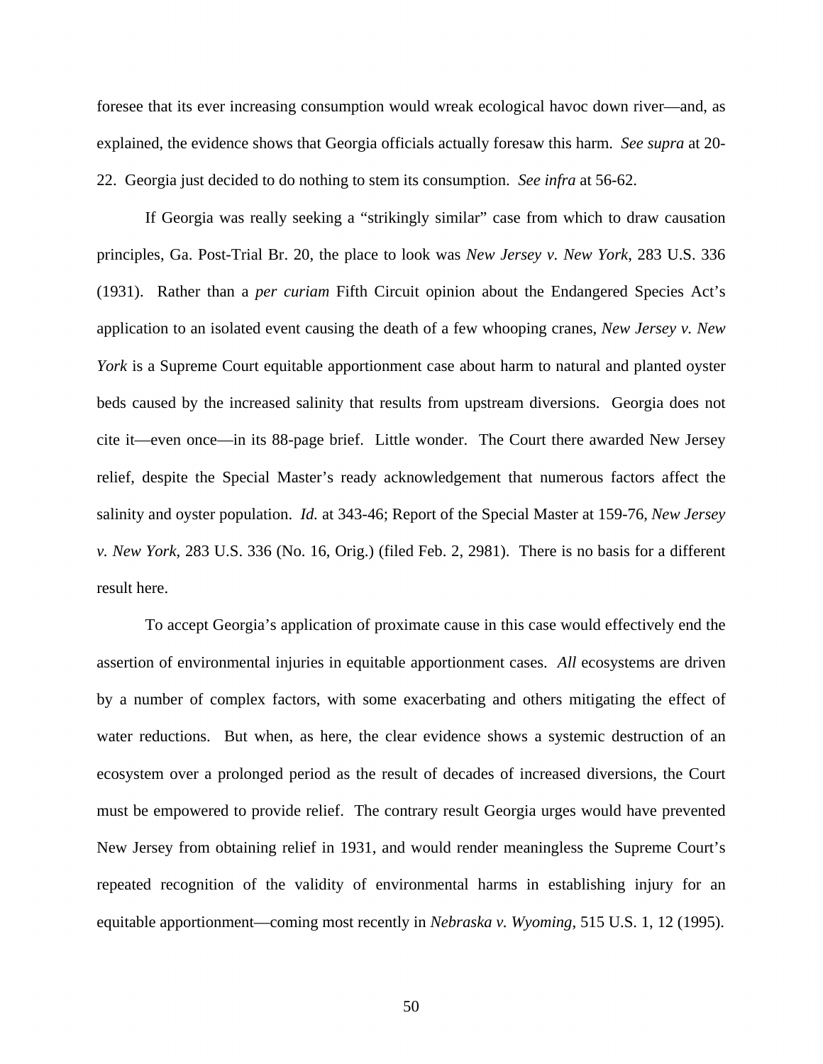foresee that its ever increasing consumption would wreak ecological havoc down river—and, as explained, the evidence shows that Georgia officials actually foresaw this harm. *See supra* at 20-22. Georgia just decided to do nothing to stem its consumption. *See infra* at 56-62.

If Georgia was really seeking a "strikingly similar" case from which to draw causation principles, Ga. Post-Trial Br. 20, the place to look was *New Jersey v. New York*, 283 U.S. 336 (1931). Rather than a *per curiam* Fifth Circuit opinion about the Endangered Species Act's application to an isolated event causing the death of a few whooping cranes, *New Jersey v. New York* is a Supreme Court equitable apportionment case about harm to natural and planted oyster beds caused by the increased salinity that results from upstream diversions. Georgia does not cite it—even once—in its 88-page brief. Little wonder. The Court there awarded New Jersey relief, despite the Special Master's ready acknowledgement that numerous factors affect the salinity and oyster population. *Id.* at 343-46; Report of the Special Master at 159-76, *New Jersey v. New York*, 283 U.S. 336 (No. 16, Orig.) (filed Feb. 2, 2981). There is no basis for a different result here.

To accept Georgia's application of proximate cause in this case would effectively end the assertion of environmental injuries in equitable apportionment cases. *All* ecosystems are driven by a number of complex factors, with some exacerbating and others mitigating the effect of water reductions. But when, as here, the clear evidence shows a systemic destruction of an ecosystem over a prolonged period as the result of decades of increased diversions, the Court must be empowered to provide relief. The contrary result Georgia urges would have prevented New Jersey from obtaining relief in 1931, and would render meaningless the Supreme Court's repeated recognition of the validity of environmental harms in establishing injury for an equitable apportionment—coming most recently in *Nebraska v. Wyoming*, 515 U.S. 1, 12 (1995).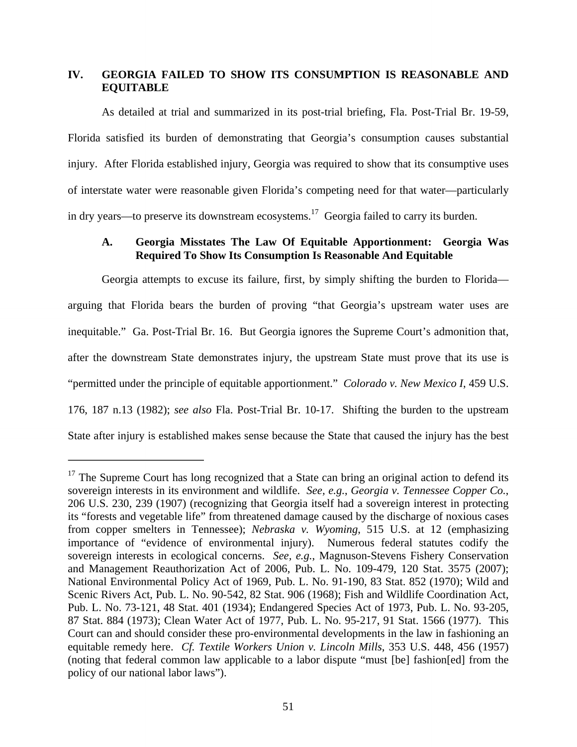## IV. GEORGIA FAILED TO SHOW ITS CONSUMPTION IS REASONABLE AND EQUITABLE

As detailed at trial and summarized in its post-trial briefing, Fla. Post-Trial Br. 19-59, Florida satisfied its burden of demonstrating that Georgia's consumption causes substantial injury. After Florida established injury, Georgia was required to show that its consumptive uses of interstate water were reasonable given Florida's competing need for that water—particularly in dry years—to preserve its downstream ecosystems.[17] Georgia failed to carry its burden.

### A. Georgia Misstates The Law Of Equitable Apportionment: Georgia Was Required To Show Its Consumption Is Reasonable And Equitable

Georgia attempts to excuse its failure, first, by simply shifting the burden to Florida—arguing that Florida bears the burden of proving "that Georgia's upstream water uses are inequitable." Ga. Post-Trial Br. 16. But Georgia ignores the Supreme Court's admonition that, after the downstream State demonstrates injury, the upstream State must prove that its use is "permitted under the principle of equitable apportionment." *Colorado v. New Mexico I*, 459 U.S. 176, 187 n.13 (1982); *see also* Fla. Post-Trial Br. 10-17. Shifting the burden to the upstream State after injury is established makes sense because the State that caused the injury has the best

---

[17] The Supreme Court has long recognized that a State can bring an original action to defend its sovereign interests in its environment and wildlife. *See, e.g.*, *Georgia v. Tennessee Copper Co.*, 206 U.S. 230, 239 (1907) (recognizing that Georgia itself had a sovereign interest in protecting its "forests and vegetable life" from threatened damage caused by the discharge of noxious cases from copper smelters in Tennessee); *Nebraska v. Wyoming*, 515 U.S. at 12 (emphasizing importance of "evidence of environmental injury). Numerous federal statutes codify the sovereign interests in ecological concerns. *See, e.g.*, Magnuson-Stevens Fishery Conservation and Management Reauthorization Act of 2006, Pub. L. No. 109-479, 120 Stat. 3575 (2007); National Environmental Policy Act of 1969, Pub. L. No. 91-190, 83 Stat. 852 (1970); Wild and Scenic Rivers Act, Pub. L. No. 90-542, 82 Stat. 906 (1968); Fish and Wildlife Coordination Act, Pub. L. No. 73-121, 48 Stat. 401 (1934); Endangered Species Act of 1973, Pub. L. No. 93-205, 87 Stat. 884 (1973); Clean Water Act of 1977, Pub. L. No. 95-217, 91 Stat. 1566 (1977). This Court can and should consider these pro-environmental developments in the law in fashioning an equitable remedy here. *Cf. Textile Workers Union v. Lincoln Mills*, 353 U.S. 448, 456 (1957) (noting that federal common law applicable to a labor dispute "must [be] fashion[ed] from the policy of our national labor laws").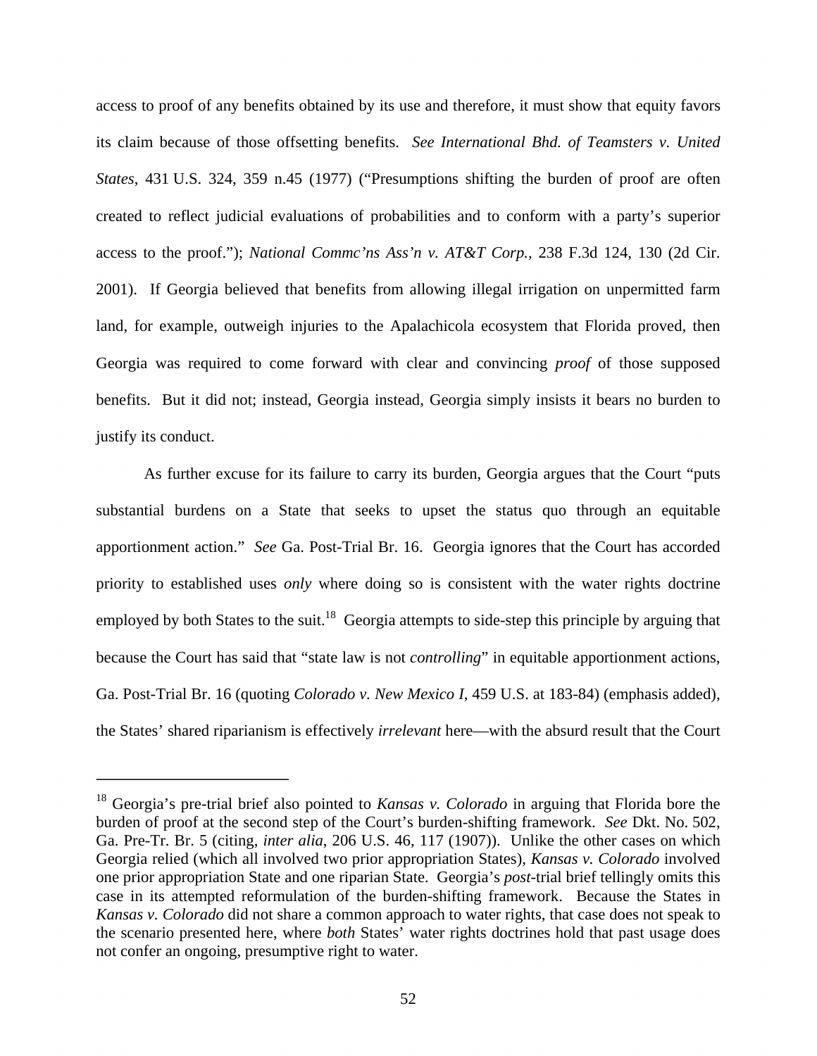access to proof of any benefits obtained by its use and therefore, it must show that equity favors its claim because of those offsetting benefits. *See International Bhd. of Teamsters v. United States*, 431 U.S. 324, 359 n.45 (1977) ("Presumptions shifting the burden of proof are often created to reflect judicial evaluations of probabilities and to conform with a party's superior access to the proof."); *National Commc'ns Ass'n v. AT&T Corp.*, 238 F.3d 124, 130 (2d Cir. 2001). If Georgia believed that benefits from allowing illegal irrigation on unpermitted farm land, for example, outweigh injuries to the Apalachicola ecosystem that Florida proved, then Georgia was required to come forward with clear and convincing *proof* of those supposed benefits. But it did not; instead, Georgia instead, Georgia simply insists it bears no burden to justify its conduct.

As further excuse for its failure to carry its burden, Georgia argues that the Court "puts substantial burdens on a State that seeks to upset the status quo through an equitable apportionment action." *See* Ga. Post-Trial Br. 16. Georgia ignores that the Court has accorded priority to established uses *only* where doing so is consistent with the water rights doctrine employed by both States to the suit.[18] Georgia attempts to side-step this principle by arguing that because the Court has said that "state law is not *controlling*" in equitable apportionment actions, Ga. Post-Trial Br. 16 (quoting *Colorado v. New Mexico I*, 459 U.S. at 183-84) (emphasis added), the States' shared riparianism is effectively *irrelevant* here—with the absurd result that the Court

---

[18] Georgia's pre-trial brief also pointed to *Kansas v. Colorado* in arguing that Florida bore the burden of proof at the second step of the Court's burden-shifting framework. *See* Dkt. No. 502, Ga. Pre-Tr. Br. 5 (citing, *inter alia*, 206 U.S. 46, 117 (1907)). Unlike the other cases on which Georgia relied (which all involved two prior appropriation States), *Kansas v. Colorado* involved one prior appropriation State and one riparian State. Georgia's *post*-trial brief tellingly omits this case in its attempted reformulation of the burden-shifting framework. Because the States in *Kansas v. Colorado* did not share a common approach to water rights, that case does not speak to the scenario presented here, where *both* States' water rights doctrines hold that past usage does not confer an ongoing, presumptive right to water.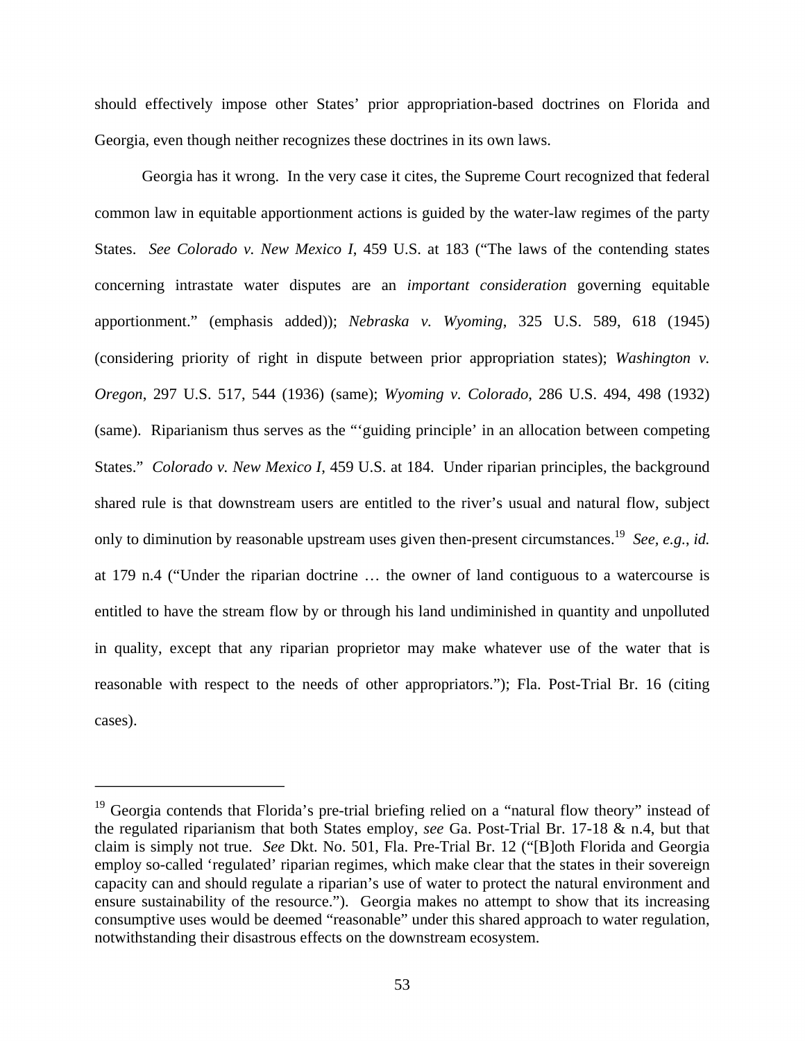should effectively impose other States' prior appropriation-based doctrines on Florida and Georgia, even though neither recognizes these doctrines in its own laws.

Georgia has it wrong. In the very case it cites, the Supreme Court recognized that federal common law in equitable apportionment actions is guided by the water-law regimes of the party States. *See Colorado v. New Mexico I*, 459 U.S. at 183 ("The laws of the contending states concerning intrastate water disputes are an *important consideration* governing equitable apportionment." (emphasis added)); *Nebraska v. Wyoming*, 325 U.S. 589, 618 (1945) (considering priority of right in dispute between prior appropriation states); *Washington v. Oregon*, 297 U.S. 517, 544 (1936) (same); *Wyoming v. Colorado*, 286 U.S. 494, 498 (1932) (same). Riparianism thus serves as the "'guiding principle' in an allocation between competing States." *Colorado v. New Mexico I*, 459 U.S. at 184. Under riparian principles, the background shared rule is that downstream users are entitled to the river's usual and natural flow, subject only to diminution by reasonable upstream uses given then-present circumstances.[19] *See, e.g.*, *id.* at 179 n.4 ("Under the riparian doctrine … the owner of land contiguous to a watercourse is entitled to have the stream flow by or through his land undiminished in quantity and unpolluted in quality, except that any riparian proprietor may make whatever use of the water that is reasonable with respect to the needs of other appropriators."); Fla. Post-Trial Br. 16 (citing cases).

---

[19] Georgia contends that Florida's pre-trial briefing relied on a "natural flow theory" instead of the regulated riparianism that both States employ, *see* Ga. Post-Trial Br. 17-18 & n.4, but that claim is simply not true. *See* Dkt. No. 501, Fla. Pre-Trial Br. 12 ("[B]oth Florida and Georgia employ so-called 'regulated' riparian regimes, which make clear that the states in their sovereign capacity can and should regulate a riparian's use of water to protect the natural environment and ensure sustainability of the resource."). Georgia makes no attempt to show that its increasing consumptive uses would be deemed "reasonable" under this shared approach to water regulation, notwithstanding their disastrous effects on the downstream ecosystem.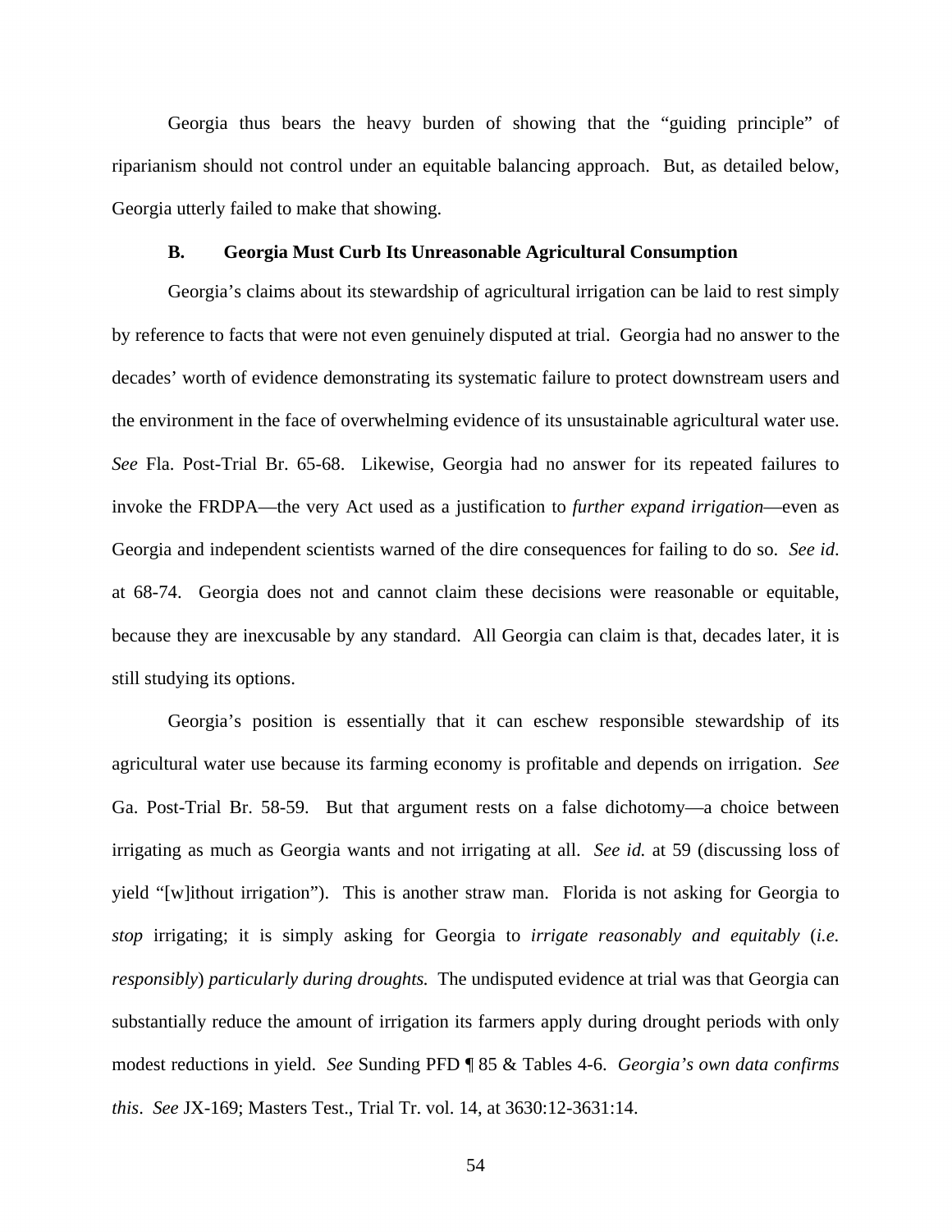Georgia thus bears the heavy burden of showing that the "guiding principle" of riparianism should not control under an equitable balancing approach. But, as detailed below, Georgia utterly failed to make that showing.

### B. Georgia Must Curb Its Unreasonable Agricultural Consumption

Georgia's claims about its stewardship of agricultural irrigation can be laid to rest simply by reference to facts that were not even genuinely disputed at trial. Georgia had no answer to the decades' worth of evidence demonstrating its systematic failure to protect downstream users and the environment in the face of overwhelming evidence of its unsustainable agricultural water use. *See* Fla. Post-Trial Br. 65-68. Likewise, Georgia had no answer for its repeated failures to invoke the FRDPA—the very Act used as a justification to *further expand irrigation*—even as Georgia and independent scientists warned of the dire consequences for failing to do so. *See id.* at 68-74. Georgia does not and cannot claim these decisions were reasonable or equitable, because they are inexcusable by any standard. All Georgia can claim is that, decades later, it is still studying its options.

Georgia's position is essentially that it can eschew responsible stewardship of its agricultural water use because its farming economy is profitable and depends on irrigation. *See* Ga. Post-Trial Br. 58-59. But that argument rests on a false dichotomy—a choice between irrigating as much as Georgia wants and not irrigating at all. *See id.* at 59 (discussing loss of yield "[w]ithout irrigation"). This is another straw man. Florida is not asking for Georgia to *stop* irrigating; it is simply asking for Georgia to *irrigate reasonably and equitably* (*i.e. responsibly*) *particularly during droughts.* The undisputed evidence at trial was that Georgia can substantially reduce the amount of irrigation its farmers apply during drought periods with only modest reductions in yield. *See* Sunding PFD ¶ 85 & Tables 4-6. *Georgia's own data confirms this*. *See* JX-169; Masters Test., Trial Tr. vol. 14, at 3630:12-3631:14.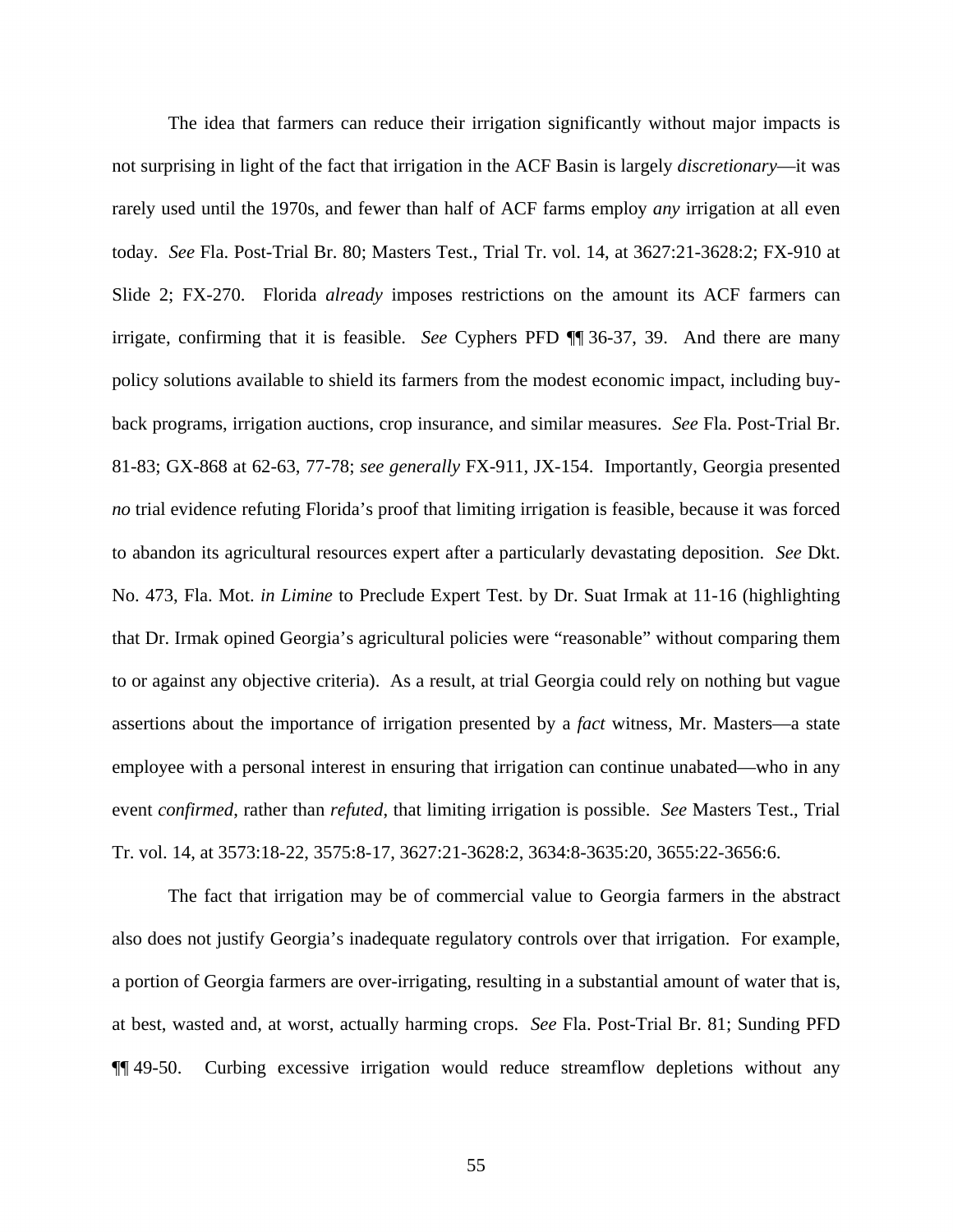The idea that farmers can reduce their irrigation significantly without major impacts is not surprising in light of the fact that irrigation in the ACF Basin is largely *discretionary*—it was rarely used until the 1970s, and fewer than half of ACF farms employ *any* irrigation at all even today. *See* Fla. Post-Trial Br. 80; Masters Test., Trial Tr. vol. 14, at 3627:21-3628:2; FX-910 at Slide 2; FX-270. Florida *already* imposes restrictions on the amount its ACF farmers can irrigate, confirming that it is feasible. *See* Cyphers PFD ¶¶ 36-37, 39. And there are many policy solutions available to shield its farmers from the modest economic impact, including buy-back programs, irrigation auctions, crop insurance, and similar measures. *See* Fla. Post-Trial Br. 81-83; GX-868 at 62-63, 77-78; *see generally* FX-911, JX-154. Importantly, Georgia presented *no* trial evidence refuting Florida's proof that limiting irrigation is feasible, because it was forced to abandon its agricultural resources expert after a particularly devastating deposition. *See* Dkt. No. 473, Fla. Mot. *in Limine* to Preclude Expert Test. by Dr. Suat Irmak at 11-16 (highlighting that Dr. Irmak opined Georgia's agricultural policies were "reasonable" without comparing them to or against any objective criteria). As a result, at trial Georgia could rely on nothing but vague assertions about the importance of irrigation presented by a *fact* witness, Mr. Masters—a state employee with a personal interest in ensuring that irrigation can continue unabated—who in any event *confirmed*, rather than *refuted*, that limiting irrigation is possible. *See* Masters Test., Trial Tr. vol. 14, at 3573:18-22, 3575:8-17, 3627:21-3628:2, 3634:8-3635:20, 3655:22-3656:6.

The fact that irrigation may be of commercial value to Georgia farmers in the abstract also does not justify Georgia's inadequate regulatory controls over that irrigation. For example, a portion of Georgia farmers are over-irrigating, resulting in a substantial amount of water that is, at best, wasted and, at worst, actually harming crops. *See* Fla. Post-Trial Br. 81; Sunding PFD ¶¶ 49-50. Curbing excessive irrigation would reduce streamflow depletions without any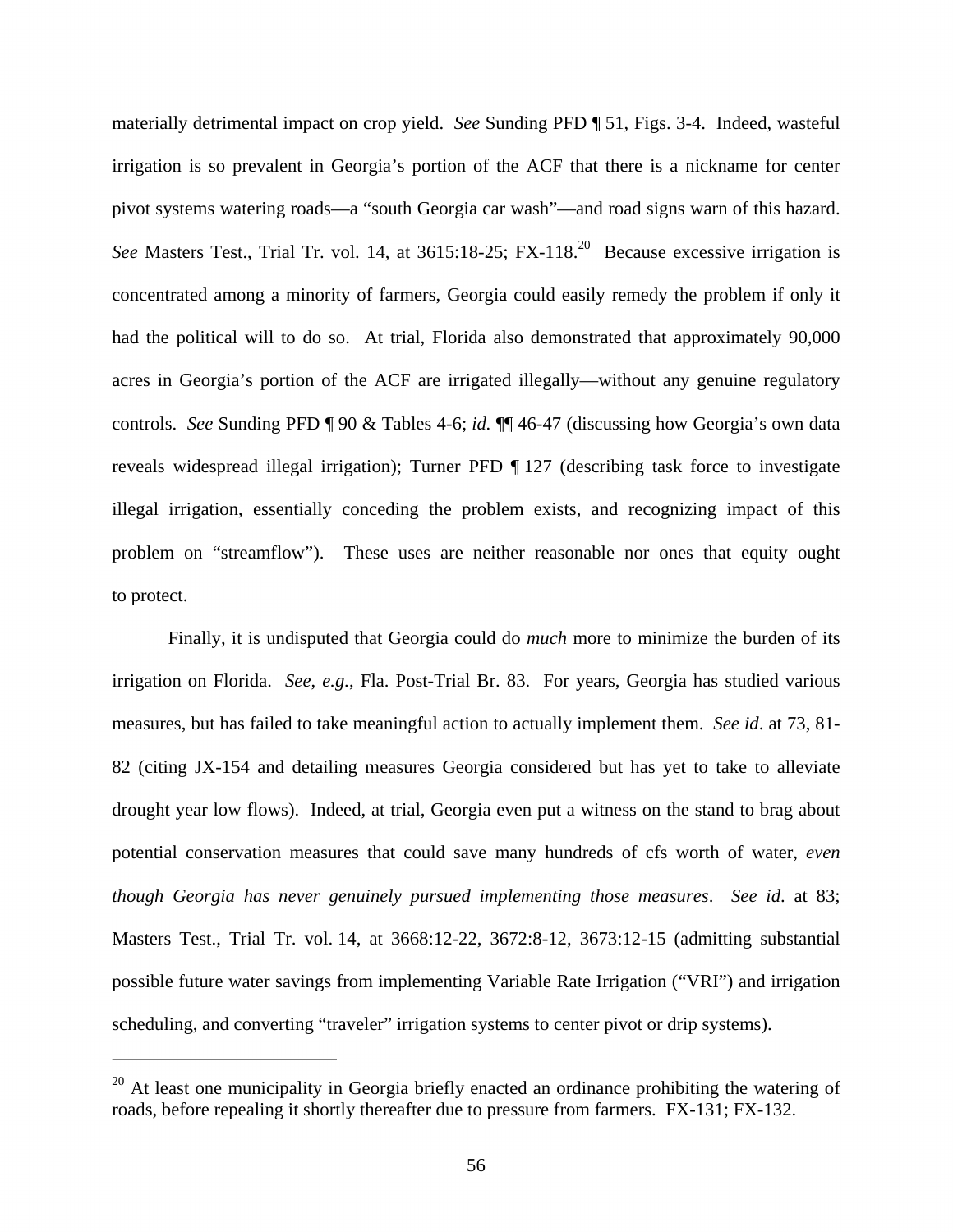materially detrimental impact on crop yield. *See* Sunding PFD ¶ 51, Figs. 3-4. Indeed, wasteful irrigation is so prevalent in Georgia's portion of the ACF that there is a nickname for center pivot systems watering roads—a "south Georgia car wash"—and road signs warn of this hazard. *See* Masters Test., Trial Tr. vol. 14, at 3615:18-25; FX-118.[20] Because excessive irrigation is concentrated among a minority of farmers, Georgia could easily remedy the problem if only it had the political will to do so. At trial, Florida also demonstrated that approximately 90,000 acres in Georgia's portion of the ACF are irrigated illegally—without any genuine regulatory controls. *See* Sunding PFD ¶ 90 & Tables 4-6; *id.* ¶¶ 46-47 (discussing how Georgia's own data reveals widespread illegal irrigation); Turner PFD ¶ 127 (describing task force to investigate illegal irrigation, essentially conceding the problem exists, and recognizing impact of this problem on "streamflow"). These uses are neither reasonable nor ones that equity ought to protect.

Finally, it is undisputed that Georgia could do *much* more to minimize the burden of its irrigation on Florida. *See, e.g.*, Fla. Post-Trial Br. 83. For years, Georgia has studied various measures, but has failed to take meaningful action to actually implement them. *See id*. at 73, 81-82 (citing JX-154 and detailing measures Georgia considered but has yet to take to alleviate drought year low flows). Indeed, at trial, Georgia even put a witness on the stand to brag about potential conservation measures that could save many hundreds of cfs worth of water, *even though Georgia has never genuinely pursued implementing those measures*. *See id*. at 83; Masters Test., Trial Tr. vol. 14, at 3668:12-22, 3672:8-12, 3673:12-15 (admitting substantial possible future water savings from implementing Variable Rate Irrigation ("VRI") and irrigation scheduling, and converting "traveler" irrigation systems to center pivot or drip systems).

---

[20] At least one municipality in Georgia briefly enacted an ordinance prohibiting the watering of roads, before repealing it shortly thereafter due to pressure from farmers. FX-131; FX-132.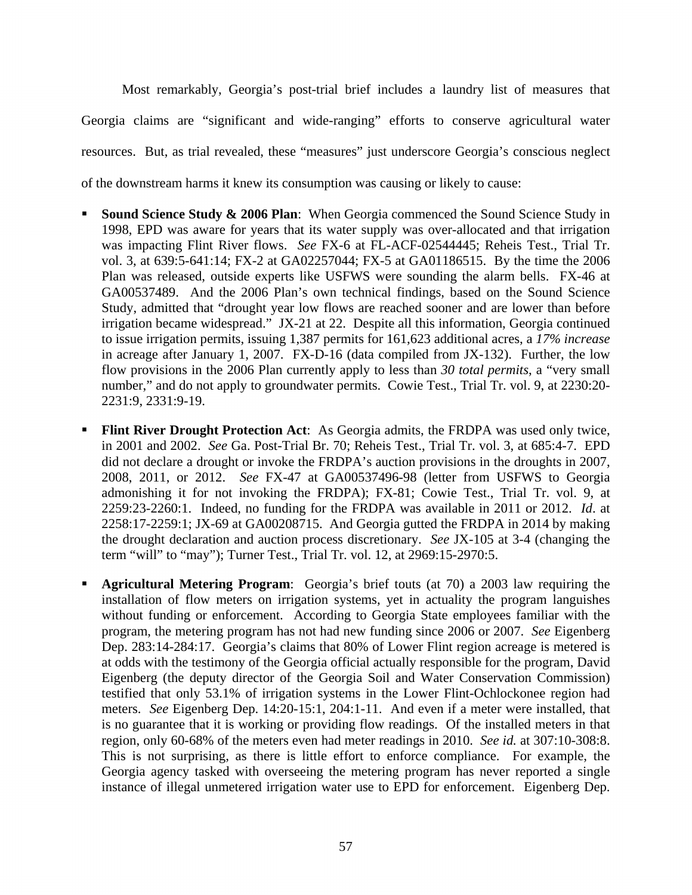Most remarkably, Georgia's post-trial brief includes a laundry list of measures that Georgia claims are "significant and wide-ranging" efforts to conserve agricultural water resources. But, as trial revealed, these "measures" just underscore Georgia's conscious neglect of the downstream harms it knew its consumption was causing or likely to cause:

- **Sound Science Study & 2006 Plan**: When Georgia commenced the Sound Science Study in 1998, EPD was aware for years that its water supply was over-allocated and that irrigation was impacting Flint River flows. *See* FX-6 at FL-ACF-02544445; Reheis Test., Trial Tr. vol. 3, at 639:5-641:14; FX-2 at GA02257044; FX-5 at GA01186515. By the time the 2006 Plan was released, outside experts like USFWS were sounding the alarm bells. FX-46 at GA00537489. And the 2006 Plan's own technical findings, based on the Sound Science Study, admitted that "drought year low flows are reached sooner and are lower than before irrigation became widespread." JX-21 at 22. Despite all this information, Georgia continued to issue irrigation permits, issuing 1,387 permits for 161,623 additional acres, a *17% increase* in acreage after January 1, 2007. FX-D-16 (data compiled from JX-132). Further, the low flow provisions in the 2006 Plan currently apply to less than *30 total permits*, a "very small number," and do not apply to groundwater permits. Cowie Test., Trial Tr. vol. 9, at 2230:20-2231:9, 2331:9-19.

- **Flint River Drought Protection Act**: As Georgia admits, the FRDPA was used only twice, in 2001 and 2002. *See* Ga. Post-Trial Br. 70; Reheis Test., Trial Tr. vol. 3, at 685:4-7. EPD did not declare a drought or invoke the FRDPA's auction provisions in the droughts in 2007, 2008, 2011, or 2012. *See* FX-47 at GA00537496-98 (letter from USFWS to Georgia admonishing it for not invoking the FRDPA); FX-81; Cowie Test., Trial Tr. vol. 9, at 2259:23-2260:1. Indeed, no funding for the FRDPA was available in 2011 or 2012. *Id*. at 2258:17-2259:1; JX-69 at GA00208715. And Georgia gutted the FRDPA in 2014 by making the drought declaration and auction process discretionary. *See* JX-105 at 3-4 (changing the term "will" to "may"); Turner Test., Trial Tr. vol. 12, at 2969:15-2970:5.

- **Agricultural Metering Program**: Georgia's brief touts (at 70) a 2003 law requiring the installation of flow meters on irrigation systems, yet in actuality the program languishes without funding or enforcement. According to Georgia State employees familiar with the program, the metering program has not had new funding since 2006 or 2007. *See* Eigenberg Dep. 283:14-284:17. Georgia's claims that 80% of Lower Flint region acreage is metered is at odds with the testimony of the Georgia official actually responsible for the program, David Eigenberg (the deputy director of the Georgia Soil and Water Conservation Commission) testified that only 53.1% of irrigation systems in the Lower Flint-Ochlockonee region had meters. *See* Eigenberg Dep. 14:20-15:1, 204:1-11. And even if a meter were installed, that is no guarantee that it is working or providing flow readings. Of the installed meters in that region, only 60-68% of the meters even had meter readings in 2010. *See id.* at 307:10-308:8. This is not surprising, as there is little effort to enforce compliance. For example, the Georgia agency tasked with overseeing the metering program has never reported a single instance of illegal unmetered irrigation water use to EPD for enforcement. Eigenberg Dep.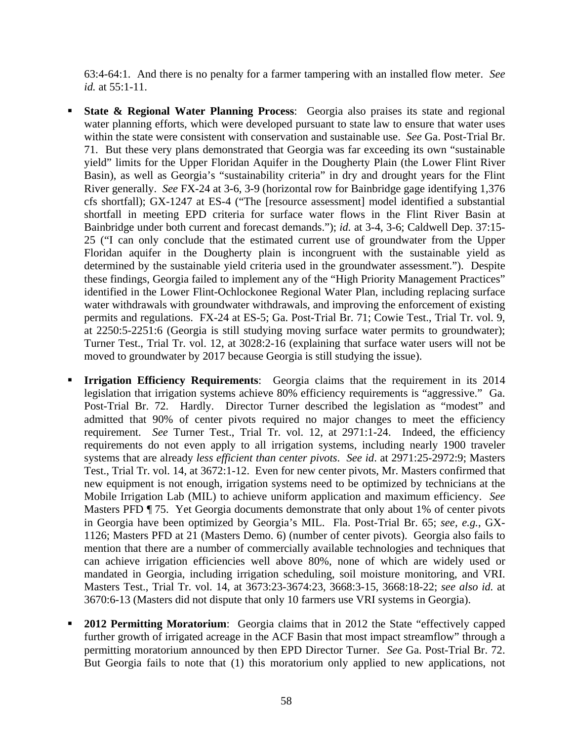63:4-64:1. And there is no penalty for a farmer tampering with an installed flow meter. *See id.* at 55:1-11.

- **State & Regional Water Planning Process**: Georgia also praises its state and regional water planning efforts, which were developed pursuant to state law to ensure that water uses within the state were consistent with conservation and sustainable use. *See* Ga. Post-Trial Br. 71. But these very plans demonstrated that Georgia was far exceeding its own "sustainable yield" limits for the Upper Floridan Aquifer in the Dougherty Plain (the Lower Flint River Basin), as well as Georgia's "sustainability criteria" in dry and drought years for the Flint River generally. *See* FX-24 at 3-6, 3-9 (horizontal row for Bainbridge gage identifying 1,376 cfs shortfall); GX-1247 at ES-4 ("The [resource assessment] model identified a substantial shortfall in meeting EPD criteria for surface water flows in the Flint River Basin at Bainbridge under both current and forecast demands."); *id.* at 3-4, 3-6; Caldwell Dep. 37:15-25 ("I can only conclude that the estimated current use of groundwater from the Upper Floridan aquifer in the Dougherty plain is incongruent with the sustainable yield as determined by the sustainable yield criteria used in the groundwater assessment."). Despite these findings, Georgia failed to implement any of the "High Priority Management Practices" identified in the Lower Flint-Ochlockonee Regional Water Plan, including replacing surface water withdrawals with groundwater withdrawals, and improving the enforcement of existing permits and regulations. FX-24 at ES-5; Ga. Post-Trial Br. 71; Cowie Test., Trial Tr. vol. 9, at 2250:5-2251:6 (Georgia is still studying moving surface water permits to groundwater); Turner Test., Trial Tr. vol. 12, at 3028:2-16 (explaining that surface water users will not be moved to groundwater by 2017 because Georgia is still studying the issue).

- **Irrigation Efficiency Requirements**: Georgia claims that the requirement in its 2014 legislation that irrigation systems achieve 80% efficiency requirements is "aggressive." Ga. Post-Trial Br. 72. Hardly. Director Turner described the legislation as "modest" and admitted that 90% of center pivots required no major changes to meet the efficiency requirement. *See* Turner Test., Trial Tr. vol. 12, at 2971:1-24. Indeed, the efficiency requirements do not even apply to all irrigation systems, including nearly 1900 traveler systems that are already *less efficient than center pivots*. *See id*. at 2971:25-2972:9; Masters Test., Trial Tr. vol. 14, at 3672:1-12. Even for new center pivots, Mr. Masters confirmed that new equipment is not enough, irrigation systems need to be optimized by technicians at the Mobile Irrigation Lab (MIL) to achieve uniform application and maximum efficiency. *See* Masters PFD ¶ 75. Yet Georgia documents demonstrate that only about 1% of center pivots in Georgia have been optimized by Georgia's MIL. Fla. Post-Trial Br. 65; *see, e.g.*, GX-1126; Masters PFD at 21 (Masters Demo. 6) (number of center pivots). Georgia also fails to mention that there are a number of commercially available technologies and techniques that can achieve irrigation efficiencies well above 80%, none of which are widely used or mandated in Georgia, including irrigation scheduling, soil moisture monitoring, and VRI. Masters Test., Trial Tr. vol. 14, at 3673:23-3674:23, 3668:3-15, 3668:18-22; *see also id.* at 3670:6-13 (Masters did not dispute that only 10 farmers use VRI systems in Georgia).

- **2012 Permitting Moratorium**: Georgia claims that in 2012 the State "effectively capped further growth of irrigated acreage in the ACF Basin that most impact streamflow" through a permitting moratorium announced by then EPD Director Turner. *See* Ga. Post-Trial Br. 72. But Georgia fails to note that (1) this moratorium only applied to new applications, not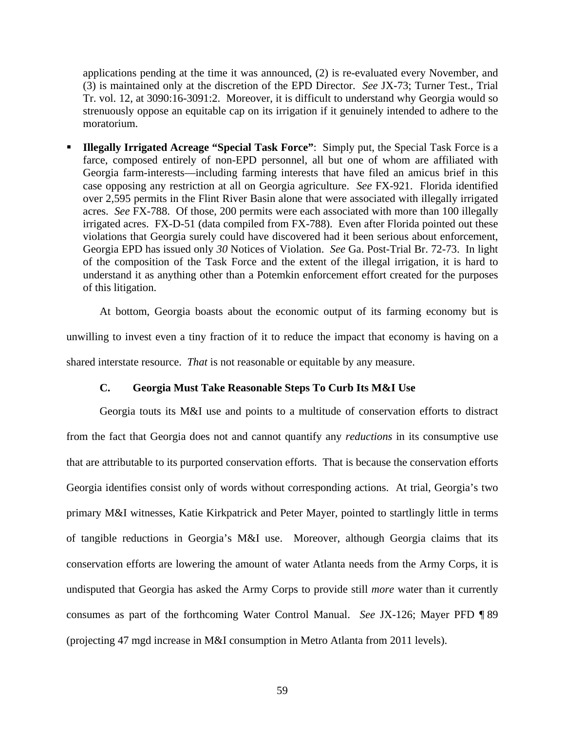applications pending at the time it was announced, (2) is re-evaluated every November, and (3) is maintained only at the discretion of the EPD Director. *See* JX-73; Turner Test., Trial Tr. vol. 12, at 3090:16-3091:2. Moreover, it is difficult to understand why Georgia would so strenuously oppose an equitable cap on its irrigation if it genuinely intended to adhere to the moratorium.

- **Illegally Irrigated Acreage "Special Task Force"**: Simply put, the Special Task Force is a farce, composed entirely of non-EPD personnel, all but one of whom are affiliated with Georgia farm-interests—including farming interests that have filed an amicus brief in this case opposing any restriction at all on Georgia agriculture. *See* FX-921. Florida identified over 2,595 permits in the Flint River Basin alone that were associated with illegally irrigated acres. *See* FX-788. Of those, 200 permits were each associated with more than 100 illegally irrigated acres. FX-D-51 (data compiled from FX-788). Even after Florida pointed out these violations that Georgia surely could have discovered had it been serious about enforcement, Georgia EPD has issued only *30* Notices of Violation. *See* Ga. Post-Trial Br. 72-73. In light of the composition of the Task Force and the extent of the illegal irrigation, it is hard to understand it as anything other than a Potemkin enforcement effort created for the purposes of this litigation.

At bottom, Georgia boasts about the economic output of its farming economy but is unwilling to invest even a tiny fraction of it to reduce the impact that economy is having on a shared interstate resource. *That* is not reasonable or equitable by any measure.

### C. Georgia Must Take Reasonable Steps To Curb Its M&I Use

Georgia touts its M&I use and points to a multitude of conservation efforts to distract from the fact that Georgia does not and cannot quantify any *reductions* in its consumptive use that are attributable to its purported conservation efforts. That is because the conservation efforts Georgia identifies consist only of words without corresponding actions. At trial, Georgia's two primary M&I witnesses, Katie Kirkpatrick and Peter Mayer, pointed to startlingly little in terms of tangible reductions in Georgia's M&I use. Moreover, although Georgia claims that its conservation efforts are lowering the amount of water Atlanta needs from the Army Corps, it is undisputed that Georgia has asked the Army Corps to provide still *more* water than it currently consumes as part of the forthcoming Water Control Manual. *See* JX-126; Mayer PFD ¶ 89 (projecting 47 mgd increase in M&I consumption in Metro Atlanta from 2011 levels).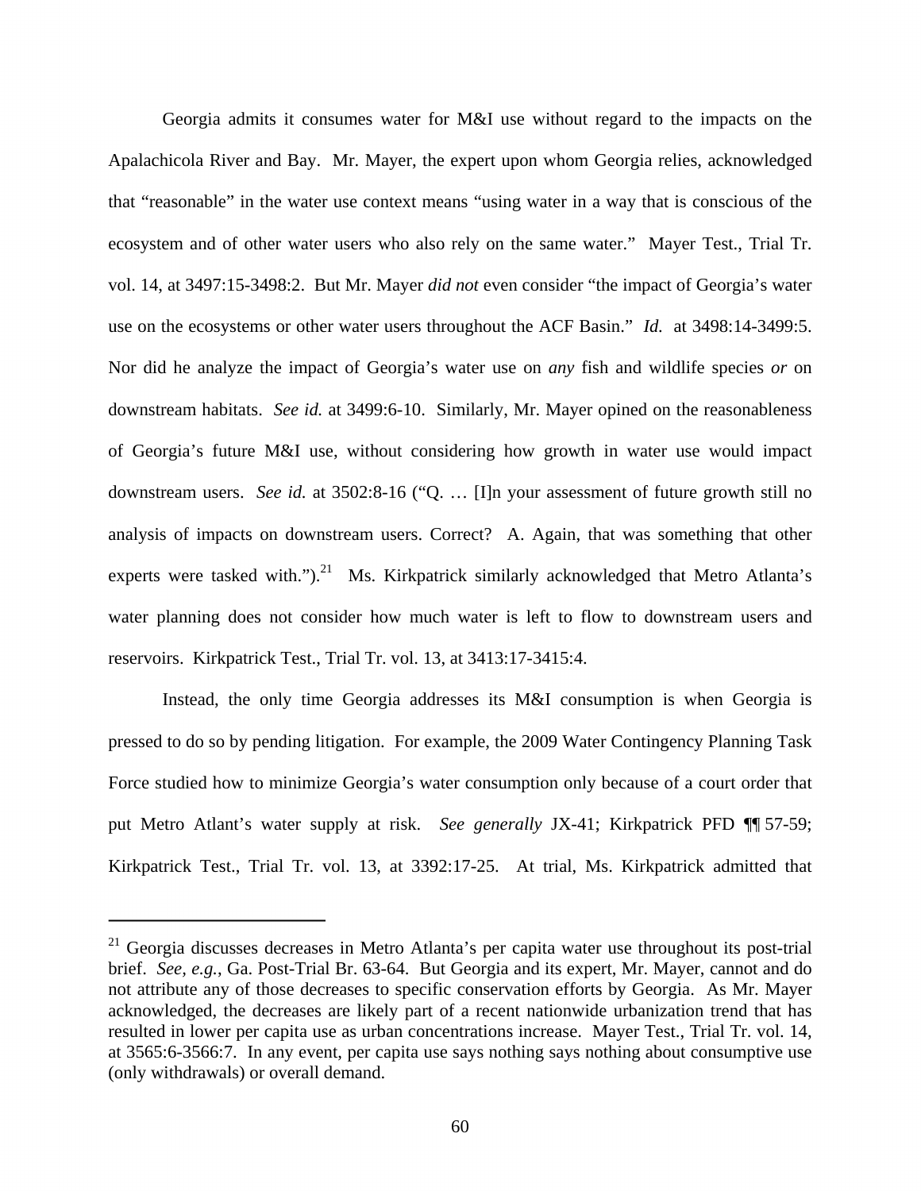Georgia admits it consumes water for M&I use without regard to the impacts on the Apalachicola River and Bay. Mr. Mayer, the expert upon whom Georgia relies, acknowledged that "reasonable" in the water use context means "using water in a way that is conscious of the ecosystem and of other water users who also rely on the same water." Mayer Test., Trial Tr. vol. 14, at 3497:15-3498:2. But Mr. Mayer *did not* even consider "the impact of Georgia's water use on the ecosystems or other water users throughout the ACF Basin." *Id.* at 3498:14-3499:5. Nor did he analyze the impact of Georgia's water use on *any* fish and wildlife species *or* on downstream habitats. *See id.* at 3499:6-10. Similarly, Mr. Mayer opined on the reasonableness of Georgia's future M&I use, without considering how growth in water use would impact downstream users. *See id.* at 3502:8-16 ("Q. … [I]n your assessment of future growth still no analysis of impacts on downstream users. Correct? A. Again, that was something that other experts were tasked with.").[21] Ms. Kirkpatrick similarly acknowledged that Metro Atlanta's water planning does not consider how much water is left to flow to downstream users and reservoirs. Kirkpatrick Test., Trial Tr. vol. 13, at 3413:17-3415:4.

Instead, the only time Georgia addresses its M&I consumption is when Georgia is pressed to do so by pending litigation. For example, the 2009 Water Contingency Planning Task Force studied how to minimize Georgia's water consumption only because of a court order that put Metro Atlant's water supply at risk. *See generally* JX-41; Kirkpatrick PFD ¶¶ 57-59; Kirkpatrick Test., Trial Tr. vol. 13, at 3392:17-25. At trial, Ms. Kirkpatrick admitted that

---

[21] Georgia discusses decreases in Metro Atlanta's per capita water use throughout its post-trial brief. *See, e.g.*, Ga. Post-Trial Br. 63-64. But Georgia and its expert, Mr. Mayer, cannot and do not attribute any of those decreases to specific conservation efforts by Georgia. As Mr. Mayer acknowledged, the decreases are likely part of a recent nationwide urbanization trend that has resulted in lower per capita use as urban concentrations increase. Mayer Test., Trial Tr. vol. 14, at 3565:6-3566:7. In any event, per capita use says nothing says nothing about consumptive use (only withdrawals) or overall demand.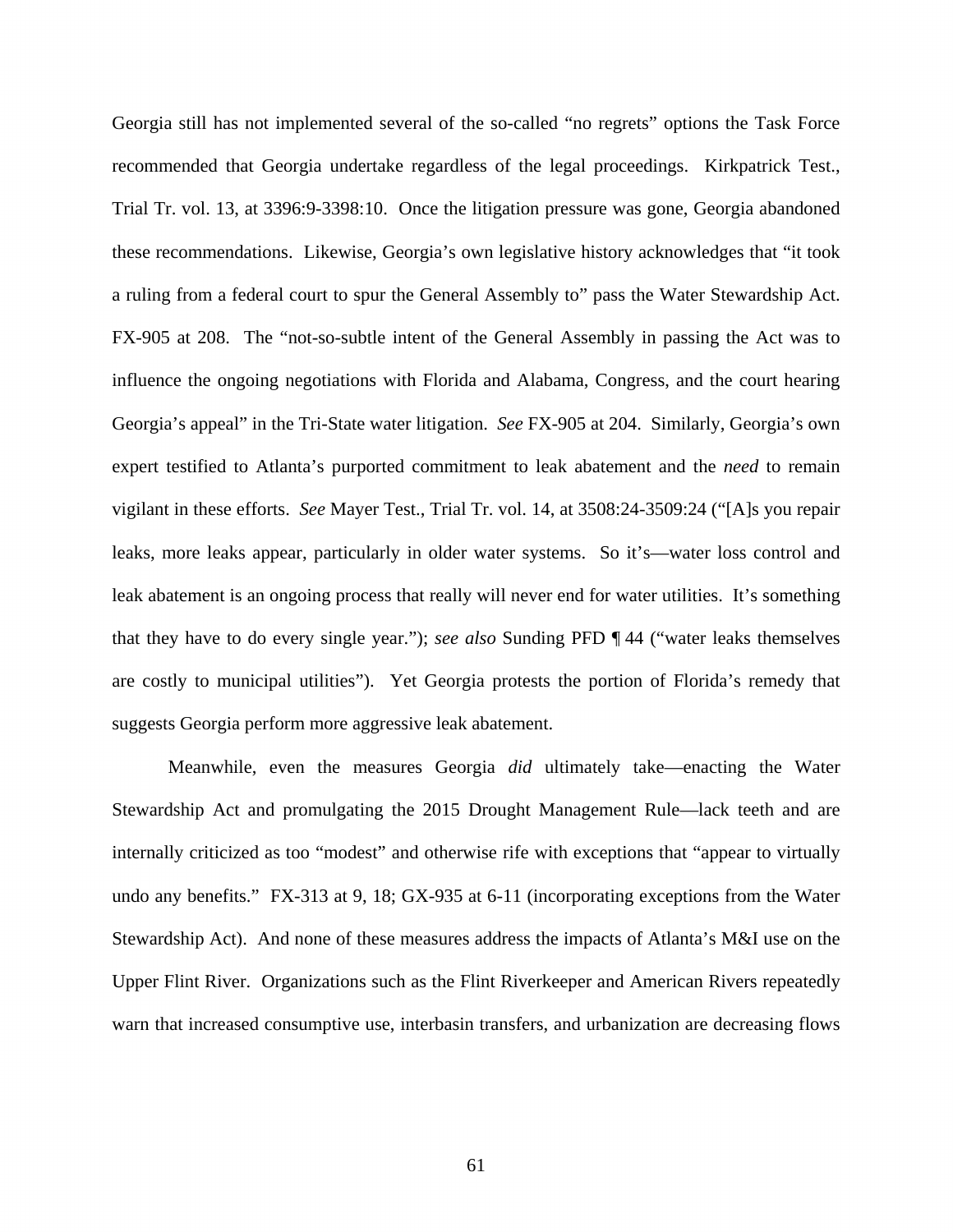Georgia still has not implemented several of the so-called "no regrets" options the Task Force recommended that Georgia undertake regardless of the legal proceedings. Kirkpatrick Test., Trial Tr. vol. 13, at 3396:9-3398:10. Once the litigation pressure was gone, Georgia abandoned these recommendations. Likewise, Georgia's own legislative history acknowledges that "it took a ruling from a federal court to spur the General Assembly to" pass the Water Stewardship Act. FX-905 at 208. The "not-so-subtle intent of the General Assembly in passing the Act was to influence the ongoing negotiations with Florida and Alabama, Congress, and the court hearing Georgia's appeal" in the Tri-State water litigation. *See* FX-905 at 204. Similarly, Georgia's own expert testified to Atlanta's purported commitment to leak abatement and the *need* to remain vigilant in these efforts. *See* Mayer Test., Trial Tr. vol. 14, at 3508:24-3509:24 ("[A]s you repair leaks, more leaks appear, particularly in older water systems. So it's—water loss control and leak abatement is an ongoing process that really will never end for water utilities. It's something that they have to do every single year."); *see also* Sunding PFD ¶ 44 ("water leaks themselves are costly to municipal utilities"). Yet Georgia protests the portion of Florida's remedy that suggests Georgia perform more aggressive leak abatement.

Meanwhile, even the measures Georgia *did* ultimately take—enacting the Water Stewardship Act and promulgating the 2015 Drought Management Rule—lack teeth and are internally criticized as too "modest" and otherwise rife with exceptions that "appear to virtually undo any benefits." FX-313 at 9, 18; GX-935 at 6-11 (incorporating exceptions from the Water Stewardship Act). And none of these measures address the impacts of Atlanta's M&I use on the Upper Flint River. Organizations such as the Flint Riverkeeper and American Rivers repeatedly warn that increased consumptive use, interbasin transfers, and urbanization are decreasing flows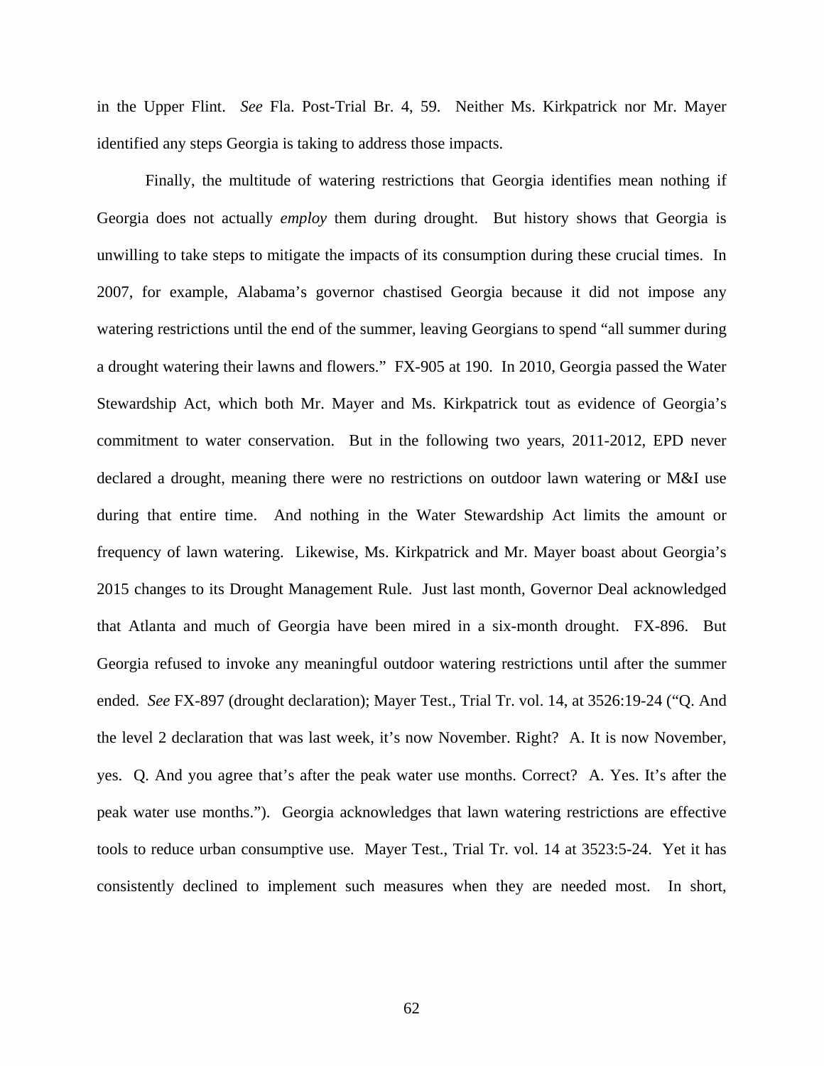in the Upper Flint. *See* Fla. Post-Trial Br. 4, 59. Neither Ms. Kirkpatrick nor Mr. Mayer identified any steps Georgia is taking to address those impacts.

Finally, the multitude of watering restrictions that Georgia identifies mean nothing if Georgia does not actually *employ* them during drought. But history shows that Georgia is unwilling to take steps to mitigate the impacts of its consumption during these crucial times. In 2007, for example, Alabama's governor chastised Georgia because it did not impose any watering restrictions until the end of the summer, leaving Georgians to spend "all summer during a drought watering their lawns and flowers." FX-905 at 190. In 2010, Georgia passed the Water Stewardship Act, which both Mr. Mayer and Ms. Kirkpatrick tout as evidence of Georgia's commitment to water conservation. But in the following two years, 2011-2012, EPD never declared a drought, meaning there were no restrictions on outdoor lawn watering or M&I use during that entire time. And nothing in the Water Stewardship Act limits the amount or frequency of lawn watering. Likewise, Ms. Kirkpatrick and Mr. Mayer boast about Georgia's 2015 changes to its Drought Management Rule. Just last month, Governor Deal acknowledged that Atlanta and much of Georgia have been mired in a six-month drought. FX-896. But Georgia refused to invoke any meaningful outdoor watering restrictions until after the summer ended. *See* FX-897 (drought declaration); Mayer Test., Trial Tr. vol. 14, at 3526:19-24 ("Q. And the level 2 declaration that was last week, it's now November. Right? A. It is now November, yes. Q. And you agree that's after the peak water use months. Correct? A. Yes. It's after the peak water use months."). Georgia acknowledges that lawn watering restrictions are effective tools to reduce urban consumptive use. Mayer Test., Trial Tr. vol. 14 at 3523:5-24. Yet it has consistently declined to implement such measures when they are needed most. In short,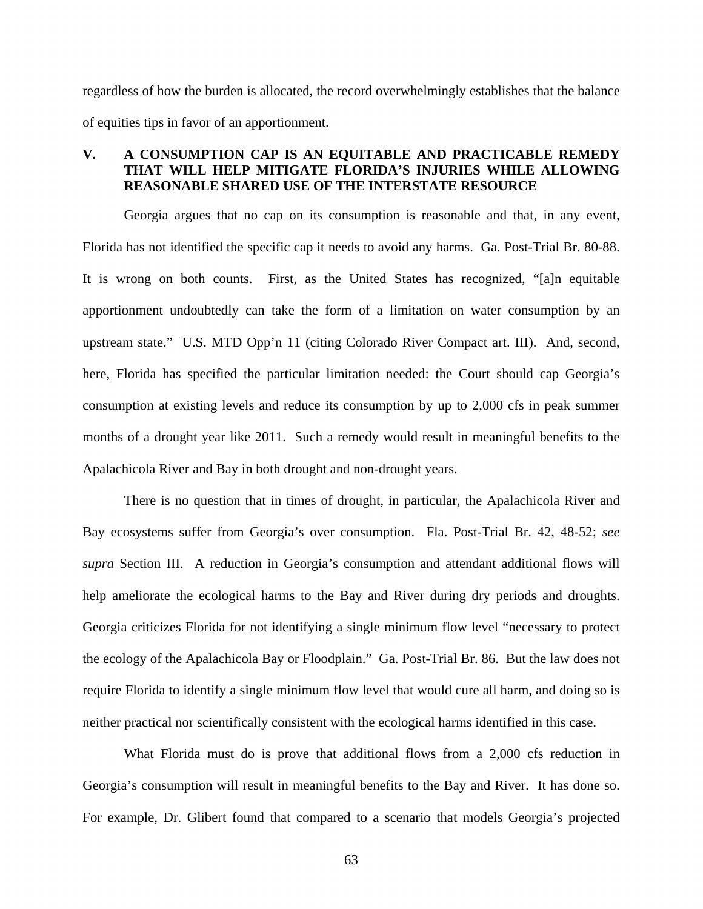regardless of how the burden is allocated, the record overwhelmingly establishes that the balance of equities tips in favor of an apportionment.

## V. A CONSUMPTION CAP IS AN EQUITABLE AND PRACTICABLE REMEDY THAT WILL HELP MITIGATE FLORIDA'S INJURIES WHILE ALLOWING REASONABLE SHARED USE OF THE INTERSTATE RESOURCE

Georgia argues that no cap on its consumption is reasonable and that, in any event, Florida has not identified the specific cap it needs to avoid any harms. Ga. Post-Trial Br. 80-88. It is wrong on both counts. First, as the United States has recognized, "[a]n equitable apportionment undoubtedly can take the form of a limitation on water consumption by an upstream state." U.S. MTD Opp'n 11 (citing Colorado River Compact art. III). And, second, here, Florida has specified the particular limitation needed: the Court should cap Georgia's consumption at existing levels and reduce its consumption by up to 2,000 cfs in peak summer months of a drought year like 2011. Such a remedy would result in meaningful benefits to the Apalachicola River and Bay in both drought and non-drought years.

There is no question that in times of drought, in particular, the Apalachicola River and Bay ecosystems suffer from Georgia's over consumption. Fla. Post-Trial Br. 42, 48-52; *see supra* Section III. A reduction in Georgia's consumption and attendant additional flows will help ameliorate the ecological harms to the Bay and River during dry periods and droughts. Georgia criticizes Florida for not identifying a single minimum flow level "necessary to protect the ecology of the Apalachicola Bay or Floodplain." Ga. Post-Trial Br. 86. But the law does not require Florida to identify a single minimum flow level that would cure all harm, and doing so is neither practical nor scientifically consistent with the ecological harms identified in this case.

What Florida must do is prove that additional flows from a 2,000 cfs reduction in Georgia's consumption will result in meaningful benefits to the Bay and River. It has done so. For example, Dr. Glibert found that compared to a scenario that models Georgia's projected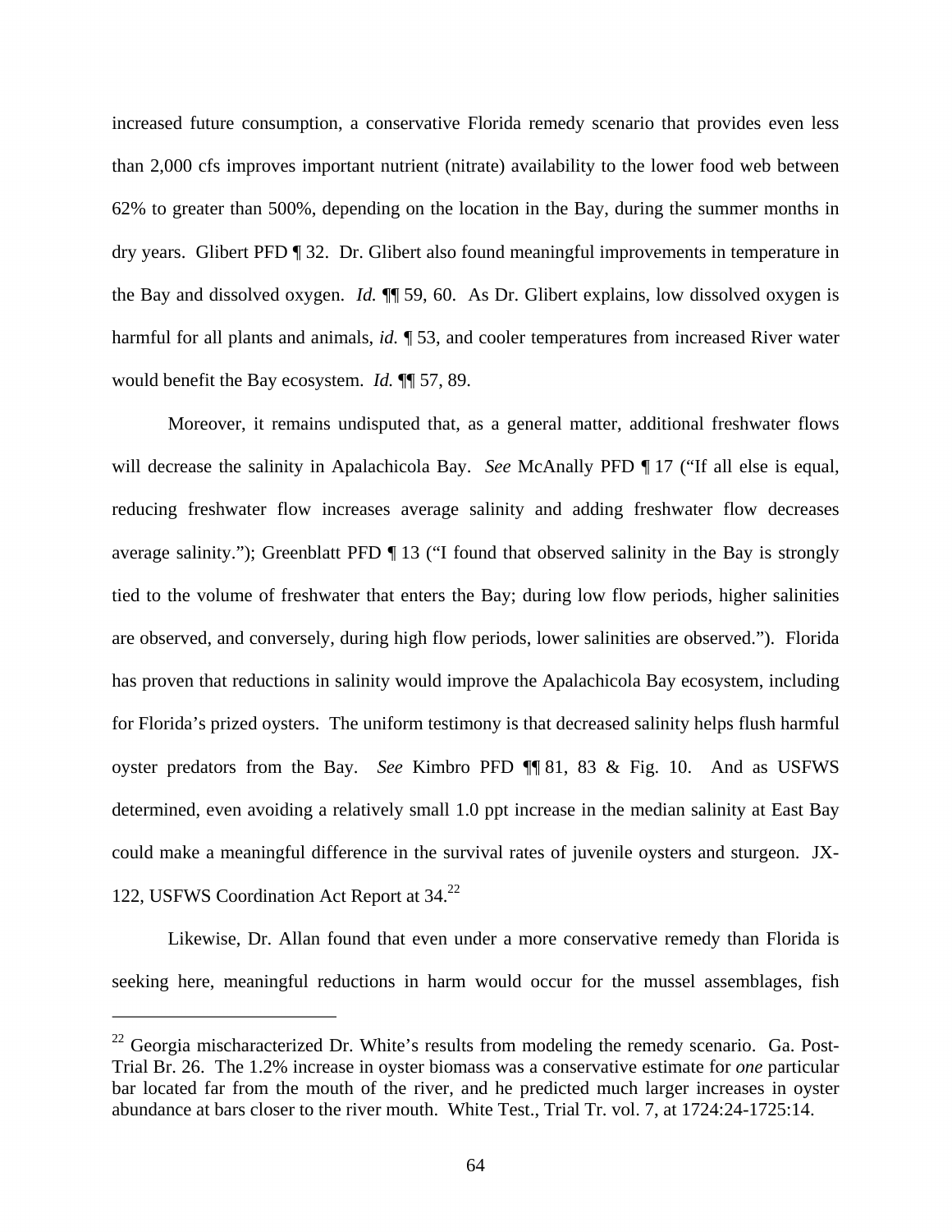increased future consumption, a conservative Florida remedy scenario that provides even less than 2,000 cfs improves important nutrient (nitrate) availability to the lower food web between 62% to greater than 500%, depending on the location in the Bay, during the summer months in dry years. Glibert PFD ¶ 32. Dr. Glibert also found meaningful improvements in temperature in the Bay and dissolved oxygen. *Id.* ¶¶ 59, 60. As Dr. Glibert explains, low dissolved oxygen is harmful for all plants and animals, *id.* ¶ 53, and cooler temperatures from increased River water would benefit the Bay ecosystem. *Id.* ¶¶ 57, 89.

Moreover, it remains undisputed that, as a general matter, additional freshwater flows will decrease the salinity in Apalachicola Bay. *See* McAnally PFD ¶ 17 ("If all else is equal, reducing freshwater flow increases average salinity and adding freshwater flow decreases average salinity."); Greenblatt PFD ¶ 13 ("I found that observed salinity in the Bay is strongly tied to the volume of freshwater that enters the Bay; during low flow periods, higher salinities are observed, and conversely, during high flow periods, lower salinities are observed."). Florida has proven that reductions in salinity would improve the Apalachicola Bay ecosystem, including for Florida's prized oysters. The uniform testimony is that decreased salinity helps flush harmful oyster predators from the Bay. *See* Kimbro PFD ¶¶ 81, 83 & Fig. 10. And as USFWS determined, even avoiding a relatively small 1.0 ppt increase in the median salinity at East Bay could make a meaningful difference in the survival rates of juvenile oysters and sturgeon. JX-122, USFWS Coordination Act Report at 34.[22]

Likewise, Dr. Allan found that even under a more conservative remedy than Florida is seeking here, meaningful reductions in harm would occur for the mussel assemblages, fish

---

[22] Georgia mischaracterized Dr. White's results from modeling the remedy scenario. Ga. Post-Trial Br. 26. The 1.2% increase in oyster biomass was a conservative estimate for *one* particular bar located far from the mouth of the river, and he predicted much larger increases in oyster abundance at bars closer to the river mouth. White Test., Trial Tr. vol. 7, at 1724:24-1725:14.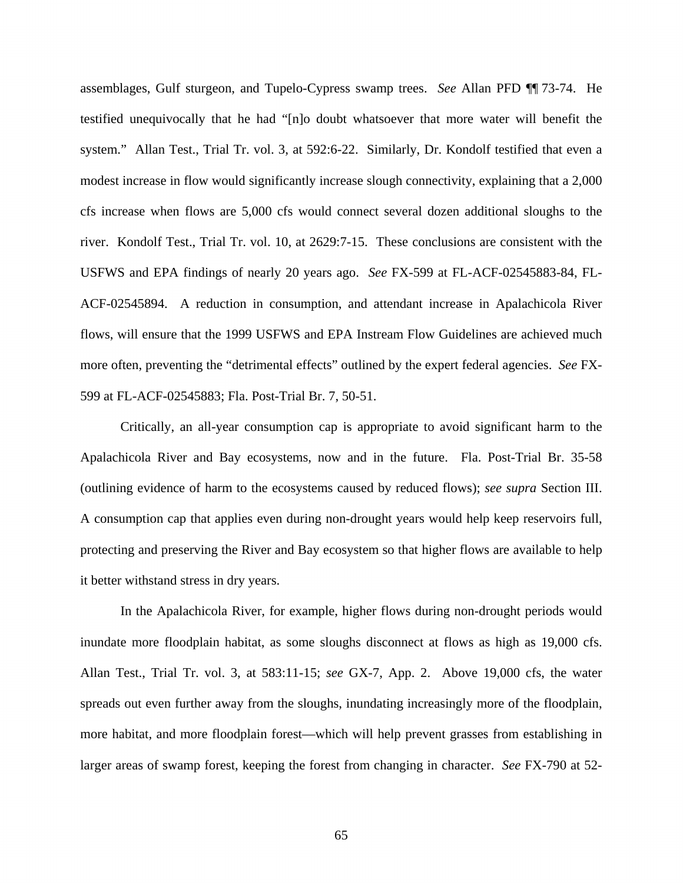assemblages, Gulf sturgeon, and Tupelo-Cypress swamp trees. *See* Allan PFD ¶¶ 73-74. He testified unequivocally that he had "[n]o doubt whatsoever that more water will benefit the system." Allan Test., Trial Tr. vol. 3, at 592:6-22. Similarly, Dr. Kondolf testified that even a modest increase in flow would significantly increase slough connectivity, explaining that a 2,000 cfs increase when flows are 5,000 cfs would connect several dozen additional sloughs to the river. Kondolf Test., Trial Tr. vol. 10, at 2629:7-15. These conclusions are consistent with the USFWS and EPA findings of nearly 20 years ago. *See* FX-599 at FL-ACF-02545883-84, FL-ACF-02545894. A reduction in consumption, and attendant increase in Apalachicola River flows, will ensure that the 1999 USFWS and EPA Instream Flow Guidelines are achieved much more often, preventing the "detrimental effects" outlined by the expert federal agencies. *See* FX-599 at FL-ACF-02545883; Fla. Post-Trial Br. 7, 50-51.

Critically, an all-year consumption cap is appropriate to avoid significant harm to the Apalachicola River and Bay ecosystems, now and in the future. Fla. Post-Trial Br. 35-58 (outlining evidence of harm to the ecosystems caused by reduced flows); *see supra* Section III. A consumption cap that applies even during non-drought years would help keep reservoirs full, protecting and preserving the River and Bay ecosystem so that higher flows are available to help it better withstand stress in dry years.

In the Apalachicola River, for example, higher flows during non-drought periods would inundate more floodplain habitat, as some sloughs disconnect at flows as high as 19,000 cfs. Allan Test., Trial Tr. vol. 3, at 583:11-15; *see* GX-7, App. 2. Above 19,000 cfs, the water spreads out even further away from the sloughs, inundating increasingly more of the floodplain, more habitat, and more floodplain forest—which will help prevent grasses from establishing in larger areas of swamp forest, keeping the forest from changing in character. *See* FX-790 at 52-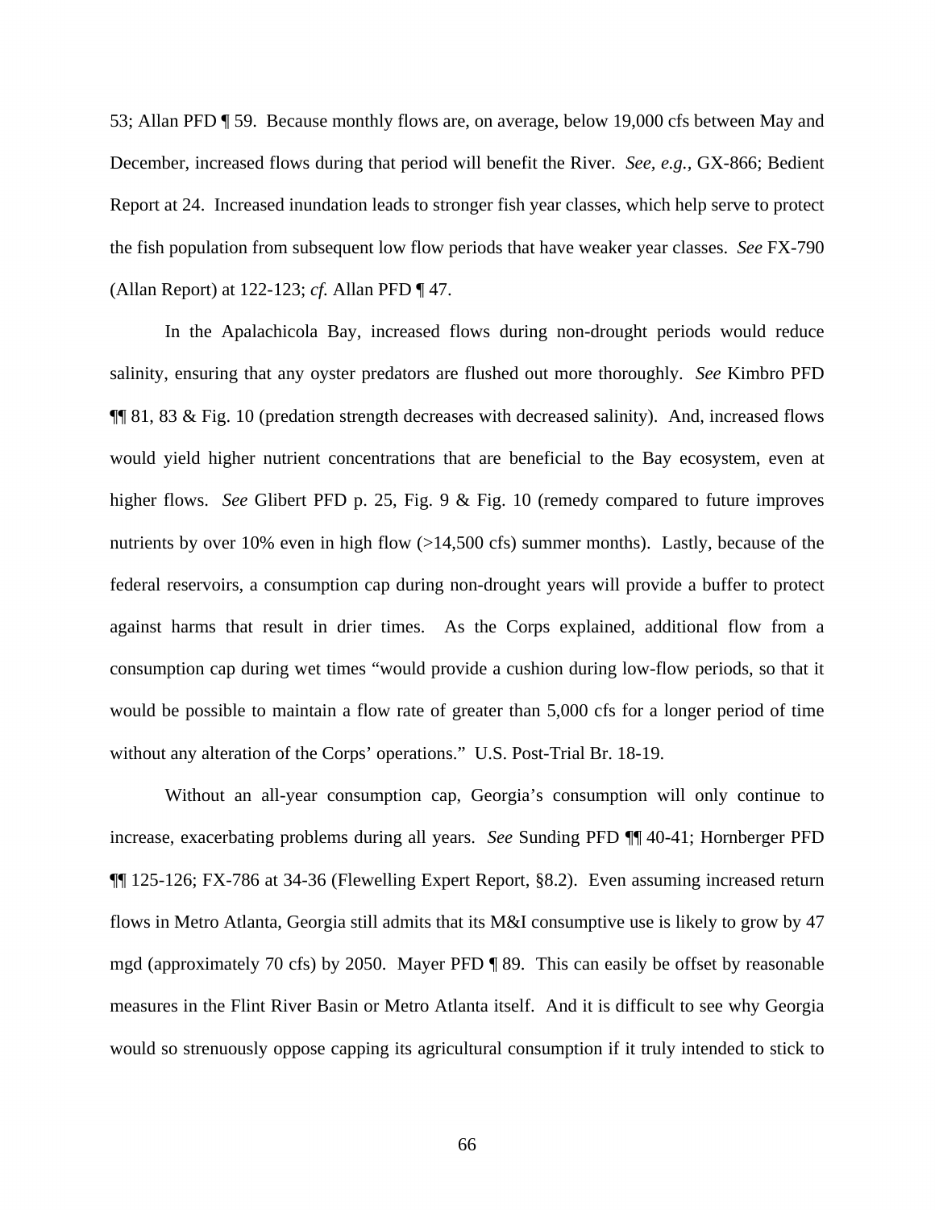53; Allan PFD ¶ 59. Because monthly flows are, on average, below 19,000 cfs between May and December, increased flows during that period will benefit the River. *See, e.g.,* GX-866; Bedient Report at 24. Increased inundation leads to stronger fish year classes, which help serve to protect the fish population from subsequent low flow periods that have weaker year classes. *See* FX-790 (Allan Report) at 122-123; *cf.* Allan PFD ¶ 47.

In the Apalachicola Bay, increased flows during non-drought periods would reduce salinity, ensuring that any oyster predators are flushed out more thoroughly. *See* Kimbro PFD ¶¶ 81, 83 & Fig. 10 (predation strength decreases with decreased salinity). And, increased flows would yield higher nutrient concentrations that are beneficial to the Bay ecosystem, even at higher flows. *See* Glibert PFD p. 25, Fig. 9 & Fig. 10 (remedy compared to future improves nutrients by over 10% even in high flow (>14,500 cfs) summer months). Lastly, because of the federal reservoirs, a consumption cap during non-drought years will provide a buffer to protect against harms that result in drier times. As the Corps explained, additional flow from a consumption cap during wet times "would provide a cushion during low-flow periods, so that it would be possible to maintain a flow rate of greater than 5,000 cfs for a longer period of time without any alteration of the Corps' operations." U.S. Post-Trial Br. 18-19.

Without an all-year consumption cap, Georgia's consumption will only continue to increase, exacerbating problems during all years. *See* Sunding PFD ¶¶ 40-41; Hornberger PFD ¶¶ 125-126; FX-786 at 34-36 (Flewelling Expert Report, §8.2). Even assuming increased return flows in Metro Atlanta, Georgia still admits that its M&I consumptive use is likely to grow by 47 mgd (approximately 70 cfs) by 2050. Mayer PFD ¶ 89. This can easily be offset by reasonable measures in the Flint River Basin or Metro Atlanta itself. And it is difficult to see why Georgia would so strenuously oppose capping its agricultural consumption if it truly intended to stick to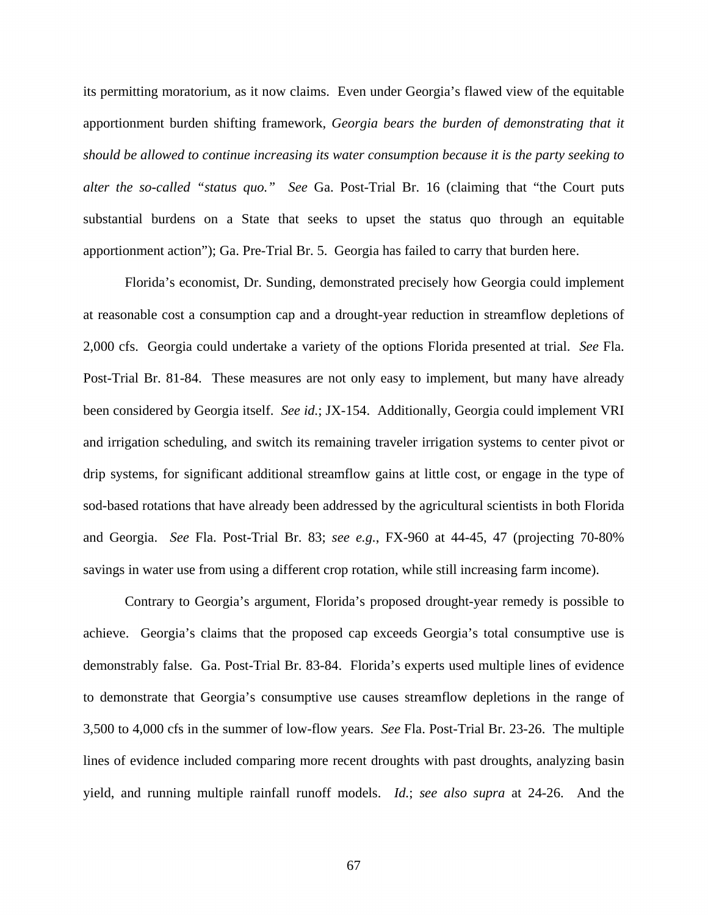its permitting moratorium, as it now claims. Even under Georgia's flawed view of the equitable apportionment burden shifting framework, *Georgia bears the burden of demonstrating that it should be allowed to continue increasing its water consumption because it is the party seeking to alter the so-called "status quo."* *See* Ga. Post-Trial Br. 16 (claiming that "the Court puts substantial burdens on a State that seeks to upset the status quo through an equitable apportionment action"); Ga. Pre-Trial Br. 5. Georgia has failed to carry that burden here.

Florida's economist, Dr. Sunding, demonstrated precisely how Georgia could implement at reasonable cost a consumption cap and a drought-year reduction in streamflow depletions of 2,000 cfs. Georgia could undertake a variety of the options Florida presented at trial. *See* Fla. Post-Trial Br. 81-84. These measures are not only easy to implement, but many have already been considered by Georgia itself. *See id.*; JX-154. Additionally, Georgia could implement VRI and irrigation scheduling, and switch its remaining traveler irrigation systems to center pivot or drip systems, for significant additional streamflow gains at little cost, or engage in the type of sod-based rotations that have already been addressed by the agricultural scientists in both Florida and Georgia. *See* Fla. Post-Trial Br. 83; *see e.g.*, FX-960 at 44-45, 47 (projecting 70-80% savings in water use from using a different crop rotation, while still increasing farm income).

Contrary to Georgia's argument, Florida's proposed drought-year remedy is possible to achieve. Georgia's claims that the proposed cap exceeds Georgia's total consumptive use is demonstrably false. Ga. Post-Trial Br. 83-84. Florida's experts used multiple lines of evidence to demonstrate that Georgia's consumptive use causes streamflow depletions in the range of 3,500 to 4,000 cfs in the summer of low-flow years. *See* Fla. Post-Trial Br. 23-26. The multiple lines of evidence included comparing more recent droughts with past droughts, analyzing basin yield, and running multiple rainfall runoff models. *Id.*; *see also supra* at 24-26. And the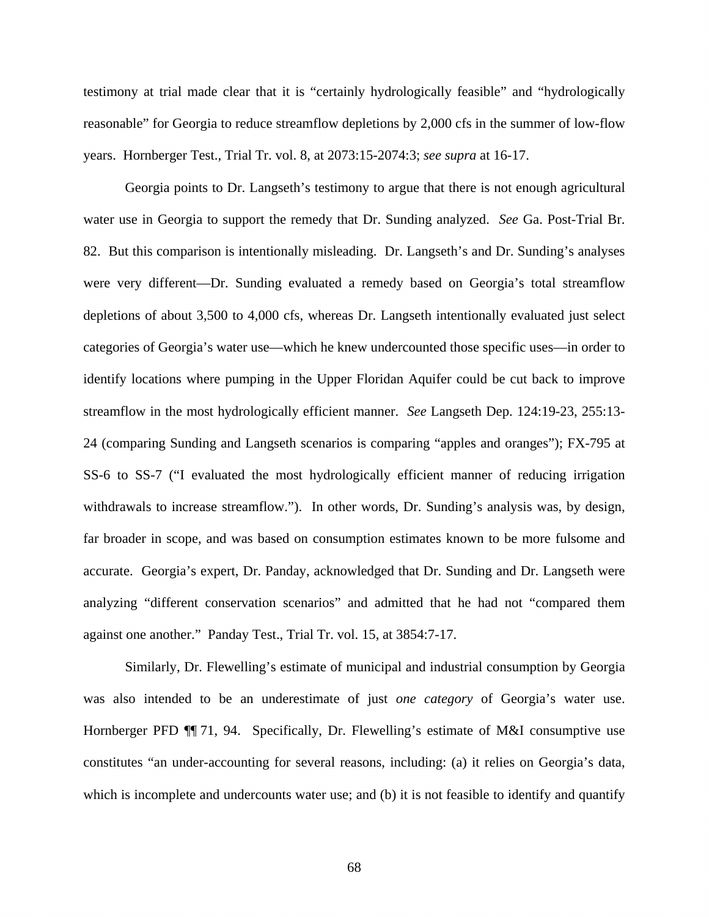testimony at trial made clear that it is "certainly hydrologically feasible" and "hydrologically reasonable" for Georgia to reduce streamflow depletions by 2,000 cfs in the summer of low-flow years. Hornberger Test., Trial Tr. vol. 8, at 2073:15-2074:3; *see supra* at 16-17.

Georgia points to Dr. Langseth's testimony to argue that there is not enough agricultural water use in Georgia to support the remedy that Dr. Sunding analyzed. *See* Ga. Post-Trial Br. 82. But this comparison is intentionally misleading. Dr. Langseth's and Dr. Sunding's analyses were very different—Dr. Sunding evaluated a remedy based on Georgia's total streamflow depletions of about 3,500 to 4,000 cfs, whereas Dr. Langseth intentionally evaluated just select categories of Georgia's water use—which he knew undercounted those specific uses—in order to identify locations where pumping in the Upper Floridan Aquifer could be cut back to improve streamflow in the most hydrologically efficient manner. *See* Langseth Dep. 124:19-23, 255:13-24 (comparing Sunding and Langseth scenarios is comparing "apples and oranges"); FX-795 at SS-6 to SS-7 ("I evaluated the most hydrologically efficient manner of reducing irrigation withdrawals to increase streamflow."). In other words, Dr. Sunding's analysis was, by design, far broader in scope, and was based on consumption estimates known to be more fulsome and accurate. Georgia's expert, Dr. Panday, acknowledged that Dr. Sunding and Dr. Langseth were analyzing "different conservation scenarios" and admitted that he had not "compared them against one another." Panday Test., Trial Tr. vol. 15, at 3854:7-17.

Similarly, Dr. Flewelling's estimate of municipal and industrial consumption by Georgia was also intended to be an underestimate of just *one category* of Georgia's water use. Hornberger PFD ¶¶ 71, 94. Specifically, Dr. Flewelling's estimate of M&I consumptive use constitutes "an under-accounting for several reasons, including: (a) it relies on Georgia's data, which is incomplete and undercounts water use; and (b) it is not feasible to identify and quantify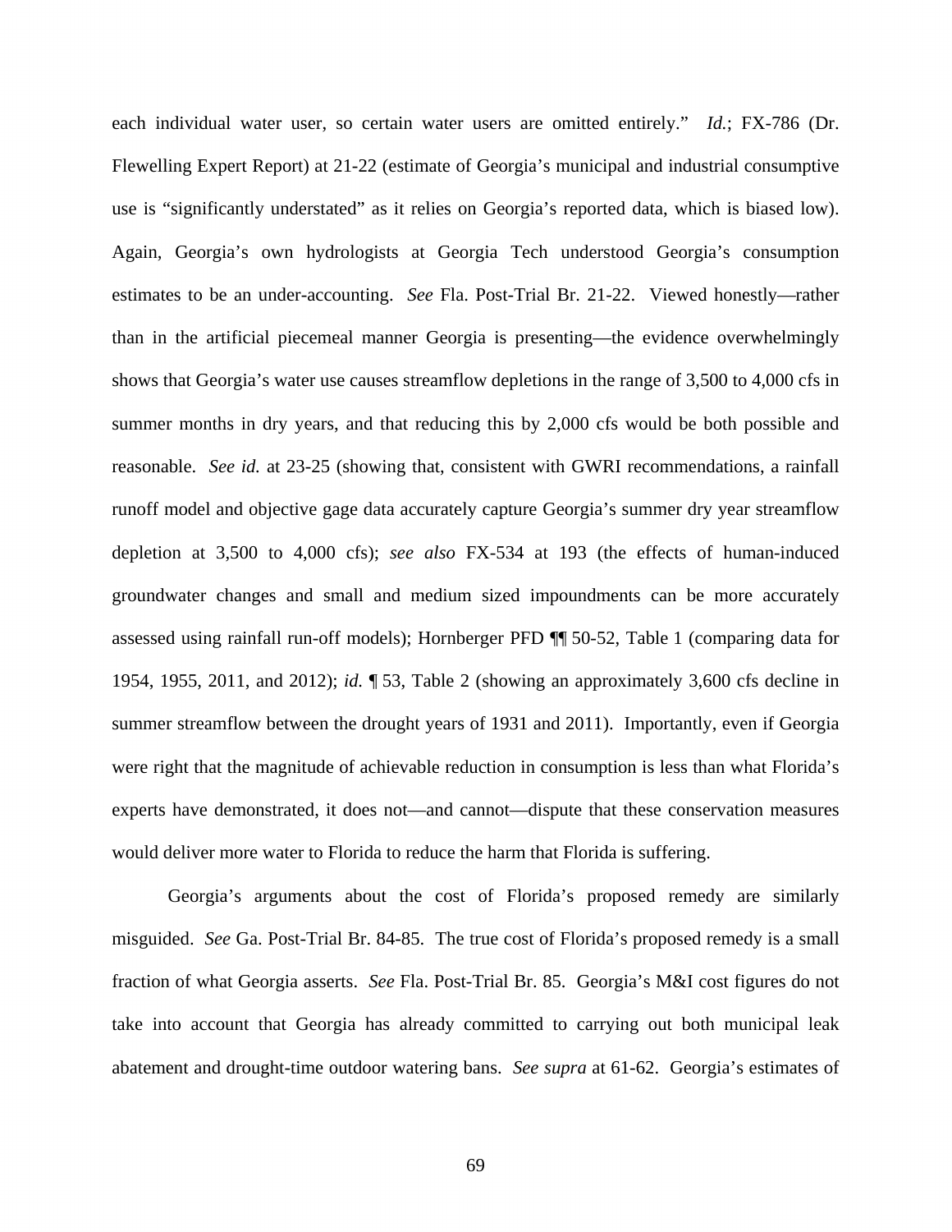each individual water user, so certain water users are omitted entirely." *Id.*; FX-786 (Dr. Flewelling Expert Report) at 21-22 (estimate of Georgia's municipal and industrial consumptive use is "significantly understated" as it relies on Georgia's reported data, which is biased low). Again, Georgia's own hydrologists at Georgia Tech understood Georgia's consumption estimates to be an under-accounting. *See* Fla. Post-Trial Br. 21-22. Viewed honestly—rather than in the artificial piecemeal manner Georgia is presenting—the evidence overwhelmingly shows that Georgia's water use causes streamflow depletions in the range of 3,500 to 4,000 cfs in summer months in dry years, and that reducing this by 2,000 cfs would be both possible and reasonable. *See id.* at 23-25 (showing that, consistent with GWRI recommendations, a rainfall runoff model and objective gage data accurately capture Georgia's summer dry year streamflow depletion at 3,500 to 4,000 cfs); *see also* FX-534 at 193 (the effects of human-induced groundwater changes and small and medium sized impoundments can be more accurately assessed using rainfall run-off models); Hornberger PFD ¶¶ 50-52, Table 1 (comparing data for 1954, 1955, 2011, and 2012); *id.* ¶ 53, Table 2 (showing an approximately 3,600 cfs decline in summer streamflow between the drought years of 1931 and 2011). Importantly, even if Georgia were right that the magnitude of achievable reduction in consumption is less than what Florida's experts have demonstrated, it does not—and cannot—dispute that these conservation measures would deliver more water to Florida to reduce the harm that Florida is suffering.

Georgia's arguments about the cost of Florida's proposed remedy are similarly misguided. *See* Ga. Post-Trial Br. 84-85. The true cost of Florida's proposed remedy is a small fraction of what Georgia asserts. *See* Fla. Post-Trial Br. 85. Georgia's M&I cost figures do not take into account that Georgia has already committed to carrying out both municipal leak abatement and drought-time outdoor watering bans. *See supra* at 61-62. Georgia's estimates of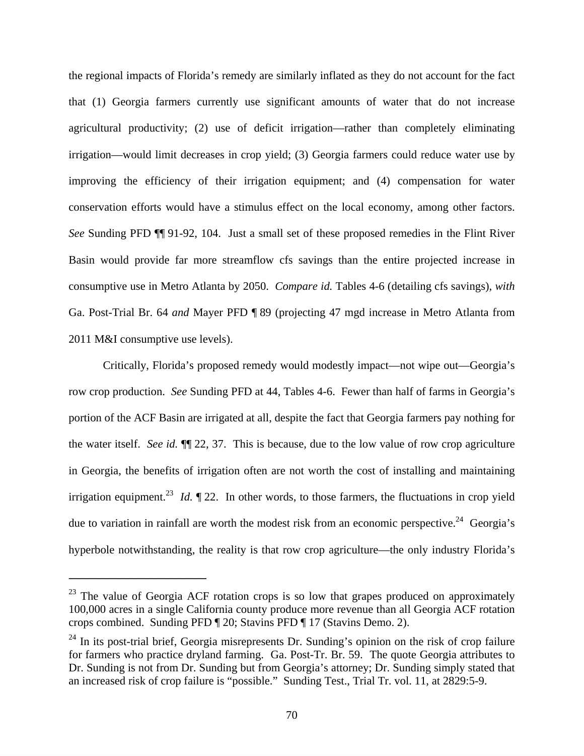the regional impacts of Florida's remedy are similarly inflated as they do not account for the fact that (1) Georgia farmers currently use significant amounts of water that do not increase agricultural productivity; (2) use of deficit irrigation—rather than completely eliminating irrigation—would limit decreases in crop yield; (3) Georgia farmers could reduce water use by improving the efficiency of their irrigation equipment; and (4) compensation for water conservation efforts would have a stimulus effect on the local economy, among other factors. *See* Sunding PFD ¶¶ 91-92, 104. Just a small set of these proposed remedies in the Flint River Basin would provide far more streamflow cfs savings than the entire projected increase in consumptive use in Metro Atlanta by 2050. *Compare id.* Tables 4-6 (detailing cfs savings), *with* Ga. Post-Trial Br. 64 *and* Mayer PFD ¶ 89 (projecting 47 mgd increase in Metro Atlanta from 2011 M&I consumptive use levels).

Critically, Florida's proposed remedy would modestly impact—not wipe out—Georgia's row crop production. *See* Sunding PFD at 44, Tables 4-6. Fewer than half of farms in Georgia's portion of the ACF Basin are irrigated at all, despite the fact that Georgia farmers pay nothing for the water itself. *See id.* ¶¶ 22, 37. This is because, due to the low value of row crop agriculture in Georgia, the benefits of irrigation often are not worth the cost of installing and maintaining irrigation equipment.[23] *Id.* ¶ 22. In other words, to those farmers, the fluctuations in crop yield due to variation in rainfall are worth the modest risk from an economic perspective.[24] Georgia's hyperbole notwithstanding, the reality is that row crop agriculture—the only industry Florida's

---

[23] The value of Georgia ACF rotation crops is so low that grapes produced on approximately 100,000 acres in a single California county produce more revenue than all Georgia ACF rotation crops combined. Sunding PFD ¶ 20; Stavins PFD ¶ 17 (Stavins Demo. 2).

[24] In its post-trial brief, Georgia misrepresents Dr. Sunding's opinion on the risk of crop failure for farmers who practice dryland farming. Ga. Post-Tr. Br. 59. The quote Georgia attributes to Dr. Sunding is not from Dr. Sunding but from Georgia's attorney; Dr. Sunding simply stated that an increased risk of crop failure is "possible." Sunding Test., Trial Tr. vol. 11, at 2829:5-9.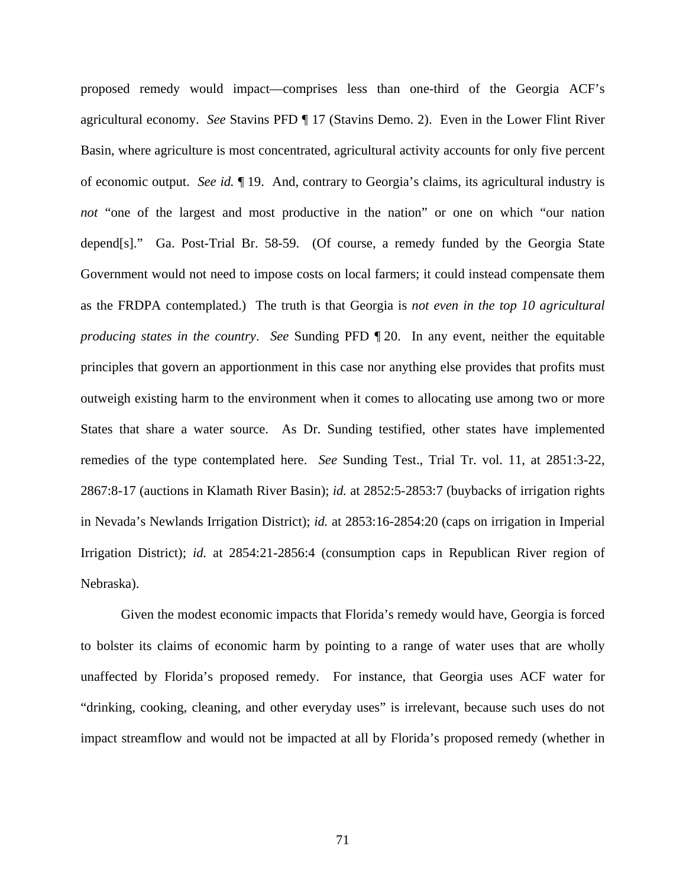proposed remedy would impact—comprises less than one-third of the Georgia ACF's agricultural economy. *See* Stavins PFD ¶ 17 (Stavins Demo. 2). Even in the Lower Flint River Basin, where agriculture is most concentrated, agricultural activity accounts for only five percent of economic output. *See id.* ¶ 19. And, contrary to Georgia's claims, its agricultural industry is *not* "one of the largest and most productive in the nation" or one on which "our nation depend[s]." Ga. Post-Trial Br. 58-59. (Of course, a remedy funded by the Georgia State Government would not need to impose costs on local farmers; it could instead compensate them as the FRDPA contemplated.) The truth is that Georgia is *not even in the top 10 agricultural producing states in the country*. *See* Sunding PFD ¶ 20. In any event, neither the equitable principles that govern an apportionment in this case nor anything else provides that profits must outweigh existing harm to the environment when it comes to allocating use among two or more States that share a water source. As Dr. Sunding testified, other states have implemented remedies of the type contemplated here. *See* Sunding Test., Trial Tr. vol. 11, at 2851:3-22, 2867:8-17 (auctions in Klamath River Basin); *id.* at 2852:5-2853:7 (buybacks of irrigation rights in Nevada's Newlands Irrigation District); *id.* at 2853:16-2854:20 (caps on irrigation in Imperial Irrigation District); *id.* at 2854:21-2856:4 (consumption caps in Republican River region of Nebraska).

Given the modest economic impacts that Florida's remedy would have, Georgia is forced to bolster its claims of economic harm by pointing to a range of water uses that are wholly unaffected by Florida's proposed remedy. For instance, that Georgia uses ACF water for "drinking, cooking, cleaning, and other everyday uses" is irrelevant, because such uses do not impact streamflow and would not be impacted at all by Florida's proposed remedy (whether in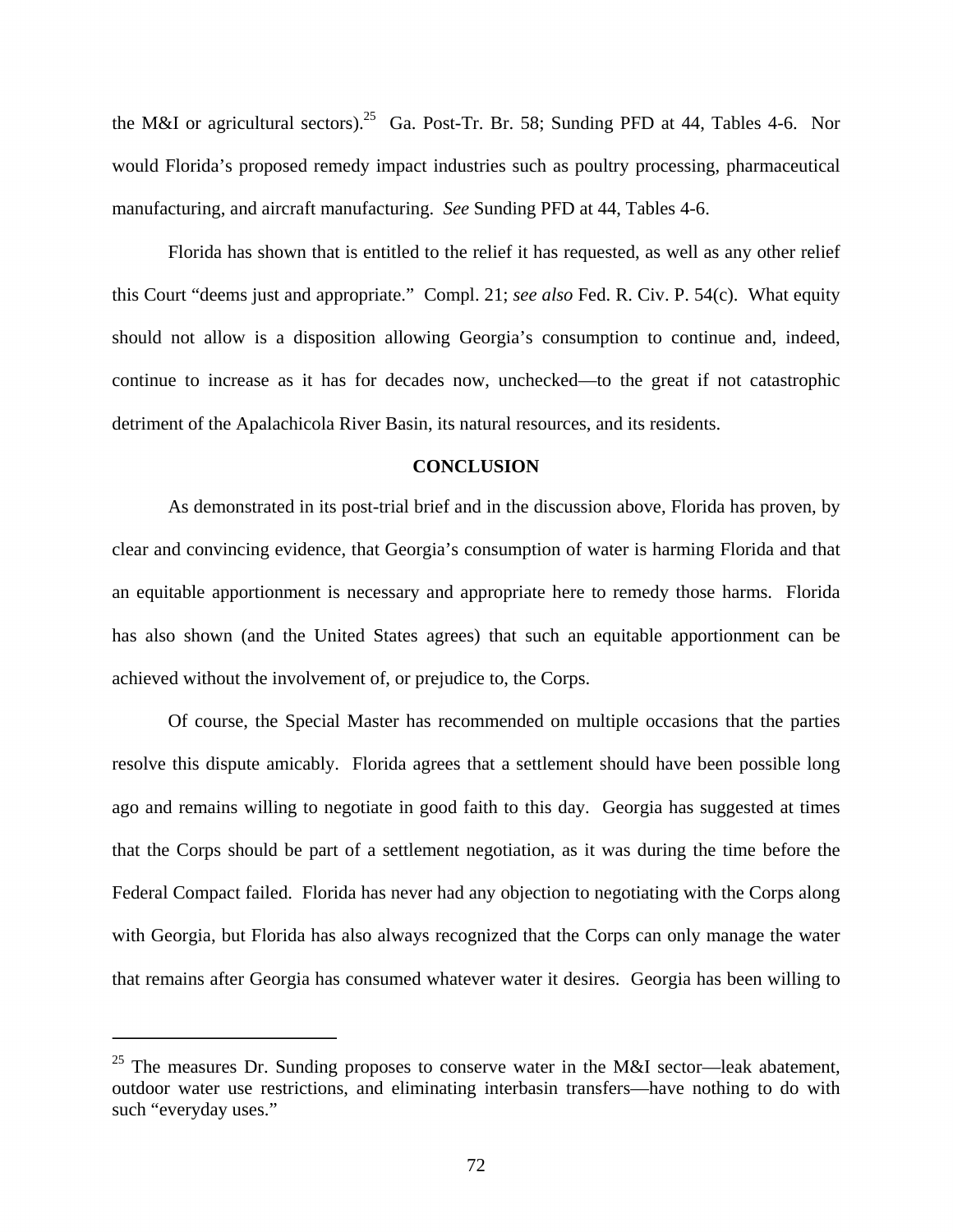the M&I or agricultural sectors).[25] Ga. Post-Tr. Br. 58; Sunding PFD at 44, Tables 4-6. Nor would Florida's proposed remedy impact industries such as poultry processing, pharmaceutical manufacturing, and aircraft manufacturing. *See* Sunding PFD at 44, Tables 4-6.

Florida has shown that is entitled to the relief it has requested, as well as any other relief this Court "deems just and appropriate." Compl. 21; *see also* Fed. R. Civ. P. 54(c). What equity should not allow is a disposition allowing Georgia's consumption to continue and, indeed, continue to increase as it has for decades now, unchecked—to the great if not catastrophic detriment of the Apalachicola River Basin, its natural resources, and its residents.

## CONCLUSION

As demonstrated in its post-trial brief and in the discussion above, Florida has proven, by clear and convincing evidence, that Georgia's consumption of water is harming Florida and that an equitable apportionment is necessary and appropriate here to remedy those harms. Florida has also shown (and the United States agrees) that such an equitable apportionment can be achieved without the involvement of, or prejudice to, the Corps.

Of course, the Special Master has recommended on multiple occasions that the parties resolve this dispute amicably. Florida agrees that a settlement should have been possible long ago and remains willing to negotiate in good faith to this day. Georgia has suggested at times that the Corps should be part of a settlement negotiation, as it was during the time before the Federal Compact failed. Florida has never had any objection to negotiating with the Corps along with Georgia, but Florida has also always recognized that the Corps can only manage the water that remains after Georgia has consumed whatever water it desires. Georgia has been willing to

[25] The measures Dr. Sunding proposes to conserve water in the M&I sector—leak abatement, outdoor water use restrictions, and eliminating interbasin transfers—have nothing to do with such "everyday uses."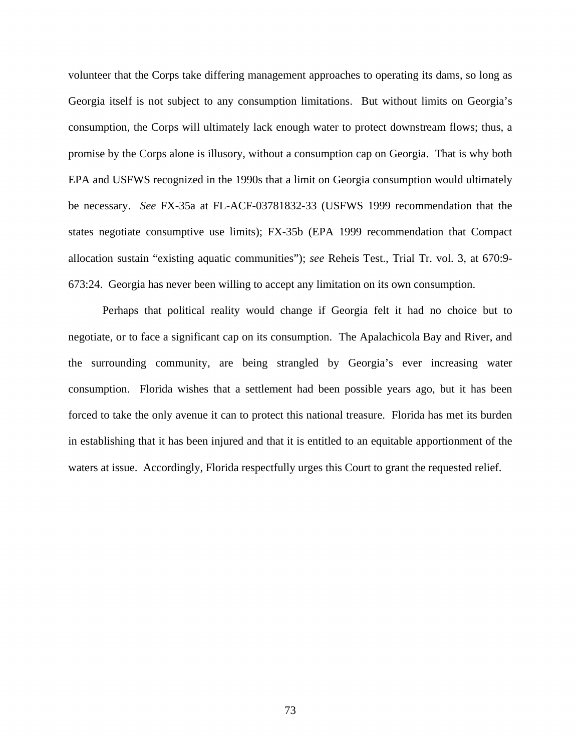volunteer that the Corps take differing management approaches to operating its dams, so long as Georgia itself is not subject to any consumption limitations. But without limits on Georgia's consumption, the Corps will ultimately lack enough water to protect downstream flows; thus, a promise by the Corps alone is illusory, without a consumption cap on Georgia. That is why both EPA and USFWS recognized in the 1990s that a limit on Georgia consumption would ultimately be necessary. *See* FX-35a at FL-ACF-03781832-33 (USFWS 1999 recommendation that the states negotiate consumptive use limits); FX-35b (EPA 1999 recommendation that Compact allocation sustain "existing aquatic communities"); *see* Reheis Test., Trial Tr. vol. 3, at 670:9-673:24. Georgia has never been willing to accept any limitation on its own consumption.

Perhaps that political reality would change if Georgia felt it had no choice but to negotiate, or to face a significant cap on its consumption. The Apalachicola Bay and River, and the surrounding community, are being strangled by Georgia's ever increasing water consumption. Florida wishes that a settlement had been possible years ago, but it has been forced to take the only avenue it can to protect this national treasure. Florida has met its burden in establishing that it has been injured and that it is entitled to an equitable apportionment of the waters at issue. Accordingly, Florida respectfully urges this Court to grant the requested relief.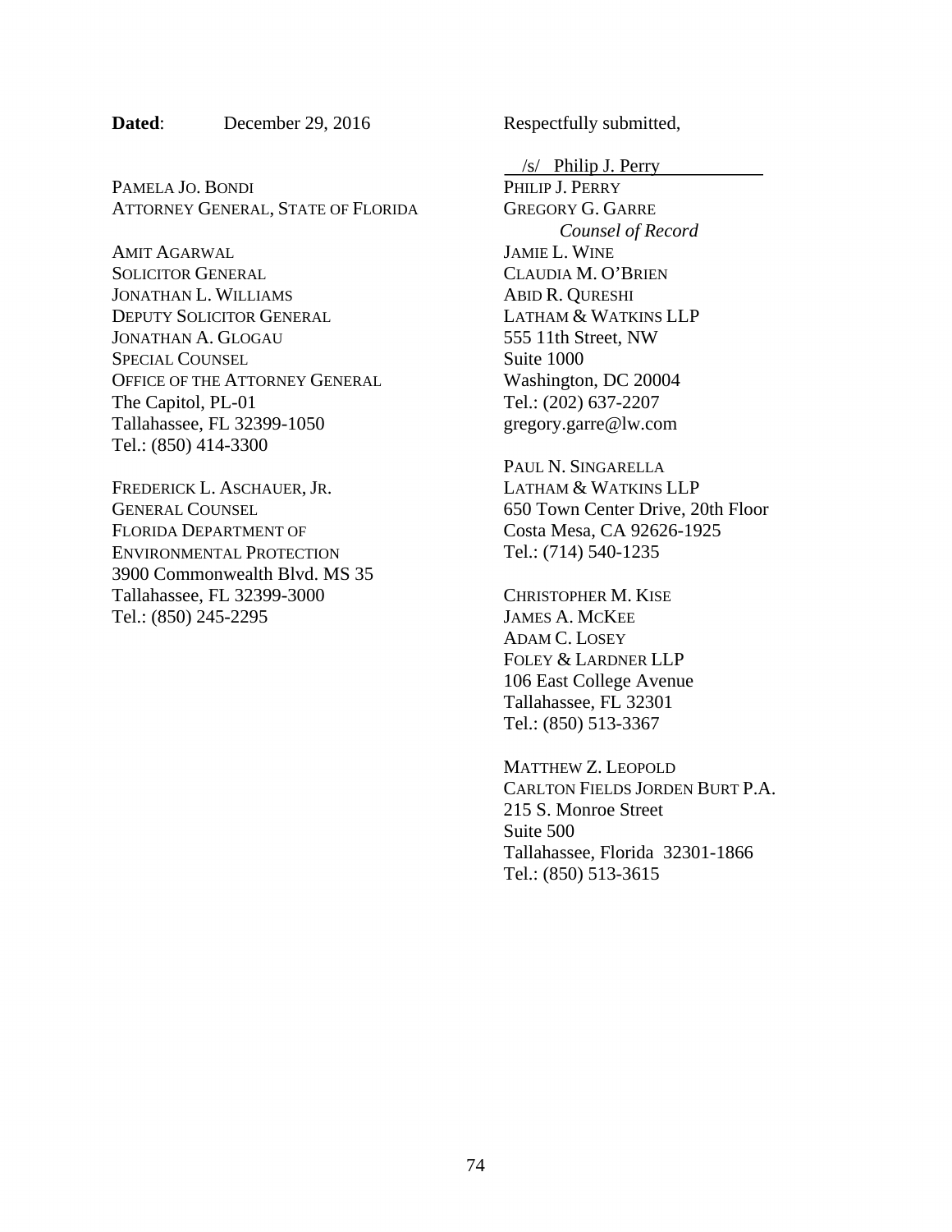**Dated**: December 29, 2016

Respectfully submitted,

/s/ Philip J. Perry
PHILIP J. PERRY
GREGORY G. GARRE
*Counsel of Record*
JAMIE L. WINE
CLAUDIA M. O'BRIEN
ABID R. QURESHI
LATHAM & WATKINS LLP
555 11th Street, NW
Suite 1000
Washington, DC 20004
Tel.: (202) 637-2207
gregory.garre@lw.com

PAUL N. SINGARELLA
LATHAM & WATKINS LLP
650 Town Center Drive, 20th Floor
Costa Mesa, CA 92626-1925
Tel.: (714) 540-1235

CHRISTOPHER M. KISE
JAMES A. MCKEE
ADAM C. LOSEY
FOLEY & LARDNER LLP
106 East College Avenue
Tallahassee, FL 32301
Tel.: (850) 513-3367

MATTHEW Z. LEOPOLD
CARLTON FIELDS JORDEN BURT P.A.
215 S. Monroe Street
Suite 500
Tallahassee, Florida 32301-1866
Tel.: (850) 513-3615

PAMELA JO. BONDI
ATTORNEY GENERAL, STATE OF FLORIDA

AMIT AGARWAL
SOLICITOR GENERAL
JONATHAN L. WILLIAMS
DEPUTY SOLICITOR GENERAL
JONATHAN A. GLOGAU
SPECIAL COUNSEL
OFFICE OF THE ATTORNEY GENERAL
The Capitol, PL-01
Tallahassee, FL 32399-1050
Tel.: (850) 414-3300

FREDERICK L. ASCHAUER, JR.
GENERAL COUNSEL
FLORIDA DEPARTMENT OF
ENVIRONMENTAL PROTECTION
3900 Commonwealth Blvd. MS 35
Tallahassee, FL 32399-3000
Tel.: (850) 245-2295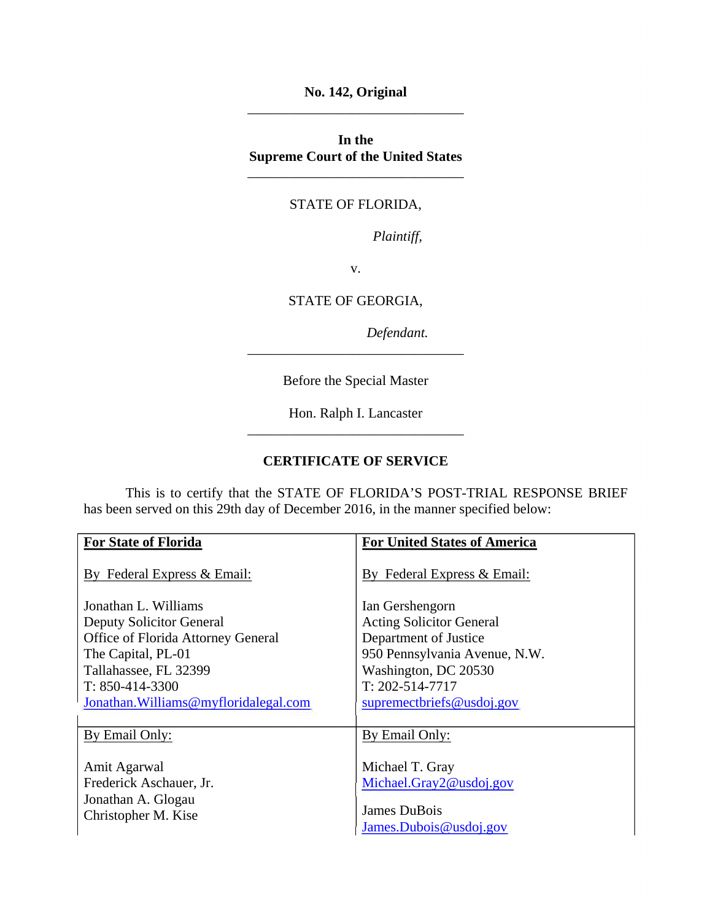**No. 142, Original**

---

**In the**
**Supreme Court of the United States**

---

STATE OF FLORIDA,

*Plaintiff,*

v.

STATE OF GEORGIA,

*Defendant.*

---

Before the Special Master

Hon. Ralph I. Lancaster

---

**CERTIFICATE OF SERVICE**

This is to certify that the STATE OF FLORIDA'S POST-TRIAL RESPONSE BRIEF has been served on this 29th day of December 2016, in the manner specified below:

| **For State of Florida** | **For United States of America** |
|---|---|
| By Federal Express & Email:<br><br>Jonathan L. Williams<br>Deputy Solicitor General<br>Office of Florida Attorney General<br>The Capital, PL-01<br>Tallahassee, FL 32399<br>T: 850-414-3300<br>Jonathan.Williams@myfloridalegal.com | By Federal Express & Email:<br><br>Ian Gershengorn<br>Acting Solicitor General<br>Department of Justice<br>950 Pennsylvania Avenue, N.W.<br>Washington, DC 20530<br>T: 202-514-7717<br>supremectbriefs@usdoj.gov |
| By Email Only:<br><br>Amit Agarwal<br>Frederick Aschauer, Jr.<br>Jonathan A. Glogau<br>Christopher M. Kise | By Email Only:<br><br>Michael T. Gray<br>Michael.Gray2@usdoj.gov<br><br>James DuBois<br>James.Dubois@usdoj.gov |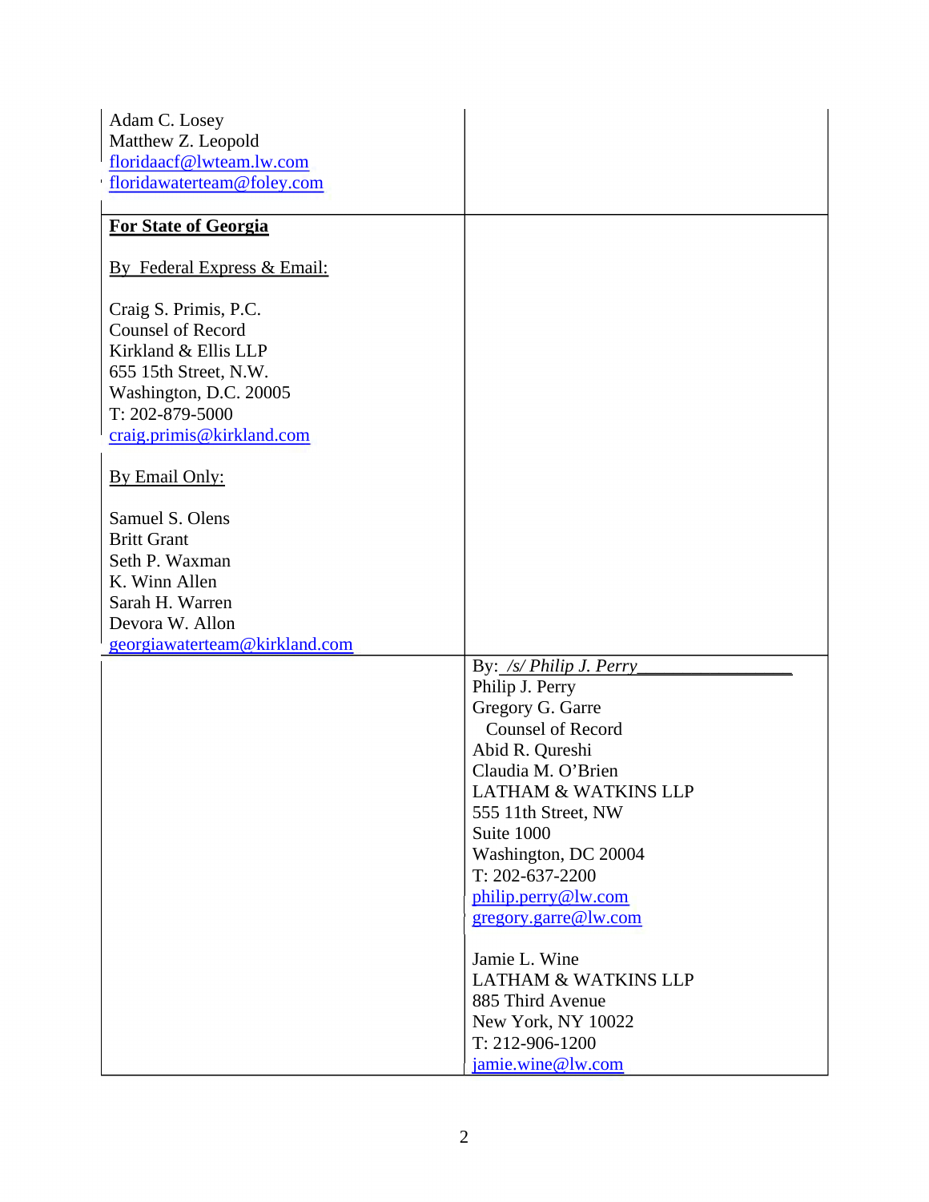| | |
|---|---|
| Adam C. Losey<br>Matthew Z. Leopold<br>floridaacf@lwteam.lw.com<br>floridawaterteam@foley.com | |
| **For State of Georgia**<br><br>By Federal Express & Email:<br><br>Craig S. Primis, P.C.<br>Counsel of Record<br>Kirkland & Ellis LLP<br>655 15th Street, N.W.<br>Washington, D.C. 20005<br>T: 202-879-5000<br>craig.primis@kirkland.com<br><br>By Email Only:<br><br>Samuel S. Olens<br>Britt Grant<br>Seth P. Waxman<br>K. Winn Allen<br>Sarah H. Warren<br>Devora W. Allon<br>georgiawaterteam@kirkland.com | |
| | By: */s/ Philip J. Perry*<br>Philip J. Perry<br>Gregory G. Garre<br>Counsel of Record<br>Abid R. Qureshi<br>Claudia M. O'Brien<br>LATHAM & WATKINS LLP<br>555 11th Street, NW<br>Suite 1000<br>Washington, DC 20004<br>T: 202-637-2200<br>philip.perry@lw.com<br>gregory.garre@lw.com<br><br>Jamie L. Wine<br>LATHAM & WATKINS LLP<br>885 Third Avenue<br>New York, NY 10022<br>T: 212-906-1200<br>jamie.wine@lw.com |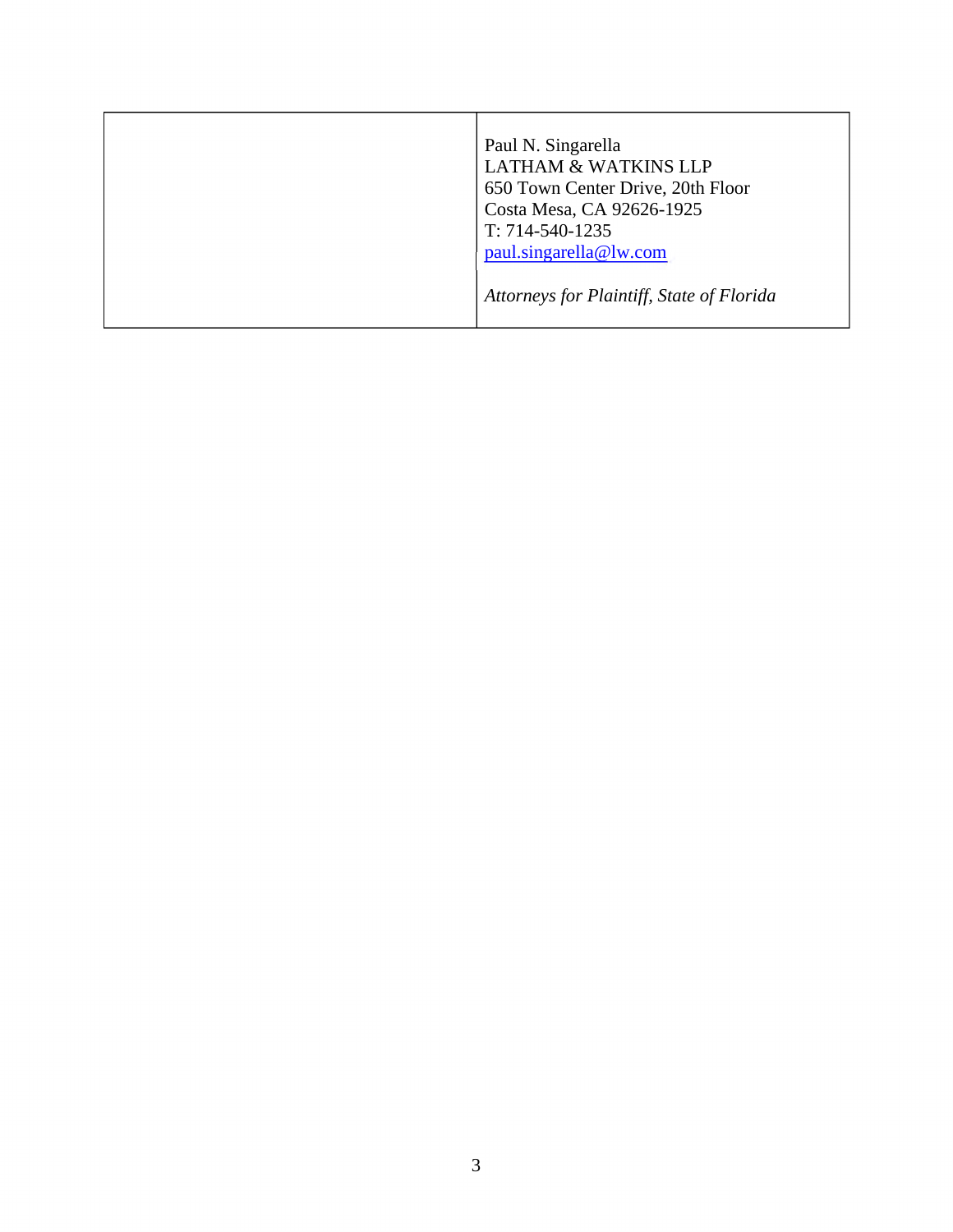| | |
|---|---|
| | Paul N. Singarella<br>LATHAM & WATKINS LLP<br>650 Town Center Drive, 20th Floor<br>Costa Mesa, CA 92626-1925<br>T: 714-540-1235<br>paul.singarella@lw.com<br><br>*Attorneys for Plaintiff, State of Florida* |